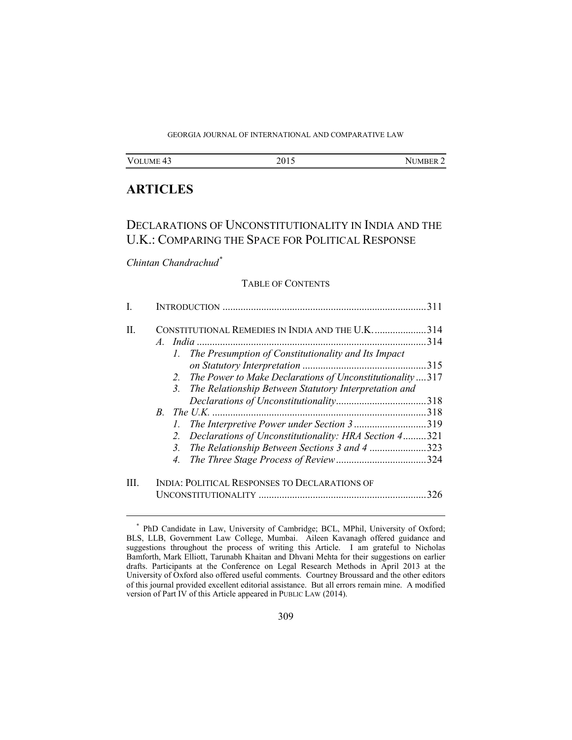## ARTICLES

# DECLARATIONS OF UNCONSTITUTIONALITY IN INDIA AND THE U.K.: COMPARING THE SPACE FOR POLITICAL RESPONSE

*Chintan Chandrachud*[*]

TABLE OF CONTENTS

I. INTRODUCTION .......... 311

II. CONSTITUTIONAL REMEDIES IN INDIA AND THE U.K. .......... 314
- A. *India* .......... 314
  1. *The Presumption of Constitutionality and Its Impact on Statutory Interpretation* .......... 315
  2. *The Power to Make Declarations of Unconstitutionality* .......... 317
  3. *The Relationship Between Statutory Interpretation and Declarations of Unconstitutionality* .......... 318
- B. *The U.K.* .......... 318
  1. *The Interpretive Power under Section 3* .......... 319
  2. *Declarations of Unconstitutionality: HRA Section 4* .......... 321
  3. *The Relationship Between Sections 3 and 4* .......... 323
  4. *The Three Stage Process of Review* .......... 324

III. INDIA: POLITICAL RESPONSES TO DECLARATIONS OF UNCONSTITUTIONALITY .......... 326

---

[*] PhD Candidate in Law, University of Cambridge; BCL, MPhil, University of Oxford; BLS, LLB, Government Law College, Mumbai. Aileen Kavanagh offered guidance and suggestions throughout the process of writing this Article. I am grateful to Nicholas Bamforth, Mark Elliott, Tarunabh Khaitan and Dhvani Mehta for their suggestions on earlier drafts. Participants at the Conference on Legal Research Methods in April 2013 at the University of Oxford also offered useful comments. Courtney Broussard and the other editors of this journal provided excellent editorial assistance. But all errors remain mine. A modified version of Part IV of this Article appeared in PUBLIC LAW (2014).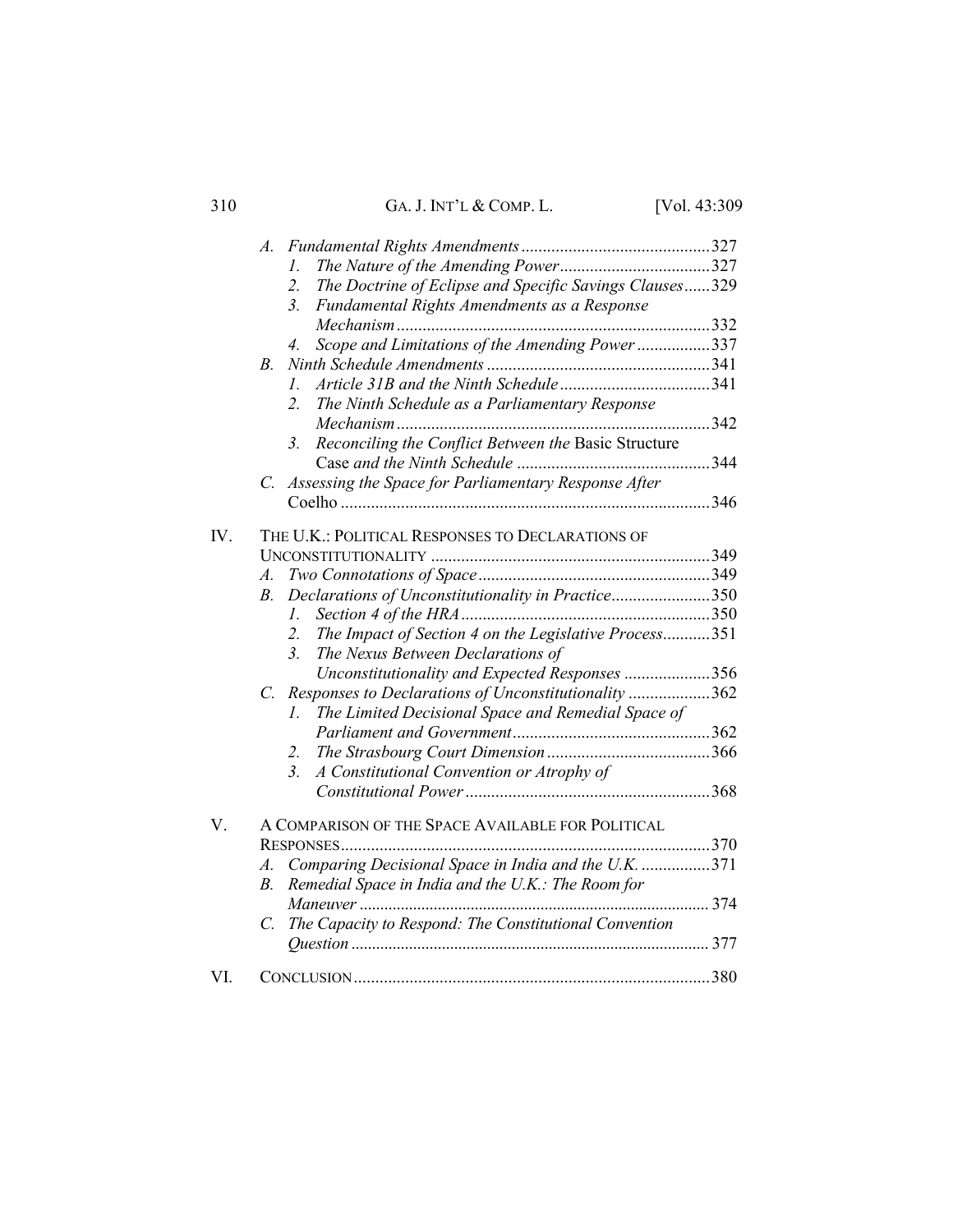- A. *Fundamental Rights Amendments* ............................................ 327
  - 1. *The Nature of the Amending Power* .................................. 327
  - 2. *The Doctrine of Eclipse and Specific Savings Clauses* ...... 329
  - 3. *Fundamental Rights Amendments as a Response Mechanism* ........................................................................ 332
  - 4. *Scope and Limitations of the Amending Power* ................. 337
- B. *Ninth Schedule Amendments* .................................................... 341
  - 1. *Article 31B and the Ninth Schedule* ................................... 341
  - 2. *The Ninth Schedule as a Parliamentary Response Mechanism* ........................................................................ 342
  - 3. *Reconciling the Conflict Between the* Basic Structure Case *and the Ninth Schedule* ............................................ 344
- C. *Assessing the Space for Parliamentary Response After* Coelho ...................................................................................... 346

IV. THE U.K.: POLITICAL RESPONSES TO DECLARATIONS OF UNCONSTITUTIONALITY ................................................................. 349

- A. *Two Connotations of Space* ...................................................... 349
- B. *Declarations of Unconstitutionality in Practice* ....................... 350
  - 1. *Section 4 of the HRA* .......................................................... 350
  - 2. *The Impact of Section 4 on the Legislative Process* ........... 351
  - 3. *The Nexus Between Declarations of Unconstitutionality and Expected Responses* .................... 356
- C. *Responses to Declarations of Unconstitutionality* ................... 362
  - 1. *The Limited Decisional Space and Remedial Space of Parliament and Government* .............................................. 362
  - 2. *The Strasbourg Court Dimension* ...................................... 366
  - 3. *A Constitutional Convention or Atrophy of Constitutional Power* ......................................................... 368

V. A COMPARISON OF THE SPACE AVAILABLE FOR POLITICAL RESPONSES ...................................................................................... 370

- A. *Comparing Decisional Space in India and the U.K.* ................ 371
- B. *Remedial Space in India and the U.K.: The Room for Maneuver* ................................................................................... 374
- C. *The Capacity to Respond: The Constitutional Convention Question* ..................................................................................... 377

VI. CONCLUSION .................................................................................. 380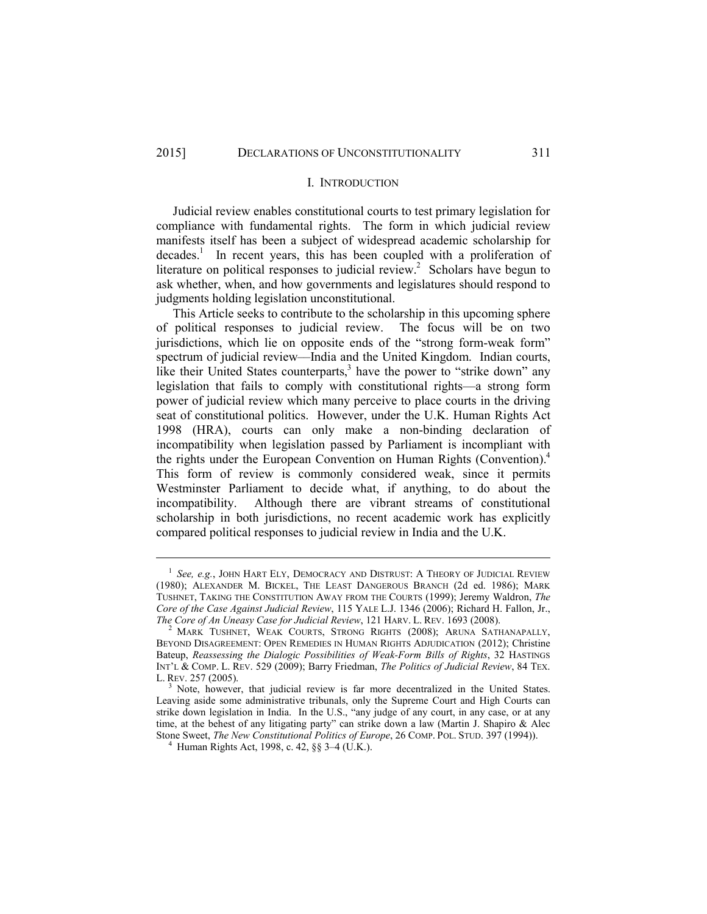## I. INTRODUCTION

Judicial review enables constitutional courts to test primary legislation for compliance with fundamental rights. The form in which judicial review manifests itself has been a subject of widespread academic scholarship for decades.[1] In recent years, this has been coupled with a proliferation of literature on political responses to judicial review.[2] Scholars have begun to ask whether, when, and how governments and legislatures should respond to judgments holding legislation unconstitutional.

This Article seeks to contribute to the scholarship in this upcoming sphere of political responses to judicial review. The focus will be on two jurisdictions, which lie on opposite ends of the "strong form-weak form" spectrum of judicial review—India and the United Kingdom. Indian courts, like their United States counterparts,[3] have the power to "strike down" any legislation that fails to comply with constitutional rights—a strong form power of judicial review which many perceive to place courts in the driving seat of constitutional politics. However, under the U.K. Human Rights Act 1998 (HRA), courts can only make a non-binding declaration of incompatibility when legislation passed by Parliament is incompliant with the rights under the European Convention on Human Rights (Convention).[4] This form of review is commonly considered weak, since it permits Westminster Parliament to decide what, if anything, to do about the incompatibility. Although there are vibrant streams of constitutional scholarship in both jurisdictions, no recent academic work has explicitly compared political responses to judicial review in India and the U.K.

---

[1] *See, e.g.*, JOHN HART ELY, DEMOCRACY AND DISTRUST: A THEORY OF JUDICIAL REVIEW (1980); ALEXANDER M. BICKEL, THE LEAST DANGEROUS BRANCH (2d ed. 1986); MARK TUSHNET, TAKING THE CONSTITUTION AWAY FROM THE COURTS (1999); Jeremy Waldron, *The Core of the Case Against Judicial Review*, 115 YALE L.J. 1346 (2006); Richard H. Fallon, Jr., *The Core of An Uneasy Case for Judicial Review*, 121 HARV. L. REV. 1693 (2008).

[2] MARK TUSHNET, WEAK COURTS, STRONG RIGHTS (2008); ARUNA SATHANAPALLY, BEYOND DISAGREEMENT: OPEN REMEDIES IN HUMAN RIGHTS ADJUDICATION (2012); Christine Bateup, *Reassessing the Dialogic Possibilities of Weak-Form Bills of Rights*, 32 HASTINGS INT'L & COMP. L. REV. 529 (2009); Barry Friedman, *The Politics of Judicial Review*, 84 TEX. L. REV. 257 (2005).

[3] Note, however, that judicial review is far more decentralized in the United States. Leaving aside some administrative tribunals, only the Supreme Court and High Courts can strike down legislation in India. In the U.S., "any judge of any court, in any case, or at any time, at the behest of any litigating party" can strike down a law (Martin J. Shapiro & Alec Stone Sweet, *The New Constitutional Politics of Europe*, 26 COMP. POL. STUD. 397 (1994)).

[4] Human Rights Act, 1998, c. 42, §§ 3–4 (U.K.).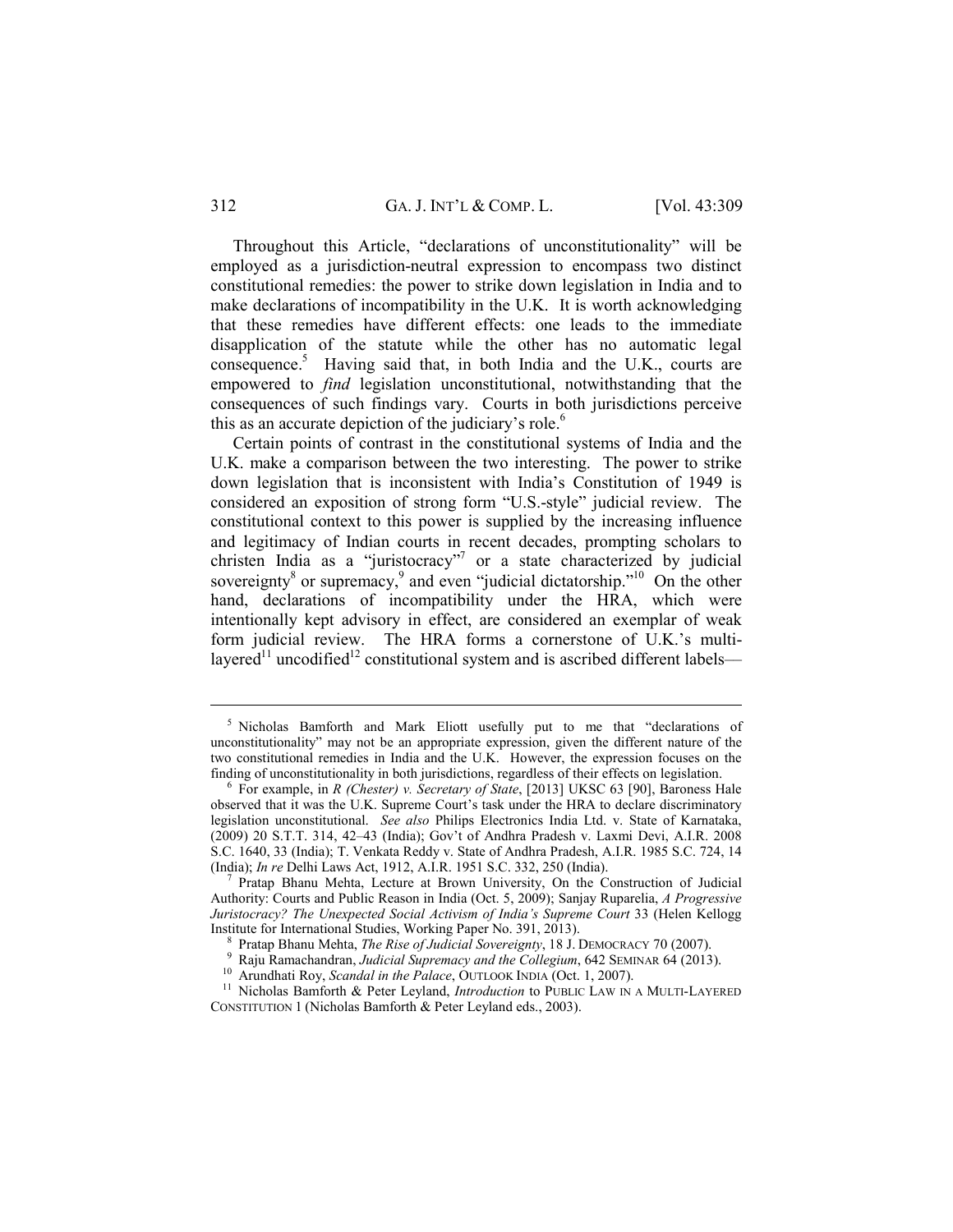Throughout this Article, "declarations of unconstitutionality" will be employed as a jurisdiction-neutral expression to encompass two distinct constitutional remedies: the power to strike down legislation in India and to make declarations of incompatibility in the U.K. It is worth acknowledging that these remedies have different effects: one leads to the immediate disapplication of the statute while the other has no automatic legal consequence.[5] Having said that, in both India and the U.K., courts are empowered to *find* legislation unconstitutional, notwithstanding that the consequences of such findings vary. Courts in both jurisdictions perceive this as an accurate depiction of the judiciary's role.[6]

Certain points of contrast in the constitutional systems of India and the U.K. make a comparison between the two interesting. The power to strike down legislation that is inconsistent with India's Constitution of 1949 is considered an exposition of strong form "U.S.-style" judicial review. The constitutional context to this power is supplied by the increasing influence and legitimacy of Indian courts in recent decades, prompting scholars to christen India as a "juristocracy"[7] or a state characterized by judicial sovereignty[8] or supremacy,[9] and even "judicial dictatorship."[10] On the other hand, declarations of incompatibility under the HRA, which were intentionally kept advisory in effect, are considered an exemplar of weak form judicial review. The HRA forms a cornerstone of U.K.'s multi-layered[11] uncodified[12] constitutional system and is ascribed different labels—

---

[5] Nicholas Bamforth and Mark Eliott usefully put to me that "declarations of unconstitutionality" may not be an appropriate expression, given the different nature of the two constitutional remedies in India and the U.K. However, the expression focuses on the finding of unconstitutionality in both jurisdictions, regardless of their effects on legislation.

[6] For example, in *R (Chester) v. Secretary of State*, [2013] UKSC 63 [90], Baroness Hale observed that it was the U.K. Supreme Court's task under the HRA to declare discriminatory legislation unconstitutional. *See also* Philips Electronics India Ltd. v. State of Karnataka, (2009) 20 S.T.T. 314, 42–43 (India); Gov't of Andhra Pradesh v. Laxmi Devi, A.I.R. 2008 S.C. 1640, 33 (India); T. Venkata Reddy v. State of Andhra Pradesh, A.I.R. 1985 S.C. 724, 14 (India); *In re* Delhi Laws Act, 1912, A.I.R. 1951 S.C. 332, 250 (India).

[7] Pratap Bhanu Mehta, Lecture at Brown University, On the Construction of Judicial Authority: Courts and Public Reason in India (Oct. 5, 2009); Sanjay Ruparelia, *A Progressive Juristocracy? The Unexpected Social Activism of India's Supreme Court* 33 (Helen Kellogg Institute for International Studies, Working Paper No. 391, 2013).

[8] Pratap Bhanu Mehta, *The Rise of Judicial Sovereignty*, 18 J. DEMOCRACY 70 (2007).

[9] Raju Ramachandran, *Judicial Supremacy and the Collegium*, 642 SEMINAR 64 (2013).

[10] Arundhati Roy, *Scandal in the Palace*, OUTLOOK INDIA (Oct. 1, 2007).

[11] Nicholas Bamforth & Peter Leyland, *Introduction* to PUBLIC LAW IN A MULTI-LAYERED CONSTITUTION 1 (Nicholas Bamforth & Peter Leyland eds., 2003).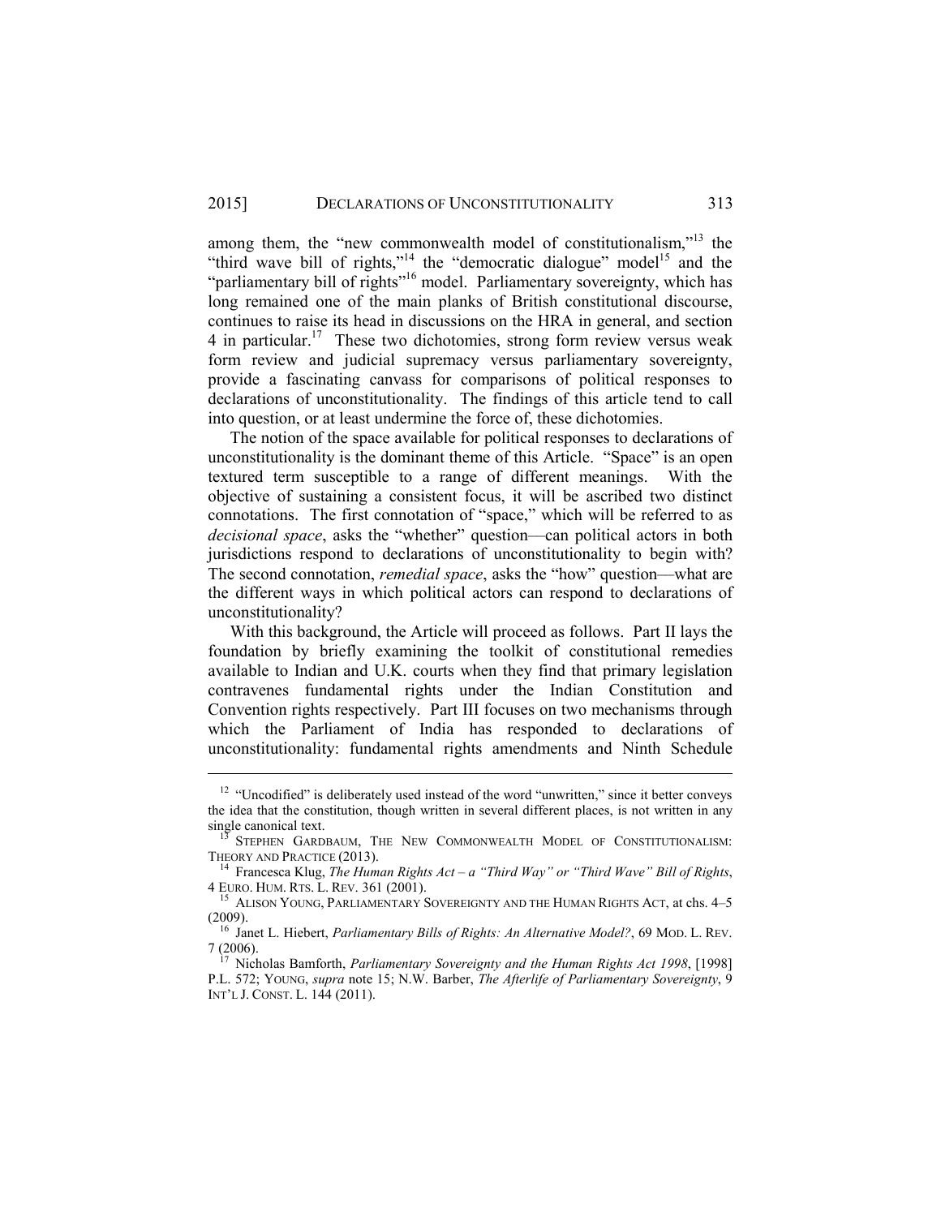among them, the "new commonwealth model of constitutionalism,"[13] the "third wave bill of rights,"[14] the "democratic dialogue" model[15] and the "parliamentary bill of rights"[16] model. Parliamentary sovereignty, which has long remained one of the main planks of British constitutional discourse, continues to raise its head in discussions on the HRA in general, and section 4 in particular.[17] These two dichotomies, strong form review versus weak form review and judicial supremacy versus parliamentary sovereignty, provide a fascinating canvass for comparisons of political responses to declarations of unconstitutionality. The findings of this article tend to call into question, or at least undermine the force of, these dichotomies.

The notion of the space available for political responses to declarations of unconstitutionality is the dominant theme of this Article. "Space" is an open textured term susceptible to a range of different meanings. With the objective of sustaining a consistent focus, it will be ascribed two distinct connotations. The first connotation of "space," which will be referred to as *decisional space*, asks the "whether" question—can political actors in both jurisdictions respond to declarations of unconstitutionality to begin with? The second connotation, *remedial space*, asks the "how" question—what are the different ways in which political actors can respond to declarations of unconstitutionality?

With this background, the Article will proceed as follows. Part II lays the foundation by briefly examining the toolkit of constitutional remedies available to Indian and U.K. courts when they find that primary legislation contravenes fundamental rights under the Indian Constitution and Convention rights respectively. Part III focuses on two mechanisms through which the Parliament of India has responded to declarations of unconstitutionality: fundamental rights amendments and Ninth Schedule

---

[12] "Uncodified" is deliberately used instead of the word "unwritten," since it better conveys the idea that the constitution, though written in several different places, is not written in any single canonical text.

[13] STEPHEN GARDBAUM, THE NEW COMMONWEALTH MODEL OF CONSTITUTIONALISM: THEORY AND PRACTICE (2013).

[14] Francesca Klug, *The Human Rights Act – a "Third Way" or "Third Wave" Bill of Rights*, 4 EURO. HUM. RTS. L. REV. 361 (2001).

[15] ALISON YOUNG, PARLIAMENTARY SOVEREIGNTY AND THE HUMAN RIGHTS ACT, at chs. 4–5 (2009).

[16] Janet L. Hiebert, *Parliamentary Bills of Rights: An Alternative Model?*, 69 MOD. L. REV. 7 (2006).

[17] Nicholas Bamforth, *Parliamentary Sovereignty and the Human Rights Act 1998*, [1998] P.L. 572; YOUNG, *supra* note 15; N.W. Barber, *The Afterlife of Parliamentary Sovereignty*, 9 INT'L J. CONST. L. 144 (2011).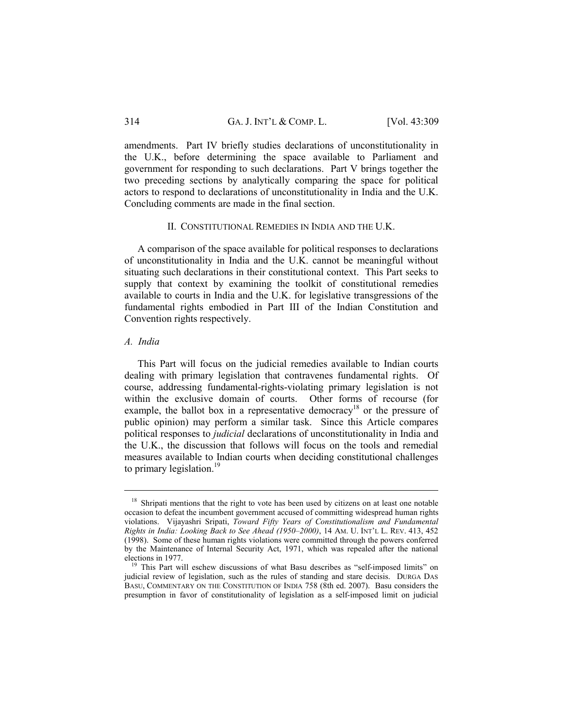amendments. Part IV briefly studies declarations of unconstitutionality in the U.K., before determining the space available to Parliament and government for responding to such declarations. Part V brings together the two preceding sections by analytically comparing the space for political actors to respond to declarations of unconstitutionality in India and the U.K. Concluding comments are made in the final section.

## II. CONSTITUTIONAL REMEDIES IN INDIA AND THE U.K.

A comparison of the space available for political responses to declarations of unconstitutionality in India and the U.K. cannot be meaningful without situating such declarations in their constitutional context. This Part seeks to supply that context by examining the toolkit of constitutional remedies available to courts in India and the U.K. for legislative transgressions of the fundamental rights embodied in Part III of the Indian Constitution and Convention rights respectively.

### *A. India*

This Part will focus on the judicial remedies available to Indian courts dealing with primary legislation that contravenes fundamental rights. Of course, addressing fundamental-rights-violating primary legislation is not within the exclusive domain of courts. Other forms of recourse (for example, the ballot box in a representative democracy[18] or the pressure of public opinion) may perform a similar task. Since this Article compares political responses to *judicial* declarations of unconstitutionality in India and the U.K., the discussion that follows will focus on the tools and remedial measures available to Indian courts when deciding constitutional challenges to primary legislation.[19]

---

[18] Shripati mentions that the right to vote has been used by citizens on at least one notable occasion to defeat the incumbent government accused of committing widespread human rights violations. Vijayashri Sripati, *Toward Fifty Years of Constitutionalism and Fundamental Rights in India: Looking Back to See Ahead (1950–2000)*, 14 AM. U. INT'L L. REV. 413, 452 (1998). Some of these human rights violations were committed through the powers conferred by the Maintenance of Internal Security Act, 1971, which was repealed after the national elections in 1977.

[19] This Part will eschew discussions of what Basu describes as "self-imposed limits" on judicial review of legislation, such as the rules of standing and stare decisis. DURGA DAS BASU, COMMENTARY ON THE CONSTITUTION OF INDIA 758 (8th ed. 2007). Basu considers the presumption in favor of constitutionality of legislation as a self-imposed limit on judicial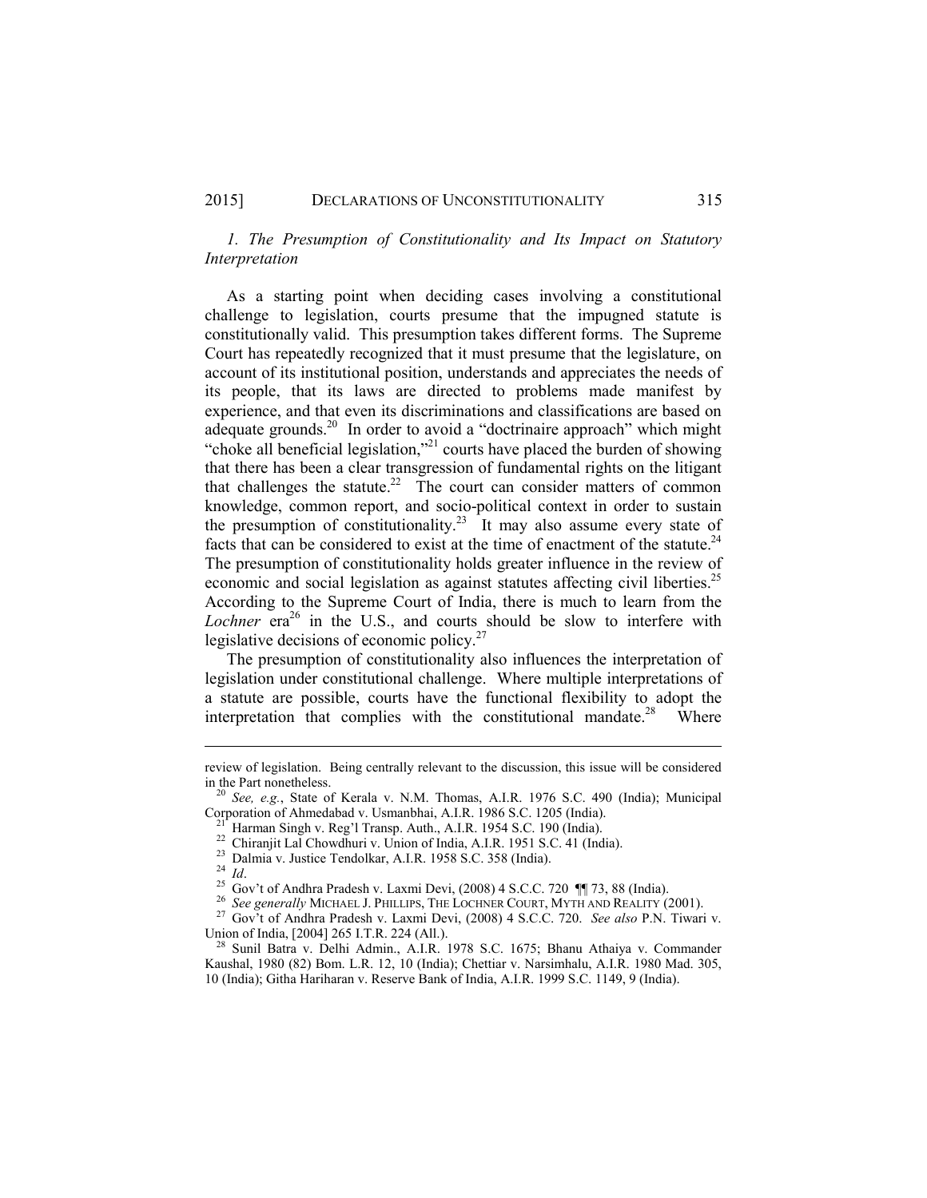### *1. The Presumption of Constitutionality and Its Impact on Statutory Interpretation*

As a starting point when deciding cases involving a constitutional challenge to legislation, courts presume that the impugned statute is constitutionally valid. This presumption takes different forms. The Supreme Court has repeatedly recognized that it must presume that the legislature, on account of its institutional position, understands and appreciates the needs of its people, that its laws are directed to problems made manifest by experience, and that even its discriminations and classifications are based on adequate grounds.[20] In order to avoid a "doctrinaire approach" which might "choke all beneficial legislation,"[21] courts have placed the burden of showing that there has been a clear transgression of fundamental rights on the litigant that challenges the statute.[22] The court can consider matters of common knowledge, common report, and socio-political context in order to sustain the presumption of constitutionality.[23] It may also assume every state of facts that can be considered to exist at the time of enactment of the statute.[24] The presumption of constitutionality holds greater influence in the review of economic and social legislation as against statutes affecting civil liberties.[25] According to the Supreme Court of India, there is much to learn from the *Lochner* era[26] in the U.S., and courts should be slow to interfere with legislative decisions of economic policy.[27]

The presumption of constitutionality also influences the interpretation of legislation under constitutional challenge. Where multiple interpretations of a statute are possible, courts have the functional flexibility to adopt the interpretation that complies with the constitutional mandate.[28] Where

---

review of legislation. Being centrally relevant to the discussion, this issue will be considered in the Part nonetheless.

[20] *See, e.g.*, State of Kerala v. N.M. Thomas, A.I.R. 1976 S.C. 490 (India); Municipal Corporation of Ahmedabad v. Usmanbhai, A.I.R. 1986 S.C. 1205 (India).

[21] Harman Singh v. Reg'l Transp. Auth., A.I.R. 1954 S.C. 190 (India).

[22] Chiranjit Lal Chowdhuri v. Union of India, A.I.R. 1951 S.C. 41 (India).

[23] Dalmia v. Justice Tendolkar, A.I.R. 1958 S.C. 358 (India).

[24] *Id*.

[25] Gov't of Andhra Pradesh v. Laxmi Devi, (2008) 4 S.C.C. 720 ¶¶ 73, 88 (India).

[26] *See generally* MICHAEL J. PHILLIPS, THE LOCHNER COURT, MYTH AND REALITY (2001).

[27] Gov't of Andhra Pradesh v. Laxmi Devi, (2008) 4 S.C.C. 720. *See also* P.N. Tiwari v. Union of India, [2004] 265 I.T.R. 224 (All.).

[28] Sunil Batra v. Delhi Admin., A.I.R. 1978 S.C. 1675; Bhanu Athaiya v. Commander Kaushal, 1980 (82) Bom. L.R. 12, 10 (India); Chettiar v. Narsimhalu, A.I.R. 1980 Mad. 305, 10 (India); Githa Hariharan v. Reserve Bank of India, A.I.R. 1999 S.C. 1149, 9 (India).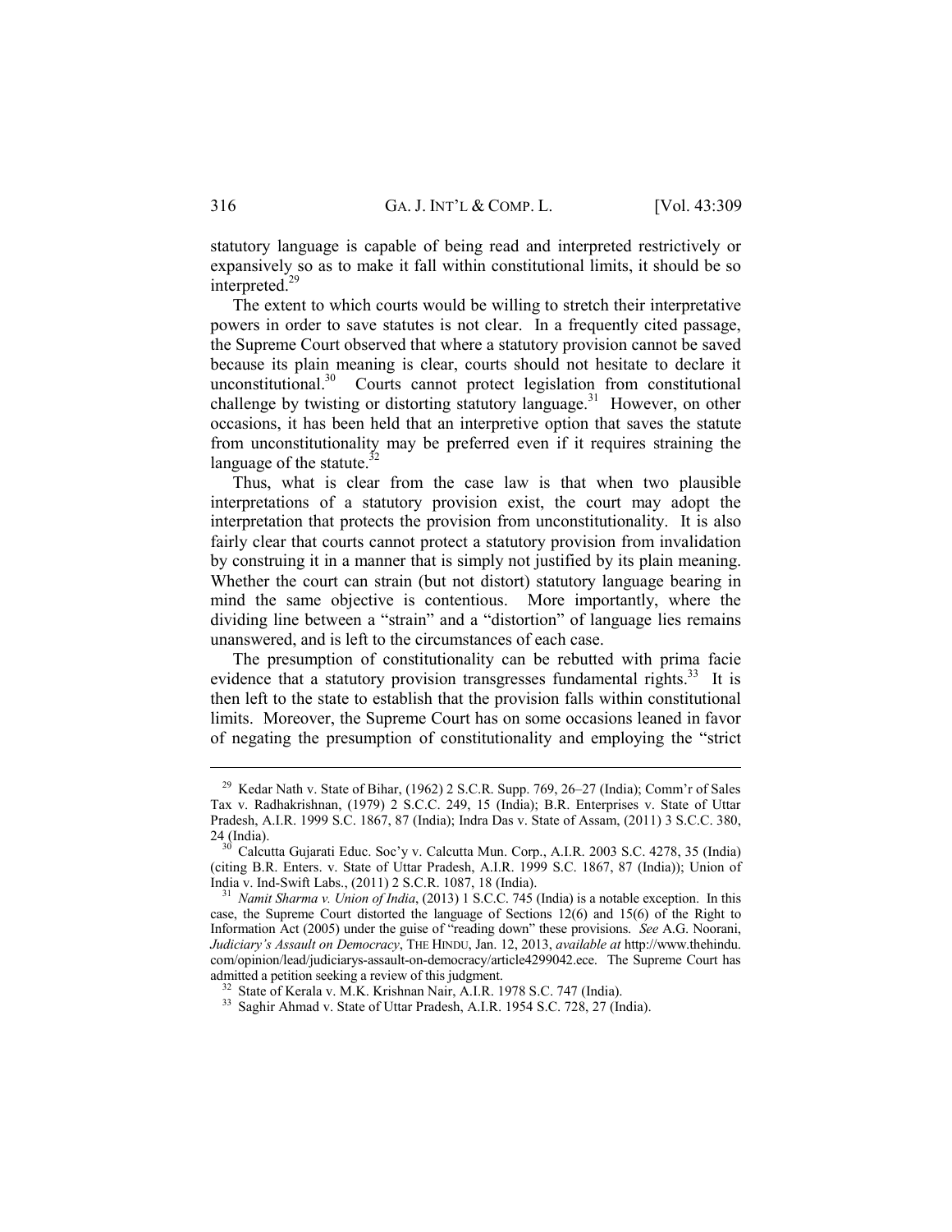statutory language is capable of being read and interpreted restrictively or expansively so as to make it fall within constitutional limits, it should be so interpreted.[29]

The extent to which courts would be willing to stretch their interpretative powers in order to save statutes is not clear. In a frequently cited passage, the Supreme Court observed that where a statutory provision cannot be saved because its plain meaning is clear, courts should not hesitate to declare it unconstitutional.[30] Courts cannot protect legislation from constitutional challenge by twisting or distorting statutory language.[31] However, on other occasions, it has been held that an interpretive option that saves the statute from unconstitutionality may be preferred even if it requires straining the language of the statute.[32]

Thus, what is clear from the case law is that when two plausible interpretations of a statutory provision exist, the court may adopt the interpretation that protects the provision from unconstitutionality. It is also fairly clear that courts cannot protect a statutory provision from invalidation by construing it in a manner that is simply not justified by its plain meaning. Whether the court can strain (but not distort) statutory language bearing in mind the same objective is contentious. More importantly, where the dividing line between a "strain" and a "distortion" of language lies remains unanswered, and is left to the circumstances of each case.

The presumption of constitutionality can be rebutted with prima facie evidence that a statutory provision transgresses fundamental rights.[33] It is then left to the state to establish that the provision falls within constitutional limits. Moreover, the Supreme Court has on some occasions leaned in favor of negating the presumption of constitutionality and employing the "strict

---

[29] Kedar Nath v. State of Bihar, (1962) 2 S.C.R. Supp. 769, 26–27 (India); Comm'r of Sales Tax v. Radhakrishnan, (1979) 2 S.C.C. 249, 15 (India); B.R. Enterprises v. State of Uttar Pradesh, A.I.R. 1999 S.C. 1867, 87 (India); Indra Das v. State of Assam, (2011) 3 S.C.C. 380, 24 (India).

[30] Calcutta Gujarati Educ. Soc'y v. Calcutta Mun. Corp., A.I.R. 2003 S.C. 4278, 35 (India) (citing B.R. Enters. v. State of Uttar Pradesh, A.I.R. 1999 S.C. 1867, 87 (India)); Union of India v. Ind-Swift Labs., (2011) 2 S.C.R. 1087, 18 (India).

[31] *Namit Sharma v. Union of India*, (2013) 1 S.C.C. 745 (India) is a notable exception. In this case, the Supreme Court distorted the language of Sections 12(6) and 15(6) of the Right to Information Act (2005) under the guise of "reading down" these provisions. *See* A.G. Noorani, *Judiciary's Assault on Democracy*, THE HINDU, Jan. 12, 2013, *available at* http://www.thehindu.com/opinion/lead/judiciarys-assault-on-democracy/article4299042.ece. The Supreme Court has admitted a petition seeking a review of this judgment.

[32] State of Kerala v. M.K. Krishnan Nair, A.I.R. 1978 S.C. 747 (India).

[33] Saghir Ahmad v. State of Uttar Pradesh, A.I.R. 1954 S.C. 728, 27 (India).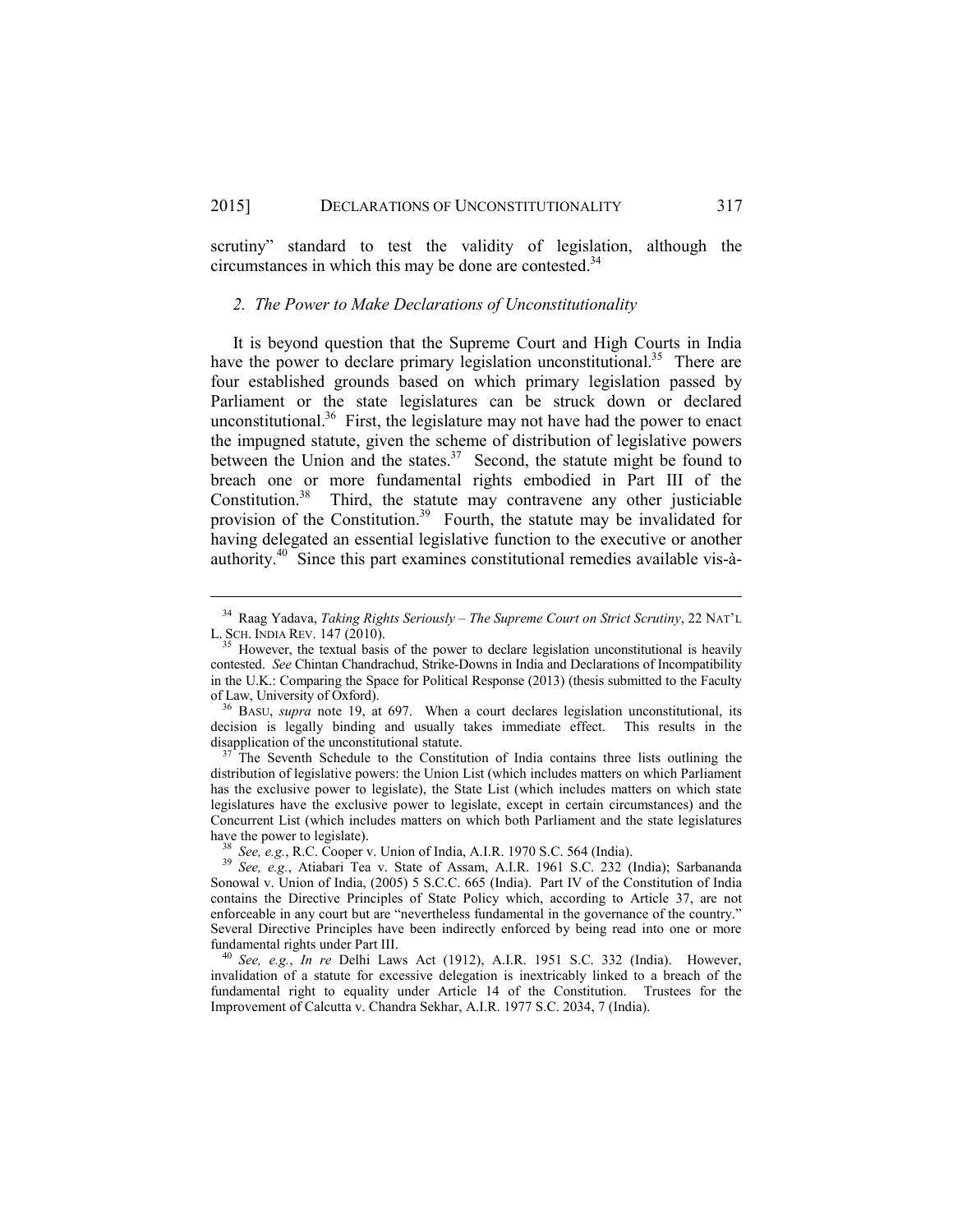scrutiny" standard to test the validity of legislation, although the circumstances in which this may be done are contested.[34]

### *2. The Power to Make Declarations of Unconstitutionality*

It is beyond question that the Supreme Court and High Courts in India have the power to declare primary legislation unconstitutional.[35] There are four established grounds based on which primary legislation passed by Parliament or the state legislatures can be struck down or declared unconstitutional.[36] First, the legislature may not have had the power to enact the impugned statute, given the scheme of distribution of legislative powers between the Union and the states.[37] Second, the statute might be found to breach one or more fundamental rights embodied in Part III of the Constitution.[38] Third, the statute may contravene any other justiciable provision of the Constitution.[39] Fourth, the statute may be invalidated for having delegated an essential legislative function to the executive or another authority.[40] Since this part examines constitutional remedies available vis-à-

---

[34] Raag Yadava, *Taking Rights Seriously – The Supreme Court on Strict Scrutiny*, 22 NAT'L L. SCH. INDIA REV. 147 (2010).

[35] However, the textual basis of the power to declare legislation unconstitutional is heavily contested. *See* Chintan Chandrachud, Strike-Downs in India and Declarations of Incompatibility in the U.K.: Comparing the Space for Political Response (2013) (thesis submitted to the Faculty of Law, University of Oxford).

[36] BASU, *supra* note 19, at 697. When a court declares legislation unconstitutional, its decision is legally binding and usually takes immediate effect. This results in the disapplication of the unconstitutional statute.

[37] The Seventh Schedule to the Constitution of India contains three lists outlining the distribution of legislative powers: the Union List (which includes matters on which Parliament has the exclusive power to legislate), the State List (which includes matters on which state legislatures have the exclusive power to legislate, except in certain circumstances) and the Concurrent List (which includes matters on which both Parliament and the state legislatures have the power to legislate).

[38] *See, e.g.*, R.C. Cooper v. Union of India, A.I.R. 1970 S.C. 564 (India).

[39] *See, e.g.*, Atiabari Tea v. State of Assam, A.I.R. 1961 S.C. 232 (India); Sarbananda Sonowal v. Union of India, (2005) 5 S.C.C. 665 (India). Part IV of the Constitution of India contains the Directive Principles of State Policy which, according to Article 37, are not enforceable in any court but are "nevertheless fundamental in the governance of the country." Several Directive Principles have been indirectly enforced by being read into one or more fundamental rights under Part III.

[40] *See, e.g.*, *In re* Delhi Laws Act (1912), A.I.R. 1951 S.C. 332 (India). However, invalidation of a statute for excessive delegation is inextricably linked to a breach of the fundamental right to equality under Article 14 of the Constitution. Trustees for the Improvement of Calcutta v. Chandra Sekhar, A.I.R. 1977 S.C. 2034, 7 (India).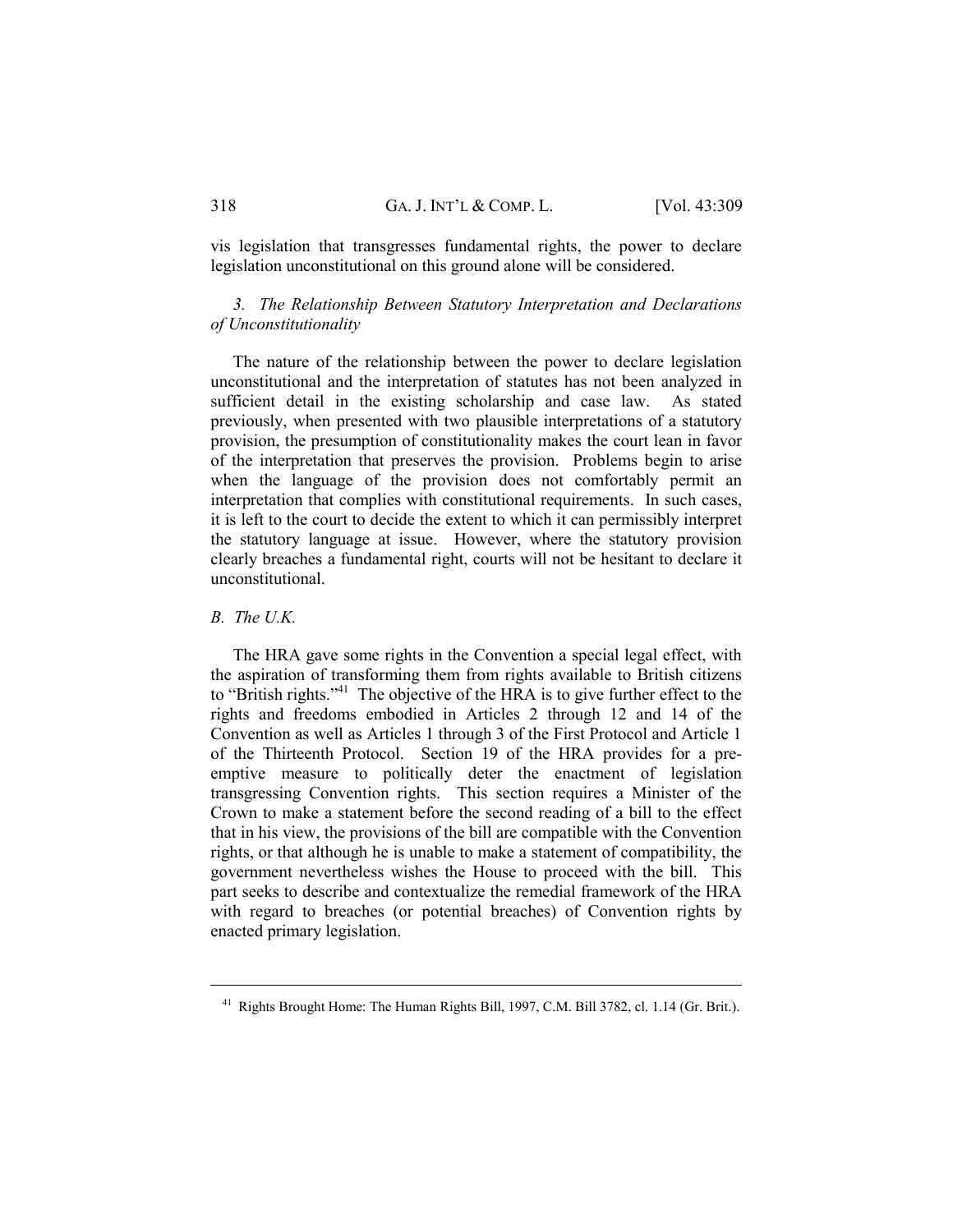vis legislation that transgresses fundamental rights, the power to declare legislation unconstitutional on this ground alone will be considered.

### *3. The Relationship Between Statutory Interpretation and Declarations of Unconstitutionality*

The nature of the relationship between the power to declare legislation unconstitutional and the interpretation of statutes has not been analyzed in sufficient detail in the existing scholarship and case law. As stated previously, when presented with two plausible interpretations of a statutory provision, the presumption of constitutionality makes the court lean in favor of the interpretation that preserves the provision. Problems begin to arise when the language of the provision does not comfortably permit an interpretation that complies with constitutional requirements. In such cases, it is left to the court to decide the extent to which it can permissibly interpret the statutory language at issue. However, where the statutory provision clearly breaches a fundamental right, courts will not be hesitant to declare it unconstitutional.

## *B. The U.K.*

The HRA gave some rights in the Convention a special legal effect, with the aspiration of transforming them from rights available to British citizens to "British rights."[41] The objective of the HRA is to give further effect to the rights and freedoms embodied in Articles 2 through 12 and 14 of the Convention as well as Articles 1 through 3 of the First Protocol and Article 1 of the Thirteenth Protocol. Section 19 of the HRA provides for a pre-emptive measure to politically deter the enactment of legislation transgressing Convention rights. This section requires a Minister of the Crown to make a statement before the second reading of a bill to the effect that in his view, the provisions of the bill are compatible with the Convention rights, or that although he is unable to make a statement of compatibility, the government nevertheless wishes the House to proceed with the bill. This part seeks to describe and contextualize the remedial framework of the HRA with regard to breaches (or potential breaches) of Convention rights by enacted primary legislation.

---

[41] Rights Brought Home: The Human Rights Bill, 1997, C.M. Bill 3782, cl. 1.14 (Gr. Brit.).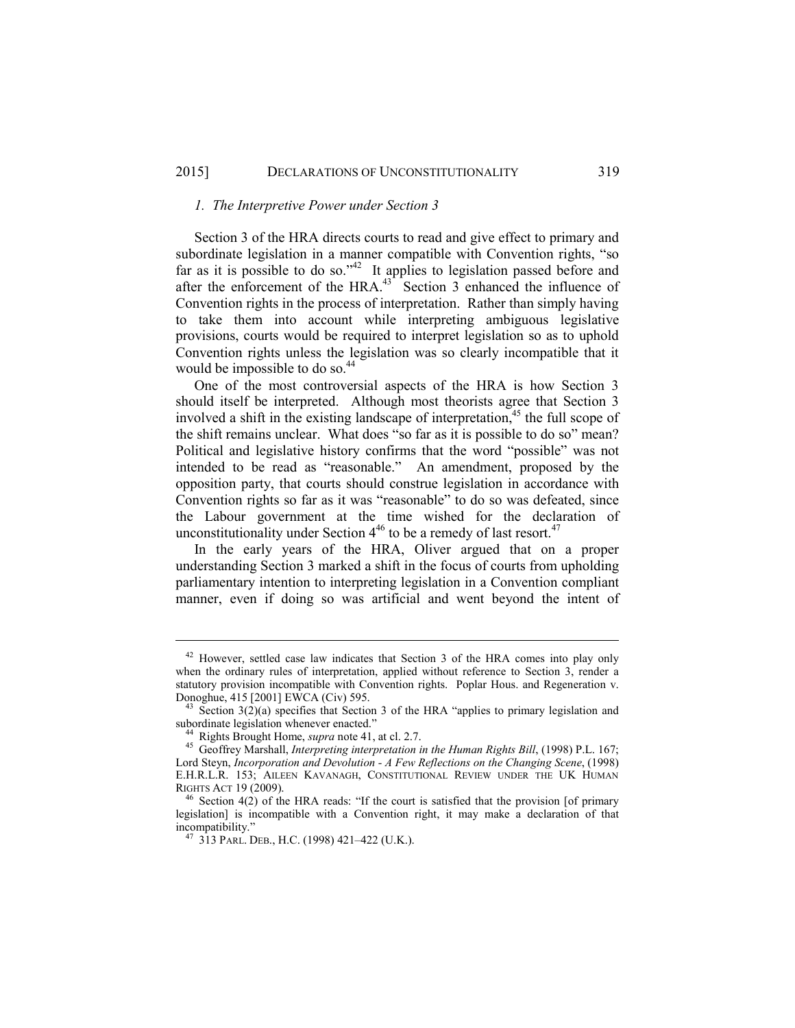### *1. The Interpretive Power under Section 3*

Section 3 of the HRA directs courts to read and give effect to primary and subordinate legislation in a manner compatible with Convention rights, "so far as it is possible to do so."[42] It applies to legislation passed before and after the enforcement of the HRA.[43] Section 3 enhanced the influence of Convention rights in the process of interpretation. Rather than simply having to take them into account while interpreting ambiguous legislative provisions, courts would be required to interpret legislation so as to uphold Convention rights unless the legislation was so clearly incompatible that it would be impossible to do so.[44]

One of the most controversial aspects of the HRA is how Section 3 should itself be interpreted. Although most theorists agree that Section 3 involved a shift in the existing landscape of interpretation,[45] the full scope of the shift remains unclear. What does "so far as it is possible to do so" mean? Political and legislative history confirms that the word "possible" was not intended to be read as "reasonable." An amendment, proposed by the opposition party, that courts should construe legislation in accordance with Convention rights so far as it was "reasonable" to do so was defeated, since the Labour government at the time wished for the declaration of unconstitutionality under Section 4[46] to be a remedy of last resort.[47]

In the early years of the HRA, Oliver argued that on a proper understanding Section 3 marked a shift in the focus of courts from upholding parliamentary intention to interpreting legislation in a Convention compliant manner, even if doing so was artificial and went beyond the intent of

---

[42] However, settled case law indicates that Section 3 of the HRA comes into play only when the ordinary rules of interpretation, applied without reference to Section 3, render a statutory provision incompatible with Convention rights. Poplar Hous. and Regeneration v. Donoghue, 415 [2001] EWCA (Civ) 595.

[43] Section 3(2)(a) specifies that Section 3 of the HRA "applies to primary legislation and subordinate legislation whenever enacted."

[44] Rights Brought Home, *supra* note 41, at cl. 2.7.

[45] Geoffrey Marshall, *Interpreting interpretation in the Human Rights Bill*, (1998) P.L. 167; Lord Steyn, *Incorporation and Devolution - A Few Reflections on the Changing Scene*, (1998) E.H.R.L.R. 153; AILEEN KAVANAGH, CONSTITUTIONAL REVIEW UNDER THE UK HUMAN RIGHTS ACT 19 (2009).

[46] Section 4(2) of the HRA reads: "If the court is satisfied that the provision [of primary legislation] is incompatible with a Convention right, it may make a declaration of that incompatibility."

[47] 313 PARL. DEB., H.C. (1998) 421–422 (U.K.).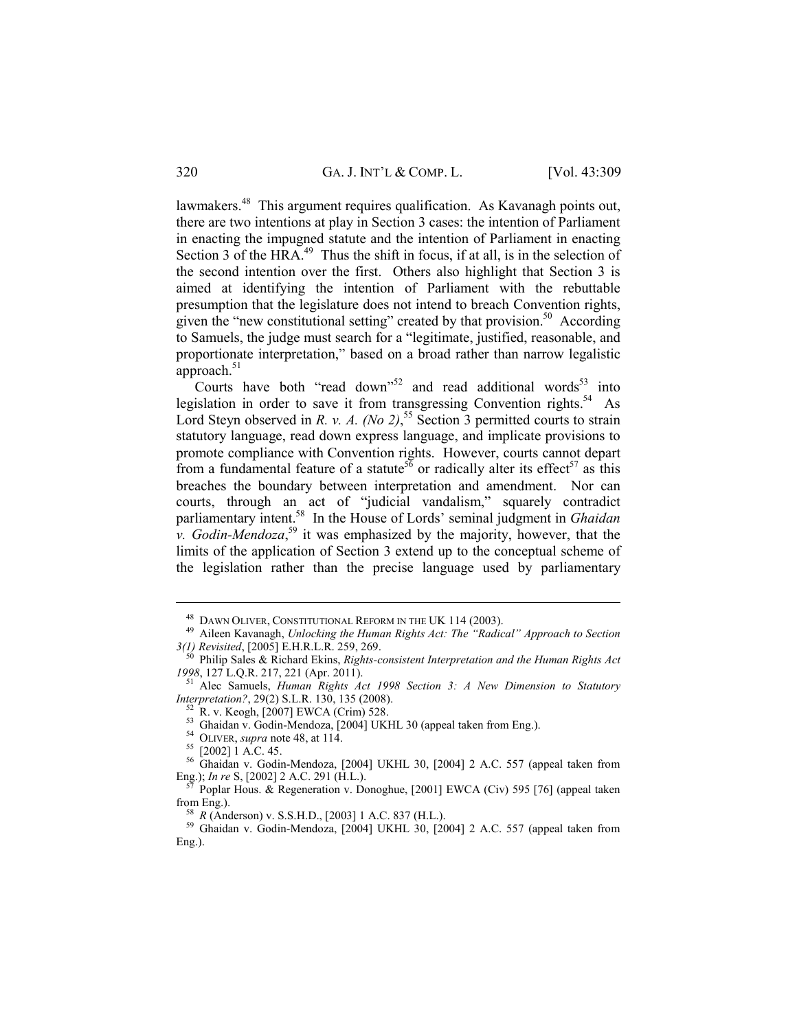lawmakers.[48] This argument requires qualification. As Kavanagh points out, there are two intentions at play in Section 3 cases: the intention of Parliament in enacting the impugned statute and the intention of Parliament in enacting Section 3 of the HRA.[49] Thus the shift in focus, if at all, is in the selection of the second intention over the first. Others also highlight that Section 3 is aimed at identifying the intention of Parliament with the rebuttable presumption that the legislature does not intend to breach Convention rights, given the "new constitutional setting" created by that provision.[50] According to Samuels, the judge must search for a "legitimate, justified, reasonable, and proportionate interpretation," based on a broad rather than narrow legalistic approach.[51]

Courts have both "read down"[52] and read additional words[53] into legislation in order to save it from transgressing Convention rights.[54] As Lord Steyn observed in *R. v. A. (No 2)*,[55] Section 3 permitted courts to strain statutory language, read down express language, and implicate provisions to promote compliance with Convention rights. However, courts cannot depart from a fundamental feature of a statute[56] or radically alter its effect[57] as this breaches the boundary between interpretation and amendment. Nor can courts, through an act of "judicial vandalism," squarely contradict parliamentary intent.[58] In the House of Lords' seminal judgment in *Ghaidan v. Godin-Mendoza*,[59] it was emphasized by the majority, however, that the limits of the application of Section 3 extend up to the conceptual scheme of the legislation rather than the precise language used by parliamentary

---

[48] DAWN OLIVER, CONSTITUTIONAL REFORM IN THE UK 114 (2003).

[49] Aileen Kavanagh, *Unlocking the Human Rights Act: The "Radical" Approach to Section 3(1) Revisited*, [2005] E.H.R.L.R. 259, 269.

[50] Philip Sales & Richard Ekins, *Rights-consistent Interpretation and the Human Rights Act 1998*, 127 L.Q.R. 217, 221 (Apr. 2011).

[51] Alec Samuels, *Human Rights Act 1998 Section 3: A New Dimension to Statutory Interpretation?*, 29(2) S.L.R. 130, 135 (2008).

[52] R. v. Keogh, [2007] EWCA (Crim) 528.

[53] Ghaidan v. Godin-Mendoza, [2004] UKHL 30 (appeal taken from Eng.).

[54] OLIVER, *supra* note 48, at 114.

[55] [2002] 1 A.C. 45.

[56] Ghaidan v. Godin-Mendoza, [2004] UKHL 30, [2004] 2 A.C. 557 (appeal taken from Eng.); *In re* S, [2002] 2 A.C. 291 (H.L.).

[57] Poplar Hous. & Regeneration v. Donoghue, [2001] EWCA (Civ) 595 [76] (appeal taken from Eng.).

[58] *R* (Anderson) v. S.S.H.D., [2003] 1 A.C. 837 (H.L.).

[59] Ghaidan v. Godin-Mendoza, [2004] UKHL 30, [2004] 2 A.C. 557 (appeal taken from Eng.).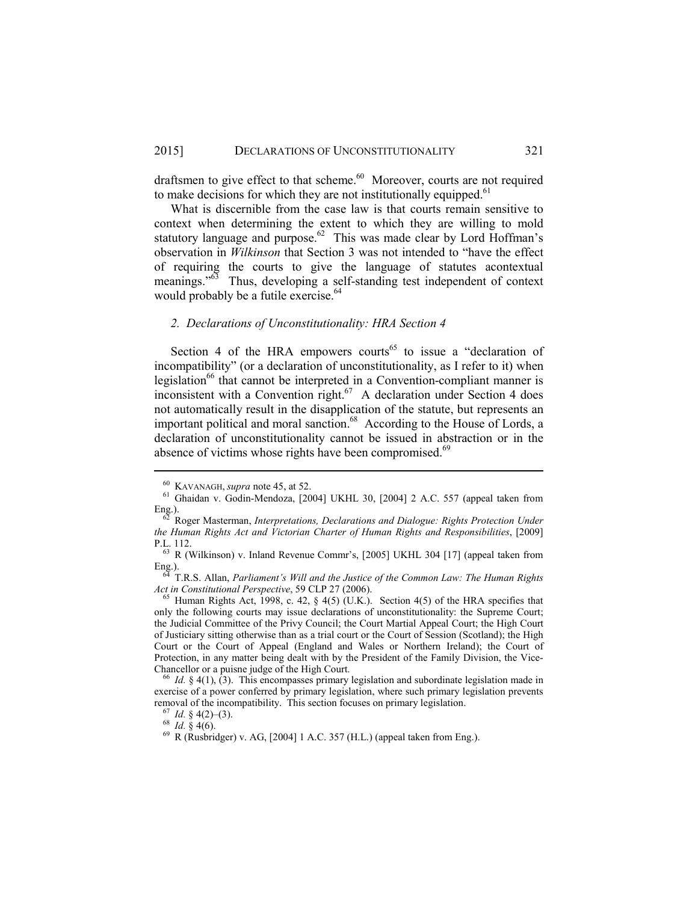draftsmen to give effect to that scheme.[60] Moreover, courts are not required to make decisions for which they are not institutionally equipped.[61]

What is discernible from the case law is that courts remain sensitive to context when determining the extent to which they are willing to mold statutory language and purpose.[62] This was made clear by Lord Hoffman's observation in *Wilkinson* that Section 3 was not intended to "have the effect of requiring the courts to give the language of statutes acontextual meanings."[63] Thus, developing a self-standing test independent of context would probably be a futile exercise.[64]

### *2. Declarations of Unconstitutionality: HRA Section 4*

Section 4 of the HRA empowers courts[65] to issue a "declaration of incompatibility" (or a declaration of unconstitutionality, as I refer to it) when legislation[66] that cannot be interpreted in a Convention-compliant manner is inconsistent with a Convention right.[67] A declaration under Section 4 does not automatically result in the disapplication of the statute, but represents an important political and moral sanction.[68] According to the House of Lords, a declaration of unconstitutionality cannot be issued in abstraction or in the absence of victims whose rights have been compromised.[69]

---

[60] KAVANAGH, *supra* note 45, at 52.

[61] Ghaidan v. Godin-Mendoza, [2004] UKHL 30, [2004] 2 A.C. 557 (appeal taken from Eng.).

[62] Roger Masterman, *Interpretations, Declarations and Dialogue: Rights Protection Under the Human Rights Act and Victorian Charter of Human Rights and Responsibilities*, [2009] P.L. 112.

[63] R (Wilkinson) v. Inland Revenue Commr's, [2005] UKHL 304 [17] (appeal taken from Eng.).

[64] T.R.S. Allan, *Parliament's Will and the Justice of the Common Law: The Human Rights Act in Constitutional Perspective*, 59 CLP 27 (2006).

[65] Human Rights Act, 1998, c. 42, § 4(5) (U.K.). Section 4(5) of the HRA specifies that only the following courts may issue declarations of unconstitutionality: the Supreme Court; the Judicial Committee of the Privy Council; the Court Martial Appeal Court; the High Court of Justiciary sitting otherwise than as a trial court or the Court of Session (Scotland); the High Court or the Court of Appeal (England and Wales or Northern Ireland); the Court of Protection, in any matter being dealt with by the President of the Family Division, the Vice-Chancellor or a puisne judge of the High Court.

[66] *Id.* § 4(1), (3). This encompasses primary legislation and subordinate legislation made in exercise of a power conferred by primary legislation, where such primary legislation prevents removal of the incompatibility. This section focuses on primary legislation.

[67] *Id.* § 4(2)–(3).

[68] *Id.* § 4(6).

[69] R (Rusbridger) v. AG, [2004] 1 A.C. 357 (H.L.) (appeal taken from Eng.).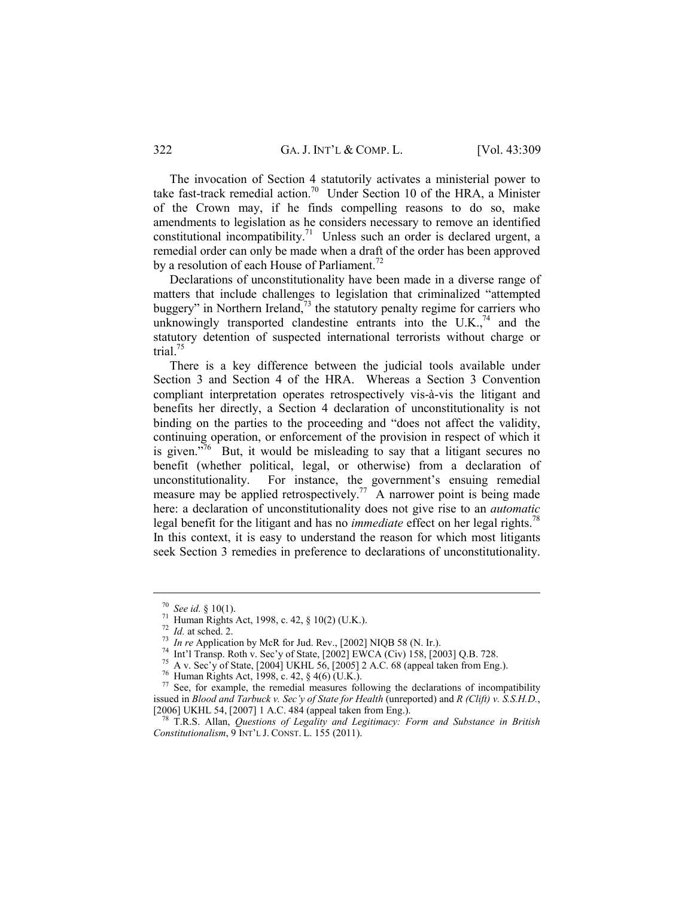The invocation of Section 4 statutorily activates a ministerial power to take fast-track remedial action.[70] Under Section 10 of the HRA, a Minister of the Crown may, if he finds compelling reasons to do so, make amendments to legislation as he considers necessary to remove an identified constitutional incompatibility.[71] Unless such an order is declared urgent, a remedial order can only be made when a draft of the order has been approved by a resolution of each House of Parliament.[72]

Declarations of unconstitutionality have been made in a diverse range of matters that include challenges to legislation that criminalized "attempted buggery" in Northern Ireland,[73] the statutory penalty regime for carriers who unknowingly transported clandestine entrants into the U.K.,[74] and the statutory detention of suspected international terrorists without charge or trial.[75]

There is a key difference between the judicial tools available under Section 3 and Section 4 of the HRA. Whereas a Section 3 Convention compliant interpretation operates retrospectively vis-à-vis the litigant and benefits her directly, a Section 4 declaration of unconstitutionality is not binding on the parties to the proceeding and "does not affect the validity, continuing operation, or enforcement of the provision in respect of which it is given."[76] But, it would be misleading to say that a litigant secures no benefit (whether political, legal, or otherwise) from a declaration of unconstitutionality. For instance, the government's ensuing remedial measure may be applied retrospectively.[77] A narrower point is being made here: a declaration of unconstitutionality does not give rise to an *automatic* legal benefit for the litigant and has no *immediate* effect on her legal rights.[78] In this context, it is easy to understand the reason for which most litigants seek Section 3 remedies in preference to declarations of unconstitutionality.

---

[70] *See id.* § 10(1).

[71] Human Rights Act, 1998, c. 42, § 10(2) (U.K.).

[72] *Id.* at sched. 2.

[73] *In re* Application by McR for Jud. Rev., [2002] NIQB 58 (N. Ir.).

[74] Int'l Transp. Roth v. Sec'y of State, [2002] EWCA (Civ) 158, [2003] Q.B. 728.

[75] A v. Sec'y of State, [2004] UKHL 56, [2005] 2 A.C. 68 (appeal taken from Eng.).

[76] Human Rights Act, 1998, c. 42, § 4(6) (U.K.).

[77] See, for example, the remedial measures following the declarations of incompatibility issued in *Blood and Tarbuck v. Sec'y of State for Health* (unreported) and *R (Clift) v. S.S.H.D.*, [2006] UKHL 54, [2007] 1 A.C. 484 (appeal taken from Eng.).

[78] T.R.S. Allan, *Questions of Legality and Legitimacy: Form and Substance in British Constitutionalism*, 9 INT'L J. CONST. L. 155 (2011).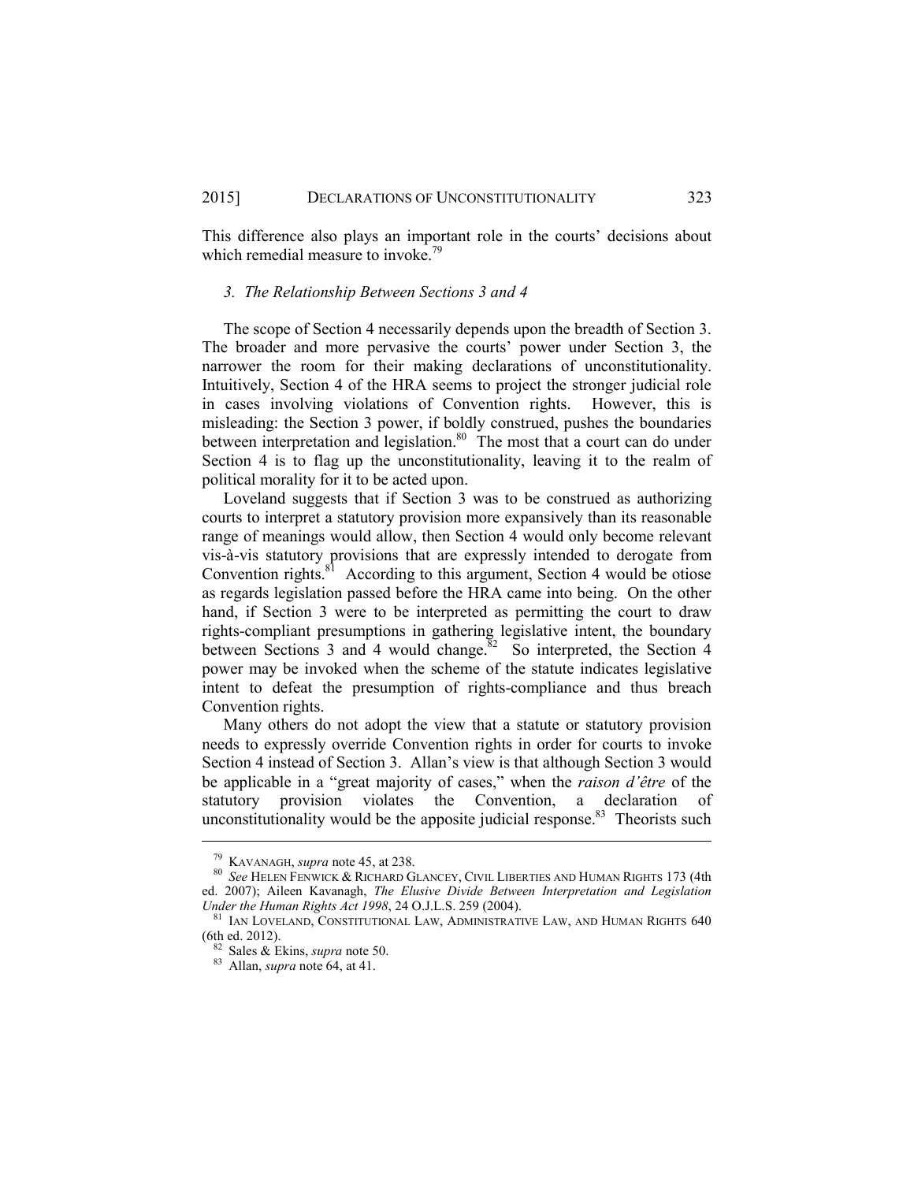This difference also plays an important role in the courts' decisions about which remedial measure to invoke.[79]

### 3. The Relationship Between Sections 3 and 4

The scope of Section 4 necessarily depends upon the breadth of Section 3. The broader and more pervasive the courts' power under Section 3, the narrower the room for their making declarations of unconstitutionality. Intuitively, Section 4 of the HRA seems to project the stronger judicial role in cases involving violations of Convention rights. However, this is misleading: the Section 3 power, if boldly construed, pushes the boundaries between interpretation and legislation.[80] The most that a court can do under Section 4 is to flag up the unconstitutionality, leaving it to the realm of political morality for it to be acted upon.

Loveland suggests that if Section 3 was to be construed as authorizing courts to interpret a statutory provision more expansively than its reasonable range of meanings would allow, then Section 4 would only become relevant vis-à-vis statutory provisions that are expressly intended to derogate from Convention rights.[81] According to this argument, Section 4 would be otiose as regards legislation passed before the HRA came into being. On the other hand, if Section 3 were to be interpreted as permitting the court to draw rights-compliant presumptions in gathering legislative intent, the boundary between Sections 3 and 4 would change.[82] So interpreted, the Section 4 power may be invoked when the scheme of the statute indicates legislative intent to defeat the presumption of rights-compliance and thus breach Convention rights.

Many others do not adopt the view that a statute or statutory provision needs to expressly override Convention rights in order for courts to invoke Section 4 instead of Section 3. Allan's view is that although Section 3 would be applicable in a "great majority of cases," when the *raison d'être* of the statutory provision violates the Convention, a declaration of unconstitutionality would be the apposite judicial response.[83] Theorists such

---

[79] KAVANAGH, *supra* note 45, at 238.

[80] *See* HELEN FENWICK & RICHARD GLANCEY, CIVIL LIBERTIES AND HUMAN RIGHTS 173 (4th ed. 2007); Aileen Kavanagh, *The Elusive Divide Between Interpretation and Legislation Under the Human Rights Act 1998*, 24 O.J.L.S. 259 (2004).

[81] IAN LOVELAND, CONSTITUTIONAL LAW, ADMINISTRATIVE LAW, AND HUMAN RIGHTS 640 (6th ed. 2012).

[82] Sales & Ekins, *supra* note 50.

[83] Allan, *supra* note 64, at 41.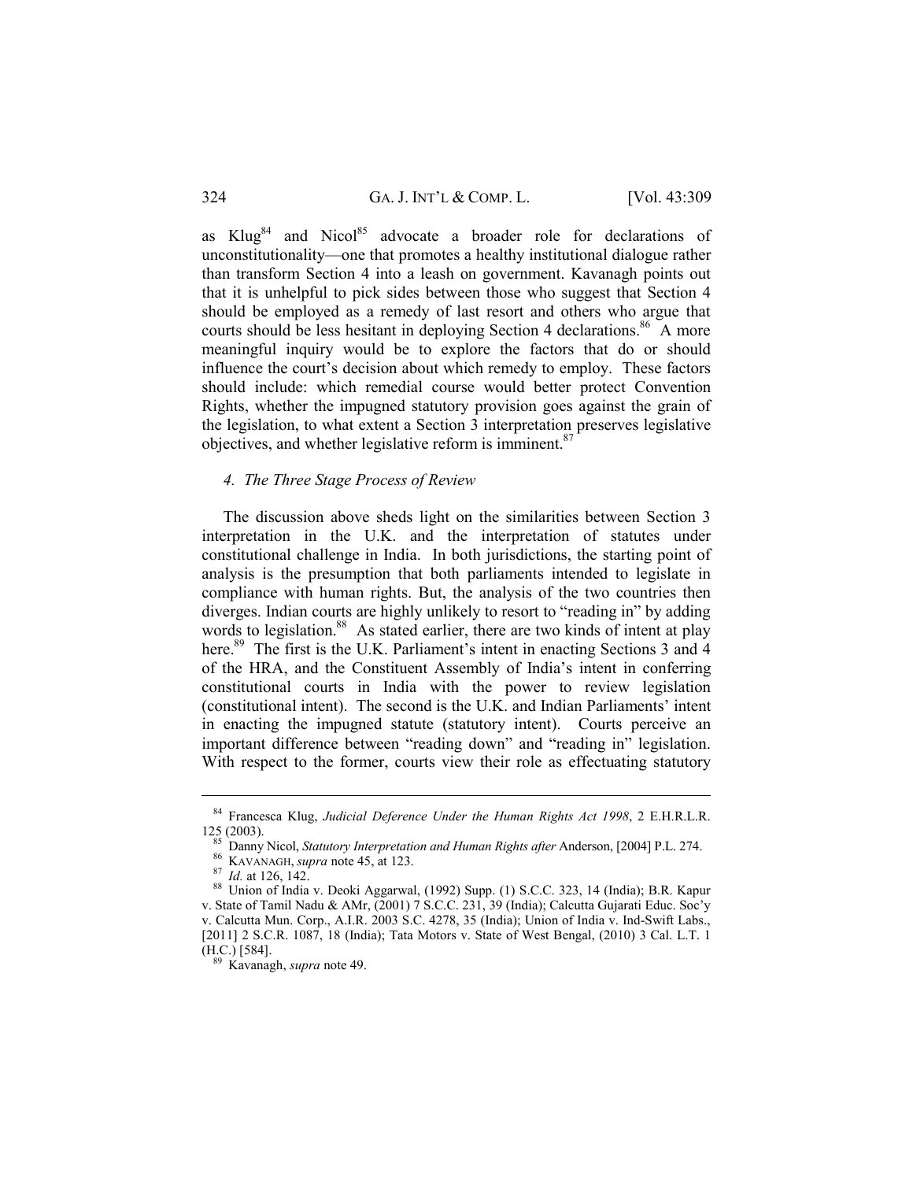as Klug[84] and Nicol[85] advocate a broader role for declarations of unconstitutionality—one that promotes a healthy institutional dialogue rather than transform Section 4 into a leash on government. Kavanagh points out that it is unhelpful to pick sides between those who suggest that Section 4 should be employed as a remedy of last resort and others who argue that courts should be less hesitant in deploying Section 4 declarations.[86] A more meaningful inquiry would be to explore the factors that do or should influence the court's decision about which remedy to employ. These factors should include: which remedial course would better protect Convention Rights, whether the impugned statutory provision goes against the grain of the legislation, to what extent a Section 3 interpretation preserves legislative objectives, and whether legislative reform is imminent.[87]

### *4. The Three Stage Process of Review*

The discussion above sheds light on the similarities between Section 3 interpretation in the U.K. and the interpretation of statutes under constitutional challenge in India. In both jurisdictions, the starting point of analysis is the presumption that both parliaments intended to legislate in compliance with human rights. But, the analysis of the two countries then diverges. Indian courts are highly unlikely to resort to "reading in" by adding words to legislation.[88] As stated earlier, there are two kinds of intent at play here.[89] The first is the U.K. Parliament's intent in enacting Sections 3 and 4 of the HRA, and the Constituent Assembly of India's intent in conferring constitutional courts in India with the power to review legislation (constitutional intent). The second is the U.K. and Indian Parliaments' intent in enacting the impugned statute (statutory intent). Courts perceive an important difference between "reading down" and "reading in" legislation. With respect to the former, courts view their role as effectuating statutory

---

[84] Francesca Klug, *Judicial Deference Under the Human Rights Act 1998*, 2 E.H.R.L.R. 125 (2003).

[85] Danny Nicol, *Statutory Interpretation and Human Rights after* Anderson, [2004] P.L. 274.

[86] KAVANAGH, *supra* note 45, at 123.

[87] *Id.* at 126, 142.

[88] Union of India v. Deoki Aggarwal, (1992) Supp. (1) S.C.C. 323, 14 (India); B.R. Kapur v. State of Tamil Nadu & AMr, (2001) 7 S.C.C. 231, 39 (India); Calcutta Gujarati Educ. Soc'y v. Calcutta Mun. Corp., A.I.R. 2003 S.C. 4278, 35 (India); Union of India v. Ind-Swift Labs., [2011] 2 S.C.R. 1087, 18 (India); Tata Motors v. State of West Bengal, (2010) 3 Cal. L.T. 1 (H.C.) [584].

[89] Kavanagh, *supra* note 49.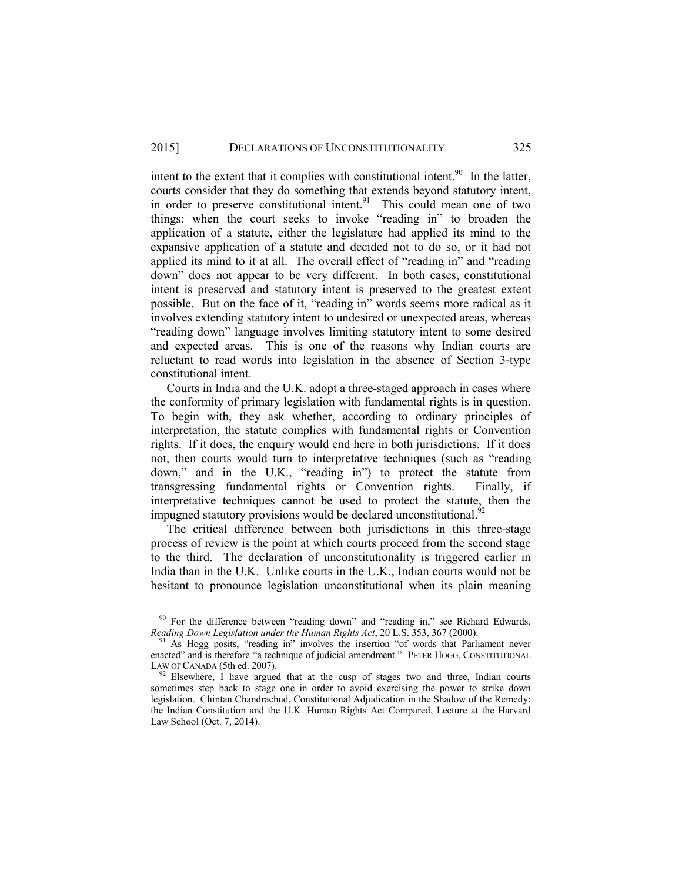intent to the extent that it complies with constitutional intent.[90] In the latter, courts consider that they do something that extends beyond statutory intent, in order to preserve constitutional intent.[91] This could mean one of two things: when the court seeks to invoke "reading in" to broaden the application of a statute, either the legislature had applied its mind to the expansive application of a statute and decided not to do so, or it had not applied its mind to it at all. The overall effect of "reading in" and "reading down" does not appear to be very different. In both cases, constitutional intent is preserved and statutory intent is preserved to the greatest extent possible. But on the face of it, "reading in" words seems more radical as it involves extending statutory intent to undesired or unexpected areas, whereas "reading down" language involves limiting statutory intent to some desired and expected areas. This is one of the reasons why Indian courts are reluctant to read words into legislation in the absence of Section 3-type constitutional intent.

Courts in India and the U.K. adopt a three-staged approach in cases where the conformity of primary legislation with fundamental rights is in question. To begin with, they ask whether, according to ordinary principles of interpretation, the statute complies with fundamental rights or Convention rights. If it does, the enquiry would end here in both jurisdictions. If it does not, then courts would turn to interpretative techniques (such as "reading down," and in the U.K., "reading in") to protect the statute from transgressing fundamental rights or Convention rights. Finally, if interpretative techniques cannot be used to protect the statute, then the impugned statutory provisions would be declared unconstitutional.[92]

The critical difference between both jurisdictions in this three-stage process of review is the point at which courts proceed from the second stage to the third. The declaration of unconstitutionality is triggered earlier in India than in the U.K. Unlike courts in the U.K., Indian courts would not be hesitant to pronounce legislation unconstitutional when its plain meaning

---

[90] For the difference between "reading down" and "reading in," see Richard Edwards, *Reading Down Legislation under the Human Rights Act*, 20 L.S. 353, 367 (2000).

[91] As Hogg posits, "reading in" involves the insertion "of words that Parliament never enacted" and is therefore "a technique of judicial amendment." PETER HOGG, CONSTITUTIONAL LAW OF CANADA (5th ed. 2007).

[92] Elsewhere, I have argued that at the cusp of stages two and three, Indian courts sometimes step back to stage one in order to avoid exercising the power to strike down legislation. Chintan Chandrachud, Constitutional Adjudication in the Shadow of the Remedy: the Indian Constitution and the U.K. Human Rights Act Compared, Lecture at the Harvard Law School (Oct. 7, 2014).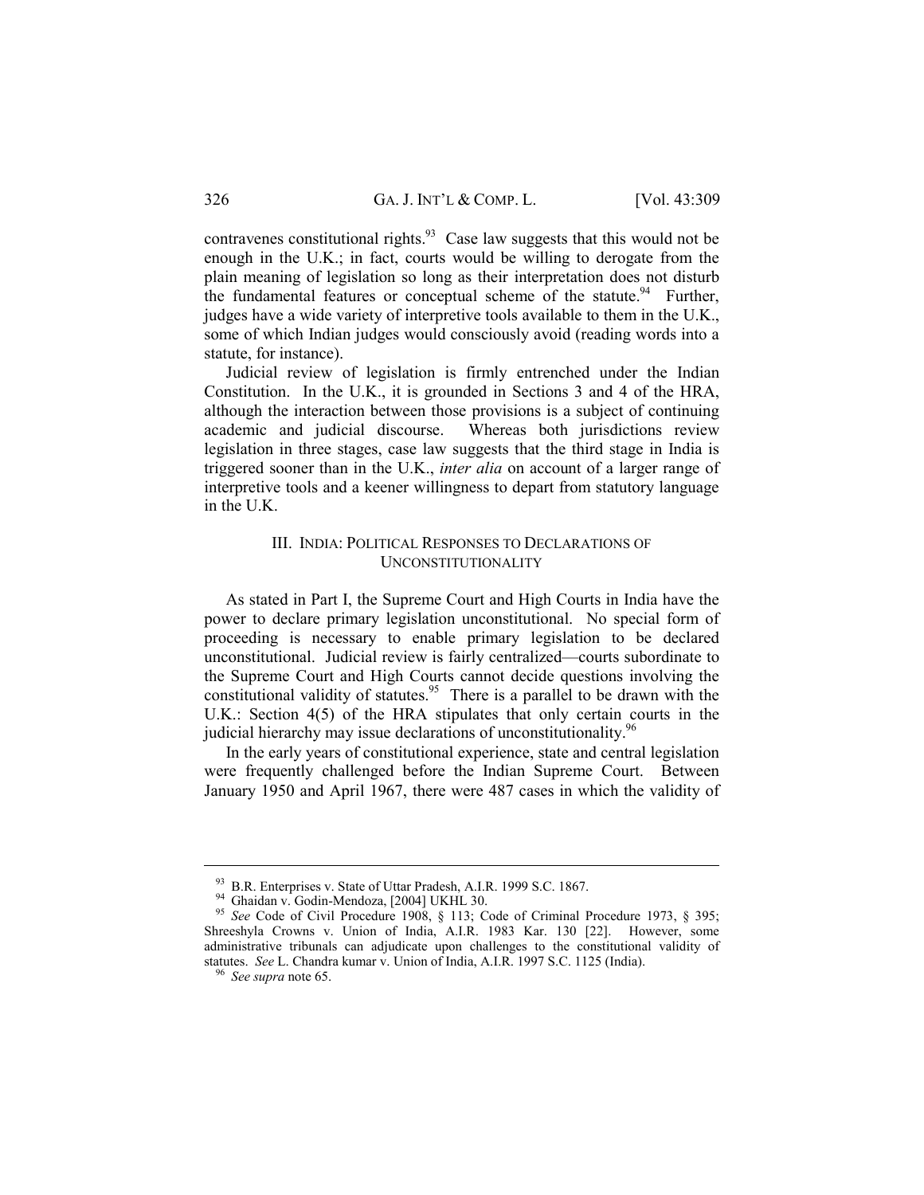contravenes constitutional rights.[93] Case law suggests that this would not be enough in the U.K.; in fact, courts would be willing to derogate from the plain meaning of legislation so long as their interpretation does not disturb the fundamental features or conceptual scheme of the statute.[94] Further, judges have a wide variety of interpretive tools available to them in the U.K., some of which Indian judges would consciously avoid (reading words into a statute, for instance).

Judicial review of legislation is firmly entrenched under the Indian Constitution. In the U.K., it is grounded in Sections 3 and 4 of the HRA, although the interaction between those provisions is a subject of continuing academic and judicial discourse. Whereas both jurisdictions review legislation in three stages, case law suggests that the third stage in India is triggered sooner than in the U.K., *inter alia* on account of a larger range of interpretive tools and a keener willingness to depart from statutory language in the U.K.

## III. INDIA: POLITICAL RESPONSES TO DECLARATIONS OF UNCONSTITUTIONALITY

As stated in Part I, the Supreme Court and High Courts in India have the power to declare primary legislation unconstitutional. No special form of proceeding is necessary to enable primary legislation to be declared unconstitutional. Judicial review is fairly centralized—courts subordinate to the Supreme Court and High Courts cannot decide questions involving the constitutional validity of statutes.[95] There is a parallel to be drawn with the U.K.: Section 4(5) of the HRA stipulates that only certain courts in the judicial hierarchy may issue declarations of unconstitutionality.[96]

In the early years of constitutional experience, state and central legislation were frequently challenged before the Indian Supreme Court. Between January 1950 and April 1967, there were 487 cases in which the validity of

---

[93] B.R. Enterprises v. State of Uttar Pradesh, A.I.R. 1999 S.C. 1867.

[94] Ghaidan v. Godin-Mendoza, [2004] UKHL 30.

[95] *See* Code of Civil Procedure 1908, § 113; Code of Criminal Procedure 1973, § 395; Shreeshyla Crowns v. Union of India, A.I.R. 1983 Kar. 130 [22]. However, some administrative tribunals can adjudicate upon challenges to the constitutional validity of statutes. *See* L. Chandra kumar v. Union of India, A.I.R. 1997 S.C. 1125 (India).

[96] *See supra* note 65.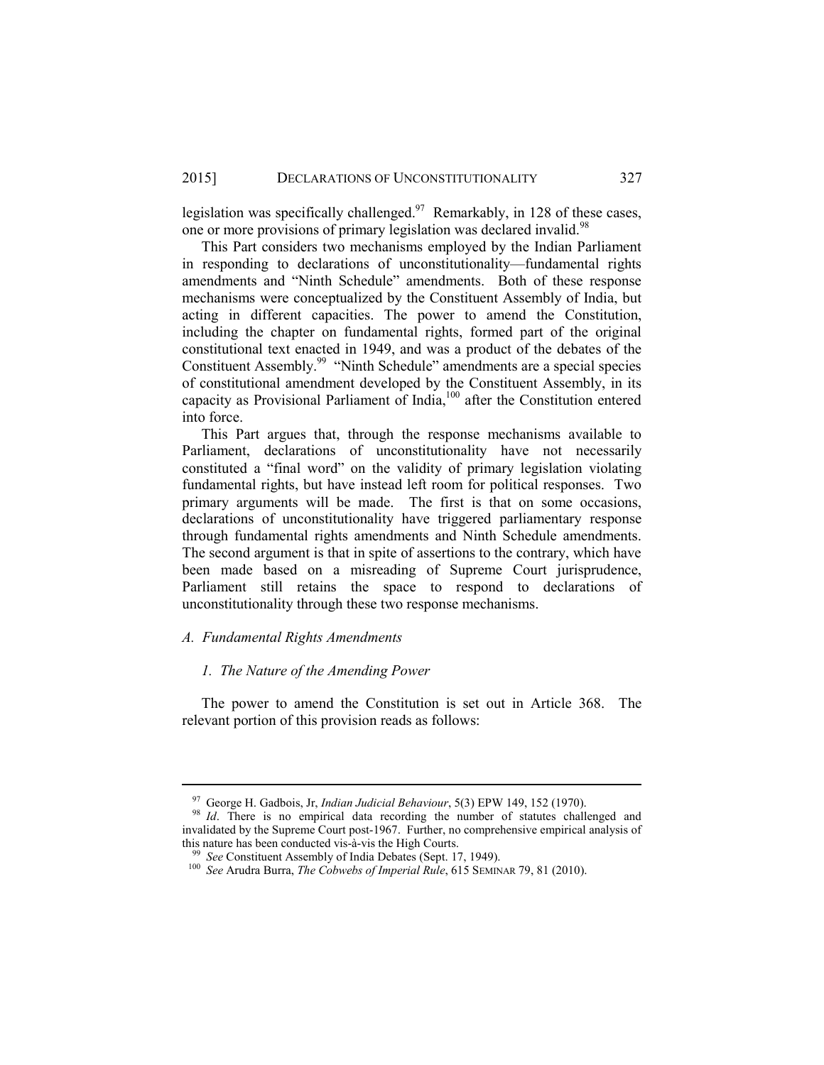legislation was specifically challenged.[97] Remarkably, in 128 of these cases, one or more provisions of primary legislation was declared invalid.[98]

This Part considers two mechanisms employed by the Indian Parliament in responding to declarations of unconstitutionality—fundamental rights amendments and "Ninth Schedule" amendments. Both of these response mechanisms were conceptualized by the Constituent Assembly of India, but acting in different capacities. The power to amend the Constitution, including the chapter on fundamental rights, formed part of the original constitutional text enacted in 1949, and was a product of the debates of the Constituent Assembly.[99] "Ninth Schedule" amendments are a special species of constitutional amendment developed by the Constituent Assembly, in its capacity as Provisional Parliament of India,[100] after the Constitution entered into force.

This Part argues that, through the response mechanisms available to Parliament, declarations of unconstitutionality have not necessarily constituted a "final word" on the validity of primary legislation violating fundamental rights, but have instead left room for political responses. Two primary arguments will be made. The first is that on some occasions, declarations of unconstitutionality have triggered parliamentary response through fundamental rights amendments and Ninth Schedule amendments. The second argument is that in spite of assertions to the contrary, which have been made based on a misreading of Supreme Court jurisprudence, Parliament still retains the space to respond to declarations of unconstitutionality through these two response mechanisms.

### *A. Fundamental Rights Amendments*

#### *1. The Nature of the Amending Power*

The power to amend the Constitution is set out in Article 368. The relevant portion of this provision reads as follows:

---

[97] George H. Gadbois, Jr, *Indian Judicial Behaviour*, 5(3) EPW 149, 152 (1970).

[98] *Id*. There is no empirical data recording the number of statutes challenged and invalidated by the Supreme Court post-1967. Further, no comprehensive empirical analysis of this nature has been conducted vis-à-vis the High Courts.

[99] *See* Constituent Assembly of India Debates (Sept. 17, 1949).

[100] *See* Arudra Burra, *The Cobwebs of Imperial Rule*, 615 SEMINAR 79, 81 (2010).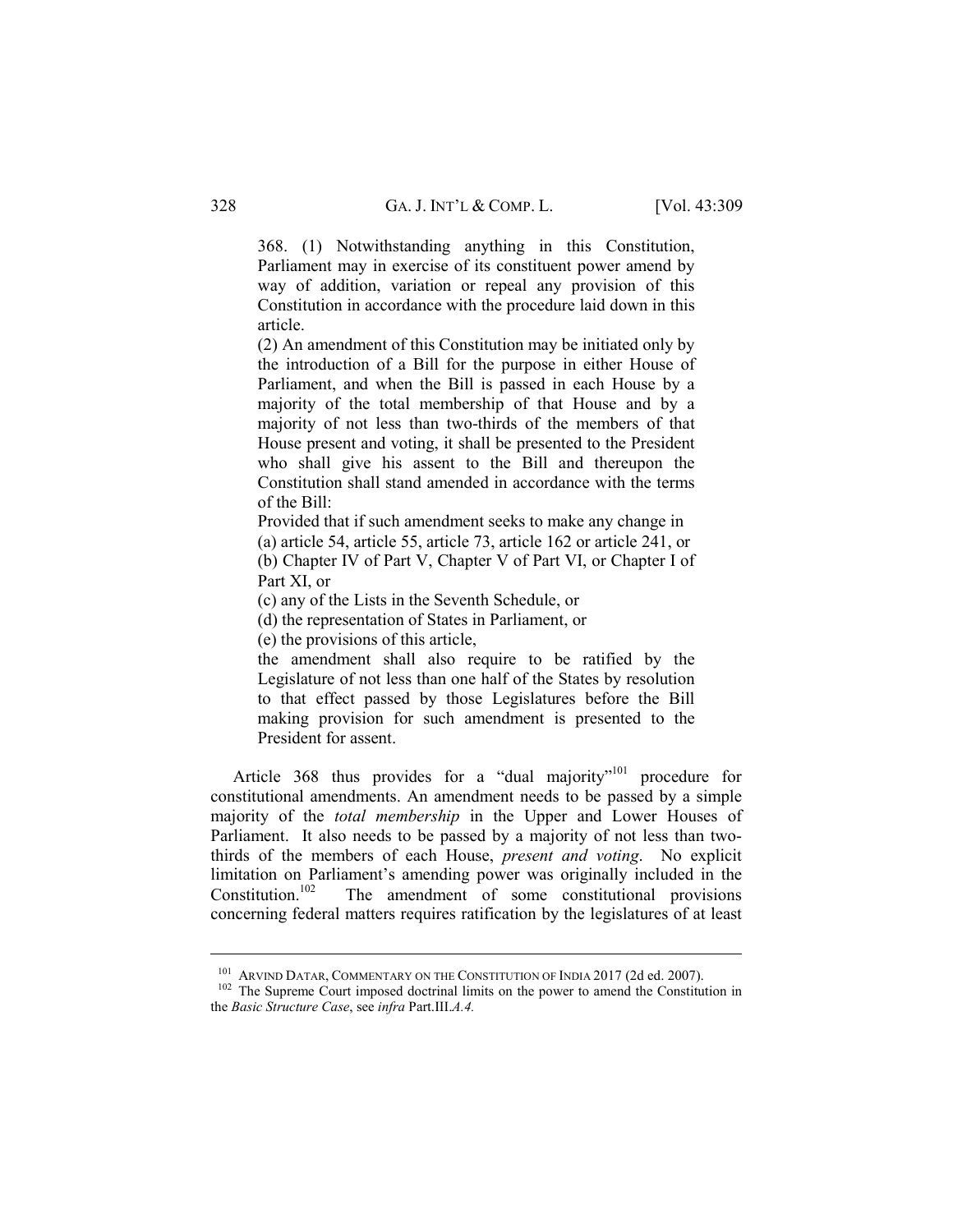> 368. (1) Notwithstanding anything in this Constitution, Parliament may in exercise of its constituent power amend by way of addition, variation or repeal any provision of this Constitution in accordance with the procedure laid down in this article.
>
> (2) An amendment of this Constitution may be initiated only by the introduction of a Bill for the purpose in either House of Parliament, and when the Bill is passed in each House by a majority of the total membership of that House and by a majority of not less than two-thirds of the members of that House present and voting, it shall be presented to the President who shall give his assent to the Bill and thereupon the Constitution shall stand amended in accordance with the terms of the Bill:
>
> Provided that if such amendment seeks to make any change in
>
> (a) article 54, article 55, article 73, article 162 or article 241, or
>
> (b) Chapter IV of Part V, Chapter V of Part VI, or Chapter I of Part XI, or
>
> (c) any of the Lists in the Seventh Schedule, or
>
> (d) the representation of States in Parliament, or
>
> (e) the provisions of this article,
>
> the amendment shall also require to be ratified by the Legislature of not less than one half of the States by resolution to that effect passed by those Legislatures before the Bill making provision for such amendment is presented to the President for assent.

Article 368 thus provides for a "dual majority"[101] procedure for constitutional amendments. An amendment needs to be passed by a simple majority of the *total membership* in the Upper and Lower Houses of Parliament. It also needs to be passed by a majority of not less than two-thirds of the members of each House, *present and voting*. No explicit limitation on Parliament's amending power was originally included in the Constitution.[102] The amendment of some constitutional provisions concerning federal matters requires ratification by the legislatures of at least

---

[101] ARVIND DATAR, COMMENTARY ON THE CONSTITUTION OF INDIA 2017 (2d ed. 2007).

[102] The Supreme Court imposed doctrinal limits on the power to amend the Constitution in the *Basic Structure Case*, see *infra* Part.III.*A.4.*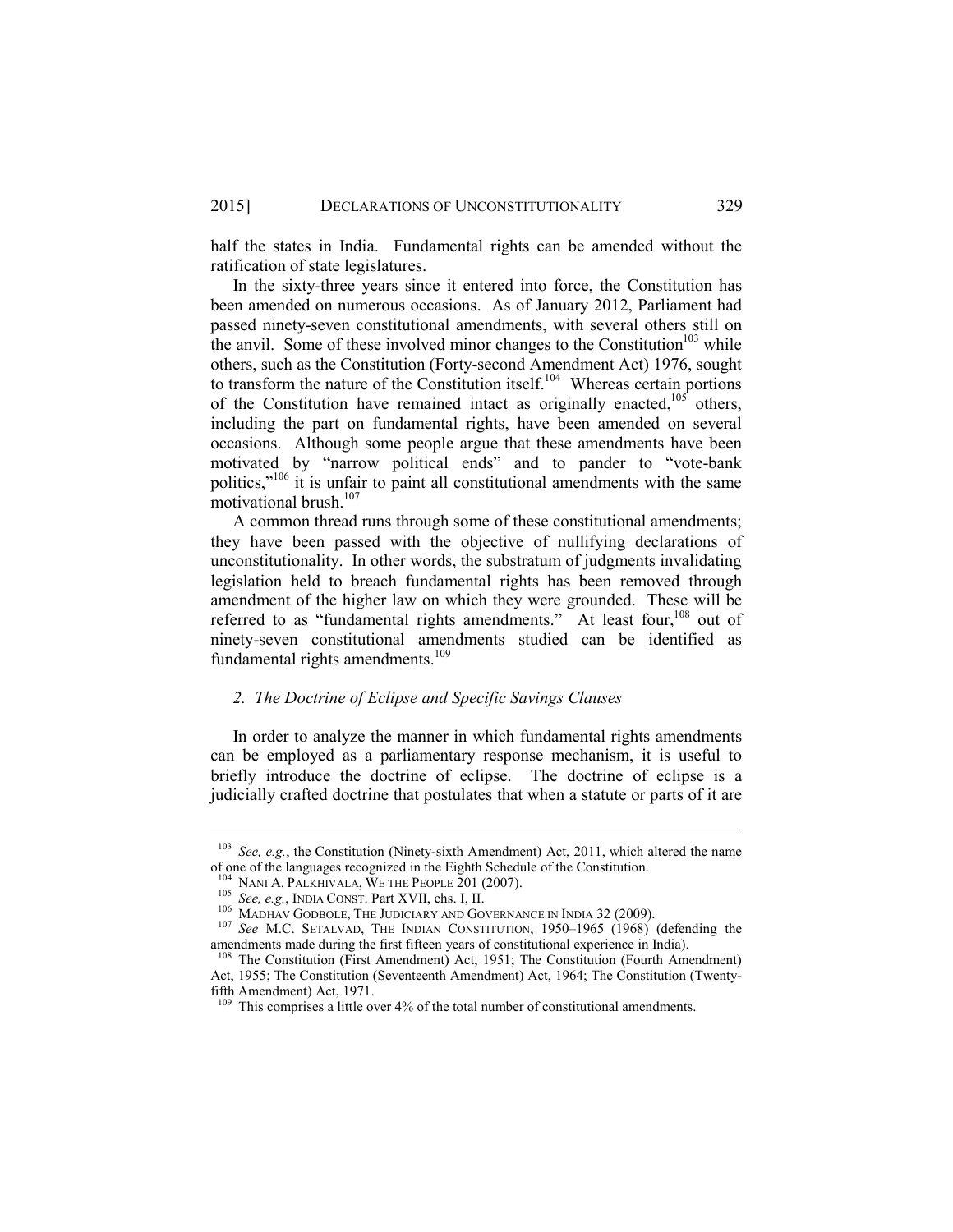half the states in India. Fundamental rights can be amended without the ratification of state legislatures.

In the sixty-three years since it entered into force, the Constitution has been amended on numerous occasions. As of January 2012, Parliament had passed ninety-seven constitutional amendments, with several others still on the anvil. Some of these involved minor changes to the Constitution[103] while others, such as the Constitution (Forty-second Amendment Act) 1976, sought to transform the nature of the Constitution itself.[104] Whereas certain portions of the Constitution have remained intact as originally enacted,[105] others, including the part on fundamental rights, have been amended on several occasions. Although some people argue that these amendments have been motivated by "narrow political ends" and to pander to "vote-bank politics,"[106] it is unfair to paint all constitutional amendments with the same motivational brush.[107]

A common thread runs through some of these constitutional amendments; they have been passed with the objective of nullifying declarations of unconstitutionality. In other words, the substratum of judgments invalidating legislation held to breach fundamental rights has been removed through amendment of the higher law on which they were grounded. These will be referred to as "fundamental rights amendments." At least four,[108] out of ninety-seven constitutional amendments studied can be identified as fundamental rights amendments.[109]

### 2. *The Doctrine of Eclipse and Specific Savings Clauses*

In order to analyze the manner in which fundamental rights amendments can be employed as a parliamentary response mechanism, it is useful to briefly introduce the doctrine of eclipse. The doctrine of eclipse is a judicially crafted doctrine that postulates that when a statute or parts of it are

---

[103] *See, e.g.*, the Constitution (Ninety-sixth Amendment) Act, 2011, which altered the name of one of the languages recognized in the Eighth Schedule of the Constitution.

[104] NANI A. PALKHIVALA, WE THE PEOPLE 201 (2007).

[105] *See, e.g.*, INDIA CONST. Part XVII, chs. I, II.

[106] MADHAV GODBOLE, THE JUDICIARY AND GOVERNANCE IN INDIA 32 (2009).

[107] *See* M.C. SETALVAD, THE INDIAN CONSTITUTION, 1950–1965 (1968) (defending the amendments made during the first fifteen years of constitutional experience in India).

[108] The Constitution (First Amendment) Act, 1951; The Constitution (Fourth Amendment) Act, 1955; The Constitution (Seventeenth Amendment) Act, 1964; The Constitution (Twenty-fifth Amendment) Act, 1971.

[109] This comprises a little over 4% of the total number of constitutional amendments.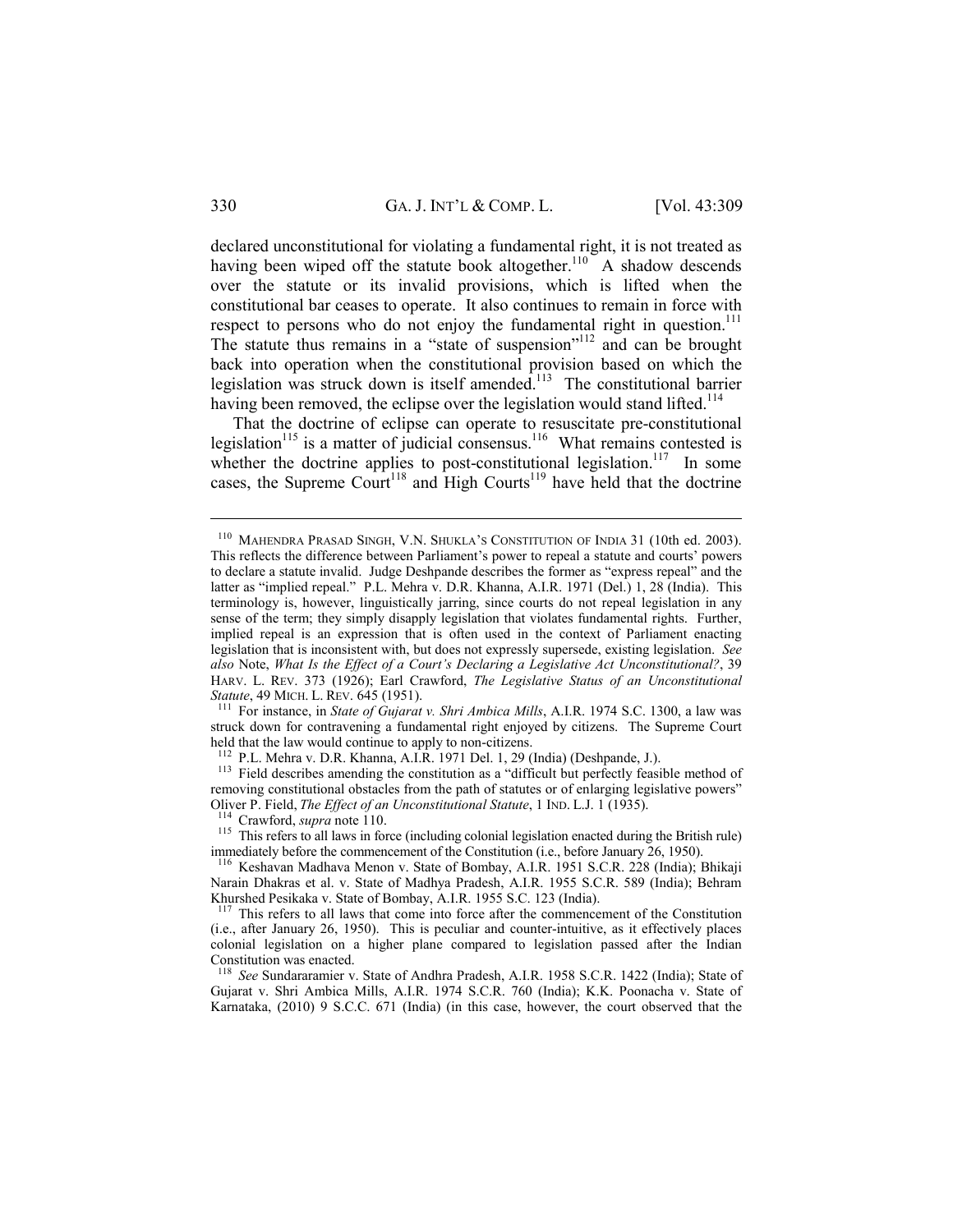declared unconstitutional for violating a fundamental right, it is not treated as having been wiped off the statute book altogether.[110] A shadow descends over the statute or its invalid provisions, which is lifted when the constitutional bar ceases to operate. It also continues to remain in force with respect to persons who do not enjoy the fundamental right in question.[111] The statute thus remains in a "state of suspension"[112] and can be brought back into operation when the constitutional provision based on which the legislation was struck down is itself amended.[113] The constitutional barrier having been removed, the eclipse over the legislation would stand lifted.[114]

That the doctrine of eclipse can operate to resuscitate pre-constitutional legislation[115] is a matter of judicial consensus.[116] What remains contested is whether the doctrine applies to post-constitutional legislation.[117] In some cases, the Supreme Court[118] and High Courts[119] have held that the doctrine

---

[110] MAHENDRA PRASAD SINGH, V.N. SHUKLA'S CONSTITUTION OF INDIA 31 (10th ed. 2003). This reflects the difference between Parliament's power to repeal a statute and courts' powers to declare a statute invalid. Judge Deshpande describes the former as "express repeal" and the latter as "implied repeal." P.L. Mehra v. D.R. Khanna, A.I.R. 1971 (Del.) 1, 28 (India). This terminology is, however, linguistically jarring, since courts do not repeal legislation in any sense of the term; they simply disapply legislation that violates fundamental rights. Further, implied repeal is an expression that is often used in the context of Parliament enacting legislation that is inconsistent with, but does not expressly supersede, existing legislation. *See also* Note, *What Is the Effect of a Court's Declaring a Legislative Act Unconstitutional?*, 39 HARV. L. REV. 373 (1926); Earl Crawford, *The Legislative Status of an Unconstitutional Statute*, 49 MICH. L. REV. 645 (1951).

[111] For instance, in *State of Gujarat v. Shri Ambica Mills*, A.I.R. 1974 S.C. 1300, a law was struck down for contravening a fundamental right enjoyed by citizens. The Supreme Court held that the law would continue to apply to non-citizens.

[112] P.L. Mehra v. D.R. Khanna, A.I.R. 1971 Del. 1, 29 (India) (Deshpande, J.).

[113] Field describes amending the constitution as a "difficult but perfectly feasible method of removing constitutional obstacles from the path of statutes or of enlarging legislative powers" Oliver P. Field, *The Effect of an Unconstitutional Statute*, 1 IND. L.J. 1 (1935).

[114] Crawford, *supra* note 110.

[115] This refers to all laws in force (including colonial legislation enacted during the British rule) immediately before the commencement of the Constitution (i.e., before January 26, 1950).

[116] Keshavan Madhava Menon v. State of Bombay, A.I.R. 1951 S.C.R. 228 (India); Bhikaji Narain Dhakras et al. v. State of Madhya Pradesh, A.I.R. 1955 S.C.R. 589 (India); Behram Khurshed Pesikaka v. State of Bombay, A.I.R. 1955 S.C. 123 (India).

[117] This refers to all laws that come into force after the commencement of the Constitution (i.e., after January 26, 1950). This is peculiar and counter-intuitive, as it effectively places colonial legislation on a higher plane compared to legislation passed after the Indian Constitution was enacted.

[118] *See* Sundararamier v. State of Andhra Pradesh, A.I.R. 1958 S.C.R. 1422 (India); State of Gujarat v. Shri Ambica Mills, A.I.R. 1974 S.C.R. 760 (India); K.K. Poonacha v. State of Karnataka, (2010) 9 S.C.C. 671 (India) (in this case, however, the court observed that the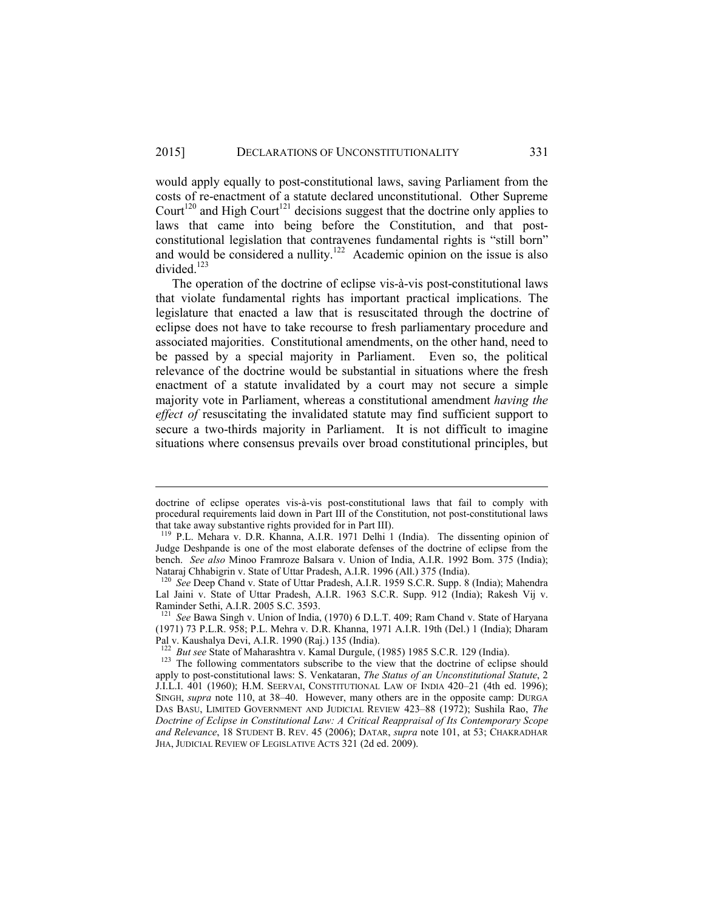would apply equally to post-constitutional laws, saving Parliament from the costs of re-enactment of a statute declared unconstitutional. Other Supreme Court[120] and High Court[121] decisions suggest that the doctrine only applies to laws that came into being before the Constitution, and that post-constitutional legislation that contravenes fundamental rights is "still born" and would be considered a nullity.[122] Academic opinion on the issue is also divided.[123]

The operation of the doctrine of eclipse vis-à-vis post-constitutional laws that violate fundamental rights has important practical implications. The legislature that enacted a law that is resuscitated through the doctrine of eclipse does not have to take recourse to fresh parliamentary procedure and associated majorities. Constitutional amendments, on the other hand, need to be passed by a special majority in Parliament. Even so, the political relevance of the doctrine would be substantial in situations where the fresh enactment of a statute invalidated by a court may not secure a simple majority vote in Parliament, whereas a constitutional amendment *having the effect of* resuscitating the invalidated statute may find sufficient support to secure a two-thirds majority in Parliament. It is not difficult to imagine situations where consensus prevails over broad constitutional principles, but

---

doctrine of eclipse operates vis-à-vis post-constitutional laws that fail to comply with procedural requirements laid down in Part III of the Constitution, not post-constitutional laws that take away substantive rights provided for in Part III).

[119] P.L. Mehara v. D.R. Khanna, A.I.R. 1971 Delhi 1 (India). The dissenting opinion of Judge Deshpande is one of the most elaborate defenses of the doctrine of eclipse from the bench. *See also* Minoo Framroze Balsara v. Union of India, A.I.R. 1992 Bom. 375 (India); Nataraj Chhabigrin v. State of Uttar Pradesh, A.I.R. 1996 (All.) 375 (India).

[120] *See* Deep Chand v. State of Uttar Pradesh, A.I.R. 1959 S.C.R. Supp. 8 (India); Mahendra Lal Jaini v. State of Uttar Pradesh, A.I.R. 1963 S.C.R. Supp. 912 (India); Rakesh Vij v. Raminder Sethi, A.I.R. 2005 S.C. 3593.

[121] *See* Bawa Singh v. Union of India, (1970) 6 D.L.T. 409; Ram Chand v. State of Haryana (1971) 73 P.L.R. 958; P.L. Mehra v. D.R. Khanna, 1971 A.I.R. 19th (Del.) 1 (India); Dharam Pal v. Kaushalya Devi, A.I.R. 1990 (Raj.) 135 (India).

[122] *But see* State of Maharashtra v. Kamal Durgule, (1985) 1985 S.C.R. 129 (India).

[123] The following commentators subscribe to the view that the doctrine of eclipse should apply to post-constitutional laws: S. Venkataran, *The Status of an Unconstitutional Statute*, 2 J.I.L.I. 401 (1960); H.M. SEERVAI, CONSTITUTIONAL LAW OF INDIA 420–21 (4th ed. 1996); SINGH, *supra* note 110, at 38–40. However, many others are in the opposite camp: DURGA DAS BASU, LIMITED GOVERNMENT AND JUDICIAL REVIEW 423–88 (1972); Sushila Rao, *The Doctrine of Eclipse in Constitutional Law: A Critical Reappraisal of Its Contemporary Scope and Relevance*, 18 STUDENT B. REV. 45 (2006); DATAR, *supra* note 101, at 53; CHAKRADHAR JHA, JUDICIAL REVIEW OF LEGISLATIVE ACTS 321 (2d ed. 2009).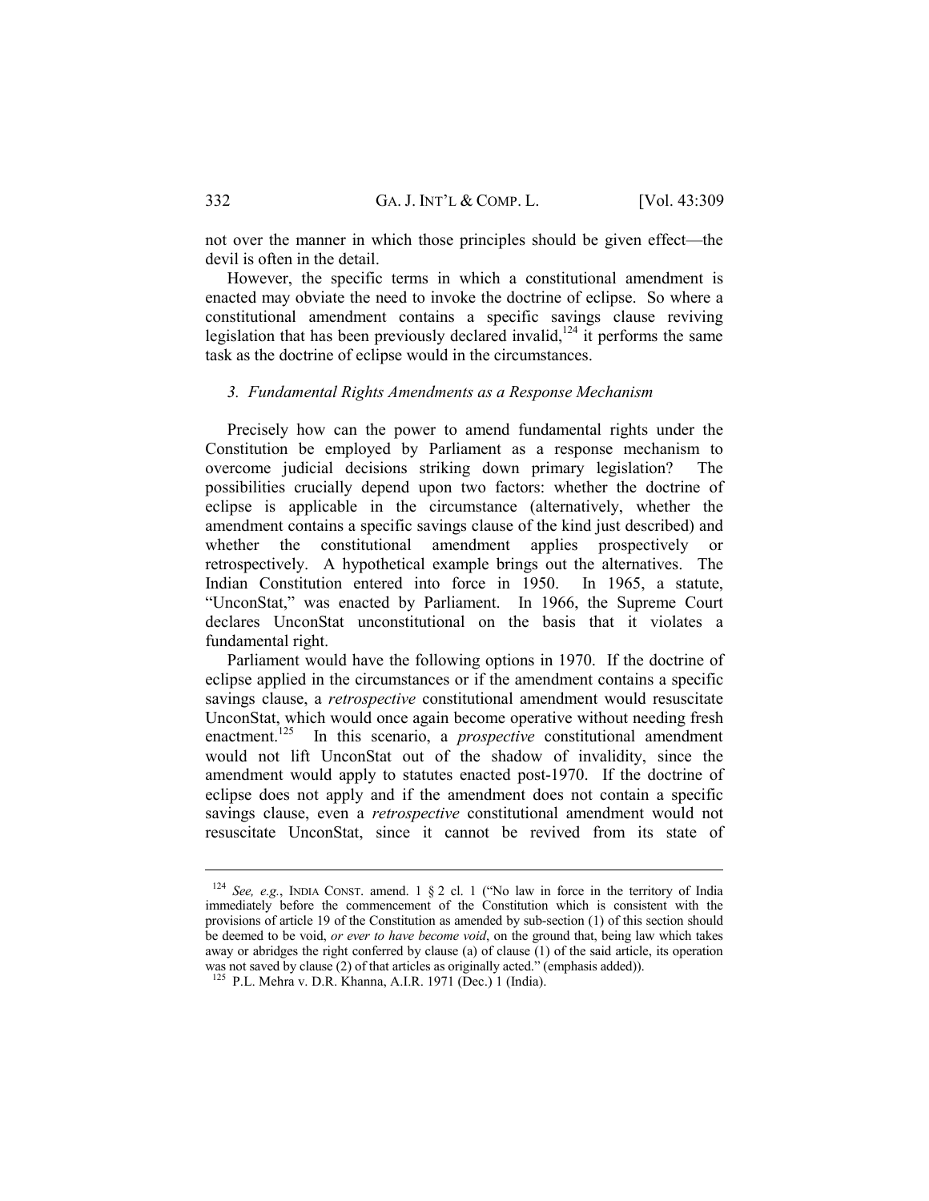not over the manner in which those principles should be given effect—the devil is often in the detail.

However, the specific terms in which a constitutional amendment is enacted may obviate the need to invoke the doctrine of eclipse. So where a constitutional amendment contains a specific savings clause reviving legislation that has been previously declared invalid,[124] it performs the same task as the doctrine of eclipse would in the circumstances.

### *3. Fundamental Rights Amendments as a Response Mechanism*

Precisely how can the power to amend fundamental rights under the Constitution be employed by Parliament as a response mechanism to overcome judicial decisions striking down primary legislation? The possibilities crucially depend upon two factors: whether the doctrine of eclipse is applicable in the circumstance (alternatively, whether the amendment contains a specific savings clause of the kind just described) and whether the constitutional amendment applies prospectively or retrospectively. A hypothetical example brings out the alternatives. The Indian Constitution entered into force in 1950. In 1965, a statute, "UnconStat," was enacted by Parliament. In 1966, the Supreme Court declares UnconStat unconstitutional on the basis that it violates a fundamental right.

Parliament would have the following options in 1970. If the doctrine of eclipse applied in the circumstances or if the amendment contains a specific savings clause, a *retrospective* constitutional amendment would resuscitate UnconStat, which would once again become operative without needing fresh enactment.[125] In this scenario, a *prospective* constitutional amendment would not lift UnconStat out of the shadow of invalidity, since the amendment would apply to statutes enacted post-1970. If the doctrine of eclipse does not apply and if the amendment does not contain a specific savings clause, even a *retrospective* constitutional amendment would not resuscitate UnconStat, since it cannot be revived from its state of

---

[124] *See, e.g.*, INDIA CONST. amend. 1 § 2 cl. 1 ("No law in force in the territory of India immediately before the commencement of the Constitution which is consistent with the provisions of article 19 of the Constitution as amended by sub-section (1) of this section should be deemed to be void, *or ever to have become void*, on the ground that, being law which takes away or abridges the right conferred by clause (a) of clause (1) of the said article, its operation was not saved by clause (2) of that articles as originally acted." (emphasis added)).

[125] P.L. Mehra v. D.R. Khanna, A.I.R. 1971 (Dec.) 1 (India).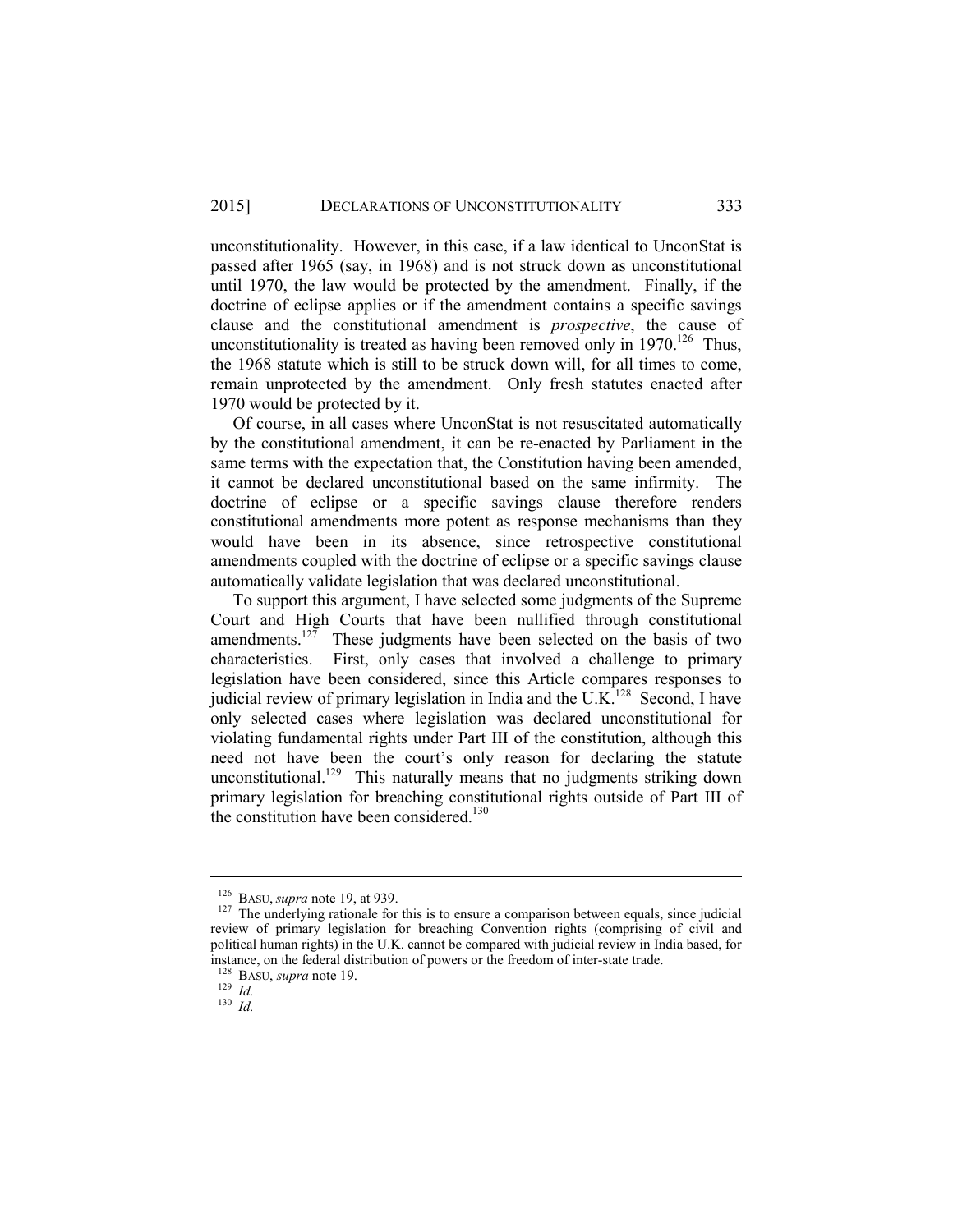unconstitutionality. However, in this case, if a law identical to UnconStat is passed after 1965 (say, in 1968) and is not struck down as unconstitutional until 1970, the law would be protected by the amendment. Finally, if the doctrine of eclipse applies or if the amendment contains a specific savings clause and the constitutional amendment is *prospective*, the cause of unconstitutionality is treated as having been removed only in 1970.[126] Thus, the 1968 statute which is still to be struck down will, for all times to come, remain unprotected by the amendment. Only fresh statutes enacted after 1970 would be protected by it.

Of course, in all cases where UnconStat is not resuscitated automatically by the constitutional amendment, it can be re-enacted by Parliament in the same terms with the expectation that, the Constitution having been amended, it cannot be declared unconstitutional based on the same infirmity. The doctrine of eclipse or a specific savings clause therefore renders constitutional amendments more potent as response mechanisms than they would have been in its absence, since retrospective constitutional amendments coupled with the doctrine of eclipse or a specific savings clause automatically validate legislation that was declared unconstitutional.

To support this argument, I have selected some judgments of the Supreme Court and High Courts that have been nullified through constitutional amendments.[127] These judgments have been selected on the basis of two characteristics. First, only cases that involved a challenge to primary legislation have been considered, since this Article compares responses to judicial review of primary legislation in India and the U.K.[128] Second, I have only selected cases where legislation was declared unconstitutional for violating fundamental rights under Part III of the constitution, although this need not have been the court's only reason for declaring the statute unconstitutional.[129] This naturally means that no judgments striking down primary legislation for breaching constitutional rights outside of Part III of the constitution have been considered.[130]

---

[126] BASU, *supra* note 19, at 939.

[127] The underlying rationale for this is to ensure a comparison between equals, since judicial review of primary legislation for breaching Convention rights (comprising of civil and political human rights) in the U.K. cannot be compared with judicial review in India based, for instance, on the federal distribution of powers or the freedom of inter-state trade.

[128] BASU, *supra* note 19.

[129] *Id.*

[130] *Id.*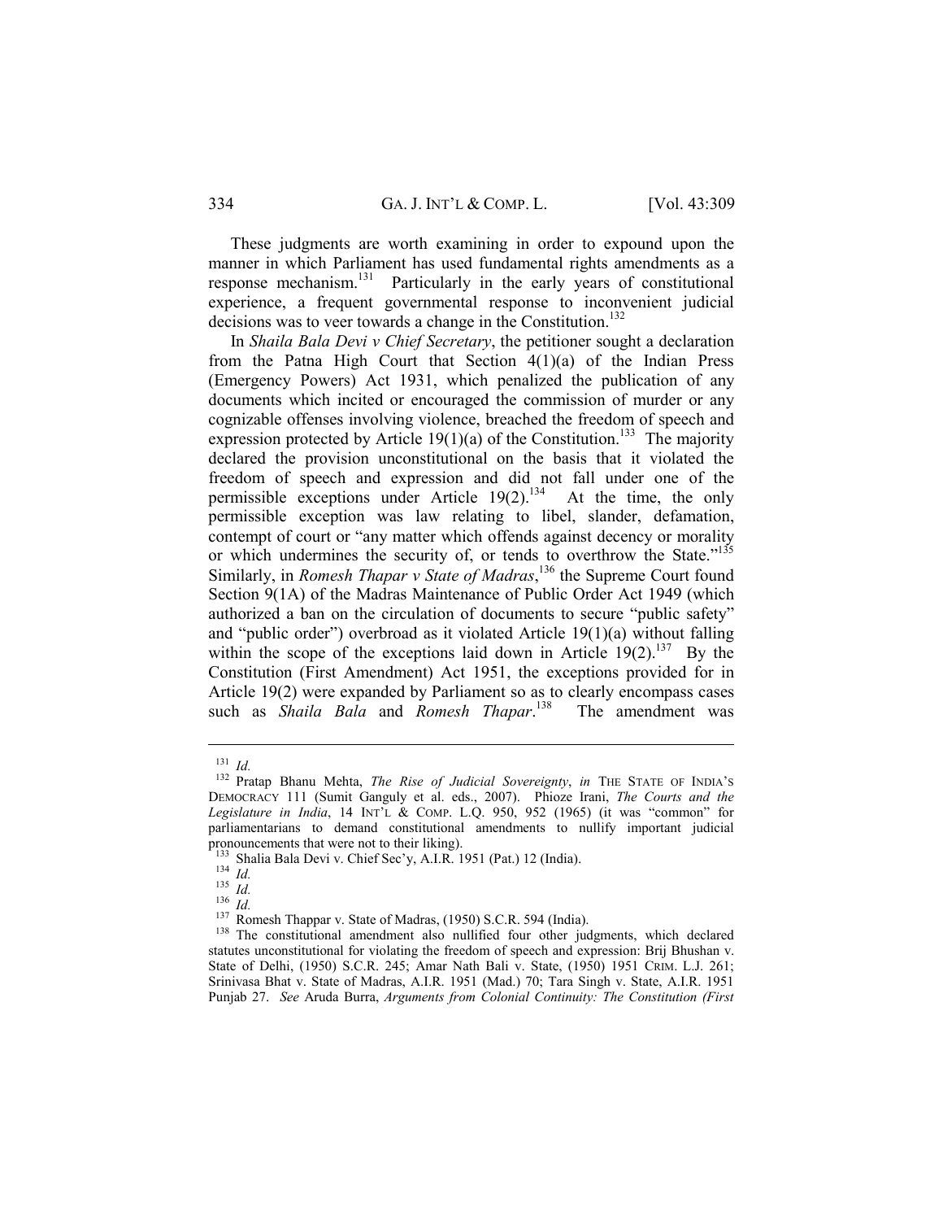These judgments are worth examining in order to expound upon the manner in which Parliament has used fundamental rights amendments as a response mechanism.[131] Particularly in the early years of constitutional experience, a frequent governmental response to inconvenient judicial decisions was to veer towards a change in the Constitution.[132]

In *Shaila Bala Devi v Chief Secretary*, the petitioner sought a declaration from the Patna High Court that Section 4(1)(a) of the Indian Press (Emergency Powers) Act 1931, which penalized the publication of any documents which incited or encouraged the commission of murder or any cognizable offenses involving violence, breached the freedom of speech and expression protected by Article 19(1)(a) of the Constitution.[133] The majority declared the provision unconstitutional on the basis that it violated the freedom of speech and expression and did not fall under one of the permissible exceptions under Article 19(2).[134] At the time, the only permissible exception was law relating to libel, slander, defamation, contempt of court or "any matter which offends against decency or morality or which undermines the security of, or tends to overthrow the State."[135] Similarly, in *Romesh Thapar v State of Madras*,[136] the Supreme Court found Section 9(1A) of the Madras Maintenance of Public Order Act 1949 (which authorized a ban on the circulation of documents to secure "public safety" and "public order") overbroad as it violated Article 19(1)(a) without falling within the scope of the exceptions laid down in Article 19(2).[137] By the Constitution (First Amendment) Act 1951, the exceptions provided for in Article 19(2) were expanded by Parliament so as to clearly encompass cases such as *Shaila Bala* and *Romesh Thapar*.[138] The amendment was

---

[131] *Id.*

[132] Pratap Bhanu Mehta, *The Rise of Judicial Sovereignty*, *in* THE STATE OF INDIA'S DEMOCRACY 111 (Sumit Ganguly et al. eds., 2007). Phioze Irani, *The Courts and the Legislature in India*, 14 INT'L & COMP. L.Q. 950, 952 (1965) (it was "common" for parliamentarians to demand constitutional amendments to nullify important judicial pronouncements that were not to their liking).

[133] Shalia Bala Devi v. Chief Sec'y, A.I.R. 1951 (Pat.) 12 (India).

[134] *Id.*

[135] *Id.*

[136] *Id.*

[137] Romesh Thappar v. State of Madras, (1950) S.C.R. 594 (India).

[138] The constitutional amendment also nullified four other judgments, which declared statutes unconstitutional for violating the freedom of speech and expression: Brij Bhushan v. State of Delhi, (1950) S.C.R. 245; Amar Nath Bali v. State, (1950) 1951 CRIM. L.J. 261; Srinivasa Bhat v. State of Madras, A.I.R. 1951 (Mad.) 70; Tara Singh v. State, A.I.R. 1951 Punjab 27. *See* Aruda Burra, *Arguments from Colonial Continuity: The Constitution (First*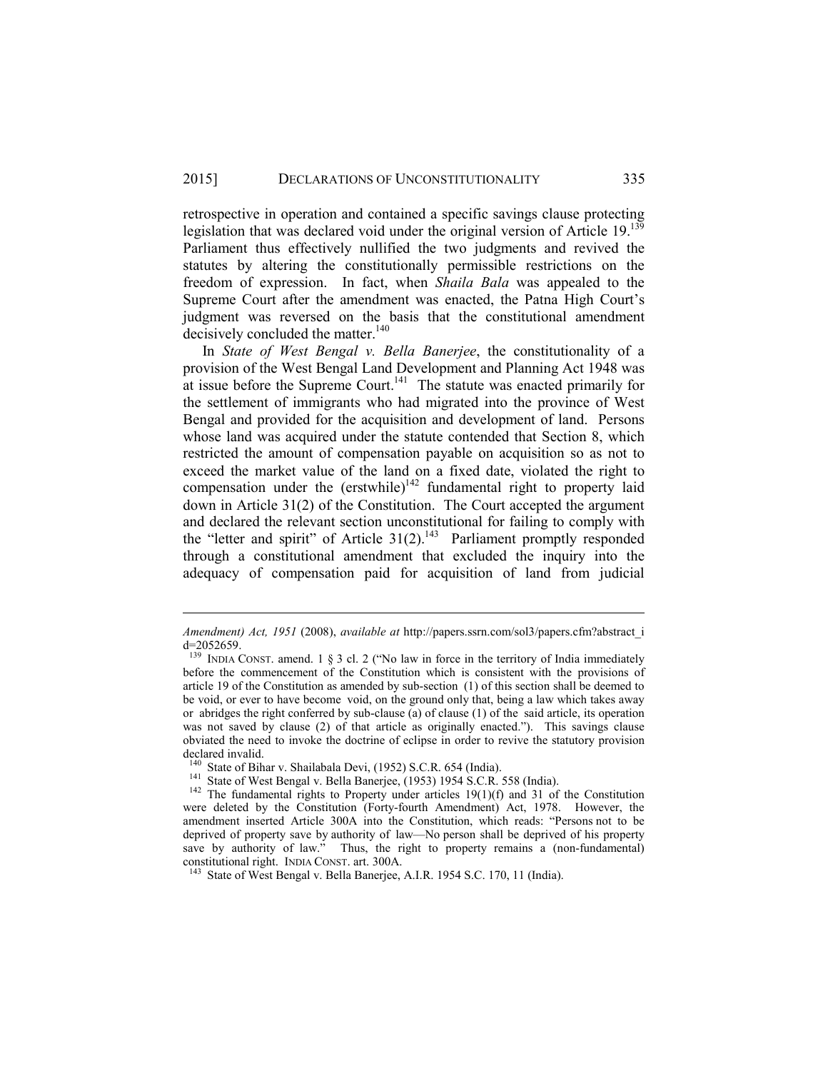retrospective in operation and contained a specific savings clause protecting legislation that was declared void under the original version of Article 19.[139] Parliament thus effectively nullified the two judgments and revived the statutes by altering the constitutionally permissible restrictions on the freedom of expression. In fact, when *Shaila Bala* was appealed to the Supreme Court after the amendment was enacted, the Patna High Court's judgment was reversed on the basis that the constitutional amendment decisively concluded the matter.[140]

In *State of West Bengal v. Bella Banerjee*, the constitutionality of a provision of the West Bengal Land Development and Planning Act 1948 was at issue before the Supreme Court.[141] The statute was enacted primarily for the settlement of immigrants who had migrated into the province of West Bengal and provided for the acquisition and development of land. Persons whose land was acquired under the statute contended that Section 8, which restricted the amount of compensation payable on acquisition so as not to exceed the market value of the land on a fixed date, violated the right to compensation under the (erstwhile)[142] fundamental right to property laid down in Article 31(2) of the Constitution. The Court accepted the argument and declared the relevant section unconstitutional for failing to comply with the "letter and spirit" of Article 31(2).[143] Parliament promptly responded through a constitutional amendment that excluded the inquiry into the adequacy of compensation paid for acquisition of land from judicial

---

*Amendment) Act, 1951* (2008), *available at* http://papers.ssrn.com/sol3/papers.cfm?abstract_id=2052659.

[139] INDIA CONST. amend. 1 § 3 cl. 2 ("No law in force in the territory of India immediately before the commencement of the Constitution which is consistent with the provisions of article 19 of the Constitution as amended by sub-section (1) of this section shall be deemed to be void, or ever to have become void, on the ground only that, being a law which takes away or abridges the right conferred by sub-clause (a) of clause (1) of the said article, its operation was not saved by clause (2) of that article as originally enacted."). This savings clause obviated the need to invoke the doctrine of eclipse in order to revive the statutory provision declared invalid.

[140] State of Bihar v. Shailabala Devi, (1952) S.C.R. 654 (India).

[141] State of West Bengal v. Bella Banerjee, (1953) 1954 S.C.R. 558 (India).

[142] The fundamental rights to Property under articles 19(1)(f) and 31 of the Constitution were deleted by the Constitution (Forty-fourth Amendment) Act, 1978. However, the amendment inserted Article 300A into the Constitution, which reads: "Persons not to be deprived of property save by authority of law—No person shall be deprived of his property save by authority of law." Thus, the right to property remains a (non-fundamental) constitutional right. INDIA CONST. art. 300A.

[143] State of West Bengal v. Bella Banerjee, A.I.R. 1954 S.C. 170, 11 (India).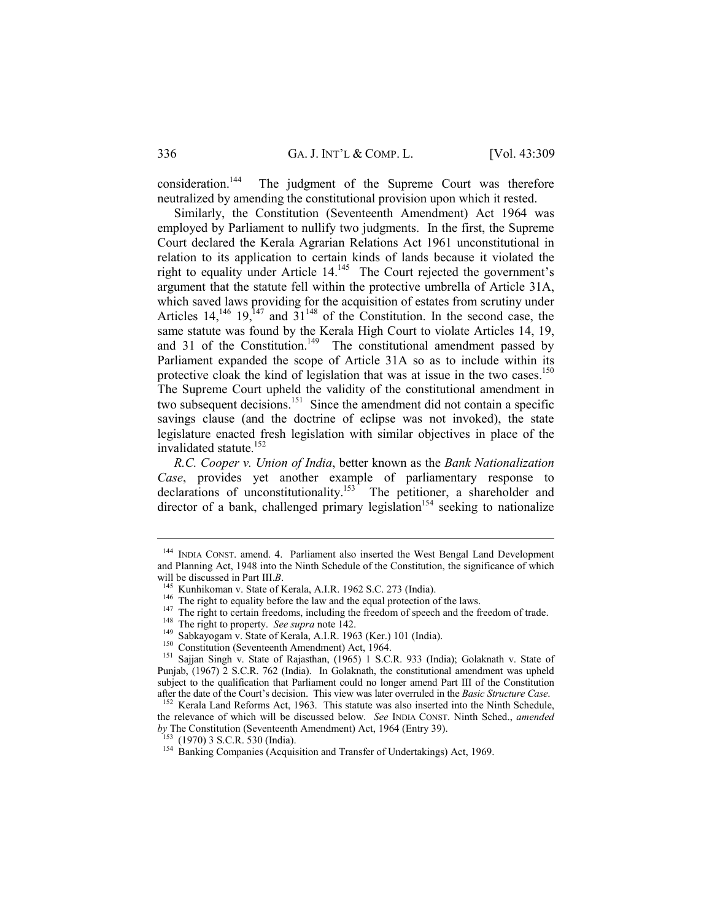consideration.[144] The judgment of the Supreme Court was therefore neutralized by amending the constitutional provision upon which it rested.

Similarly, the Constitution (Seventeenth Amendment) Act 1964 was employed by Parliament to nullify two judgments. In the first, the Supreme Court declared the Kerala Agrarian Relations Act 1961 unconstitutional in relation to its application to certain kinds of lands because it violated the right to equality under Article 14.[145] The Court rejected the government's argument that the statute fell within the protective umbrella of Article 31A, which saved laws providing for the acquisition of estates from scrutiny under Articles 14,[146] 19,[147] and 31[148] of the Constitution. In the second case, the same statute was found by the Kerala High Court to violate Articles 14, 19, and 31 of the Constitution.[149] The constitutional amendment passed by Parliament expanded the scope of Article 31A so as to include within its protective cloak the kind of legislation that was at issue in the two cases.[150] The Supreme Court upheld the validity of the constitutional amendment in two subsequent decisions.[151] Since the amendment did not contain a specific savings clause (and the doctrine of eclipse was not invoked), the state legislature enacted fresh legislation with similar objectives in place of the invalidated statute.[152]

*R.C. Cooper v. Union of India*, better known as the *Bank Nationalization Case*, provides yet another example of parliamentary response to declarations of unconstitutionality.[153] The petitioner, a shareholder and director of a bank, challenged primary legislation[154] seeking to nationalize

---

[144] INDIA CONST. amend. 4. Parliament also inserted the West Bengal Land Development and Planning Act, 1948 into the Ninth Schedule of the Constitution, the significance of which will be discussed in Part III.*B*.

[145] Kunhikoman v. State of Kerala, A.I.R. 1962 S.C. 273 (India).

[146] The right to equality before the law and the equal protection of the laws.

[147] The right to certain freedoms, including the freedom of speech and the freedom of trade.

[148] The right to property. *See supra* note 142.

[149] Sabkayogam v. State of Kerala, A.I.R. 1963 (Ker.) 101 (India).

[150] Constitution (Seventeenth Amendment) Act, 1964.

[151] Sajjan Singh v. State of Rajasthan, (1965) 1 S.C.R. 933 (India); Golaknath v. State of Punjab, (1967) 2 S.C.R. 762 (India). In Golaknath, the constitutional amendment was upheld subject to the qualification that Parliament could no longer amend Part III of the Constitution after the date of the Court's decision. This view was later overruled in the *Basic Structure Case*.

[152] Kerala Land Reforms Act, 1963. This statute was also inserted into the Ninth Schedule, the relevance of which will be discussed below. *See* INDIA CONST. Ninth Sched., *amended by* The Constitution (Seventeenth Amendment) Act, 1964 (Entry 39).

[153] (1970) 3 S.C.R. 530 (India).

[154] Banking Companies (Acquisition and Transfer of Undertakings) Act, 1969.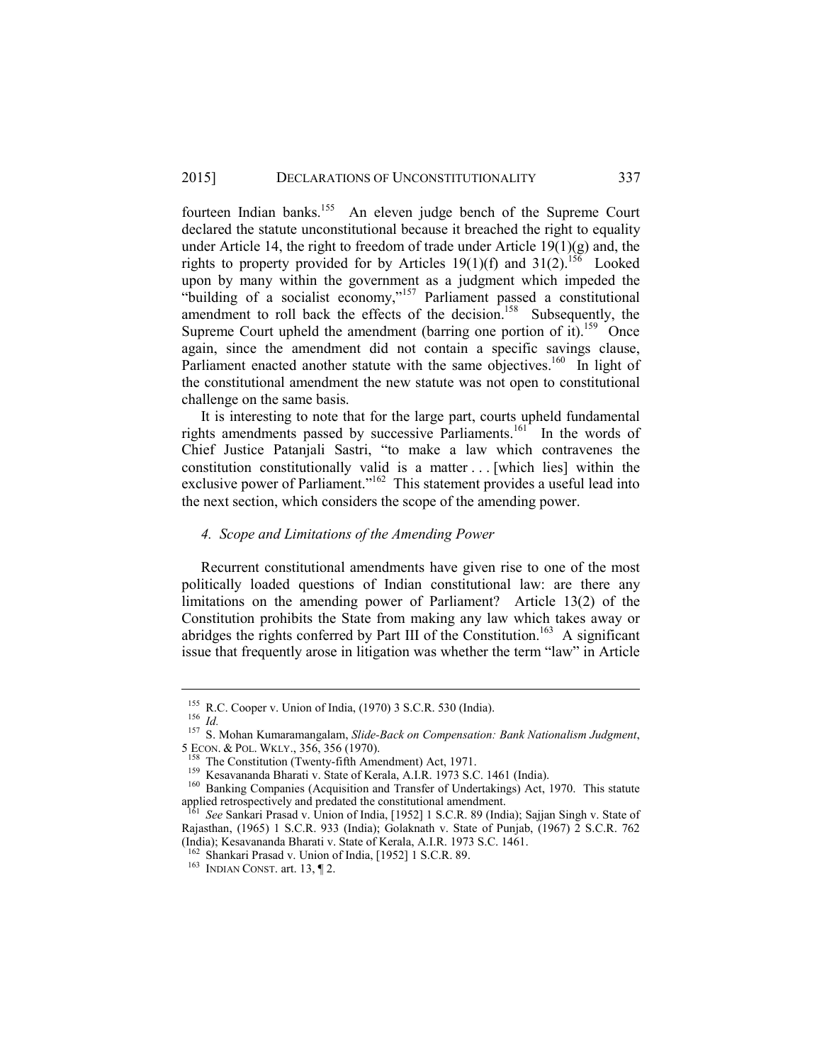fourteen Indian banks.[155] An eleven judge bench of the Supreme Court declared the statute unconstitutional because it breached the right to equality under Article 14, the right to freedom of trade under Article 19(1)(g) and, the rights to property provided for by Articles 19(1)(f) and 31(2).[156] Looked upon by many within the government as a judgment which impeded the "building of a socialist economy,"[157] Parliament passed a constitutional amendment to roll back the effects of the decision.[158] Subsequently, the Supreme Court upheld the amendment (barring one portion of it).[159] Once again, since the amendment did not contain a specific savings clause, Parliament enacted another statute with the same objectives.[160] In light of the constitutional amendment the new statute was not open to constitutional challenge on the same basis.

It is interesting to note that for the large part, courts upheld fundamental rights amendments passed by successive Parliaments.[161] In the words of Chief Justice Patanjali Sastri, "to make a law which contravenes the constitution constitutionally valid is a matter . . . [which lies] within the exclusive power of Parliament."[162] This statement provides a useful lead into the next section, which considers the scope of the amending power.

### *4. Scope and Limitations of the Amending Power*

Recurrent constitutional amendments have given rise to one of the most politically loaded questions of Indian constitutional law: are there any limitations on the amending power of Parliament? Article 13(2) of the Constitution prohibits the State from making any law which takes away or abridges the rights conferred by Part III of the Constitution.[163] A significant issue that frequently arose in litigation was whether the term "law" in Article

---

[155] R.C. Cooper v. Union of India, (1970) 3 S.C.R. 530 (India).

[156] *Id.*

[157] S. Mohan Kumaramangalam, *Slide-Back on Compensation: Bank Nationalism Judgment*, 5 ECON. & POL. WKLY., 356, 356 (1970).

[158] The Constitution (Twenty-fifth Amendment) Act, 1971.

[159] Kesavananda Bharati v. State of Kerala, A.I.R. 1973 S.C. 1461 (India).

[160] Banking Companies (Acquisition and Transfer of Undertakings) Act, 1970. This statute applied retrospectively and predated the constitutional amendment.

[161] *See* Sankari Prasad v. Union of India, [1952] 1 S.C.R. 89 (India); Sajjan Singh v. State of Rajasthan, (1965) 1 S.C.R. 933 (India); Golaknath v. State of Punjab, (1967) 2 S.C.R. 762 (India); Kesavananda Bharati v. State of Kerala, A.I.R. 1973 S.C. 1461.

[162] Shankari Prasad v. Union of India, [1952] 1 S.C.R. 89.

[163] INDIAN CONST. art. 13, ¶ 2.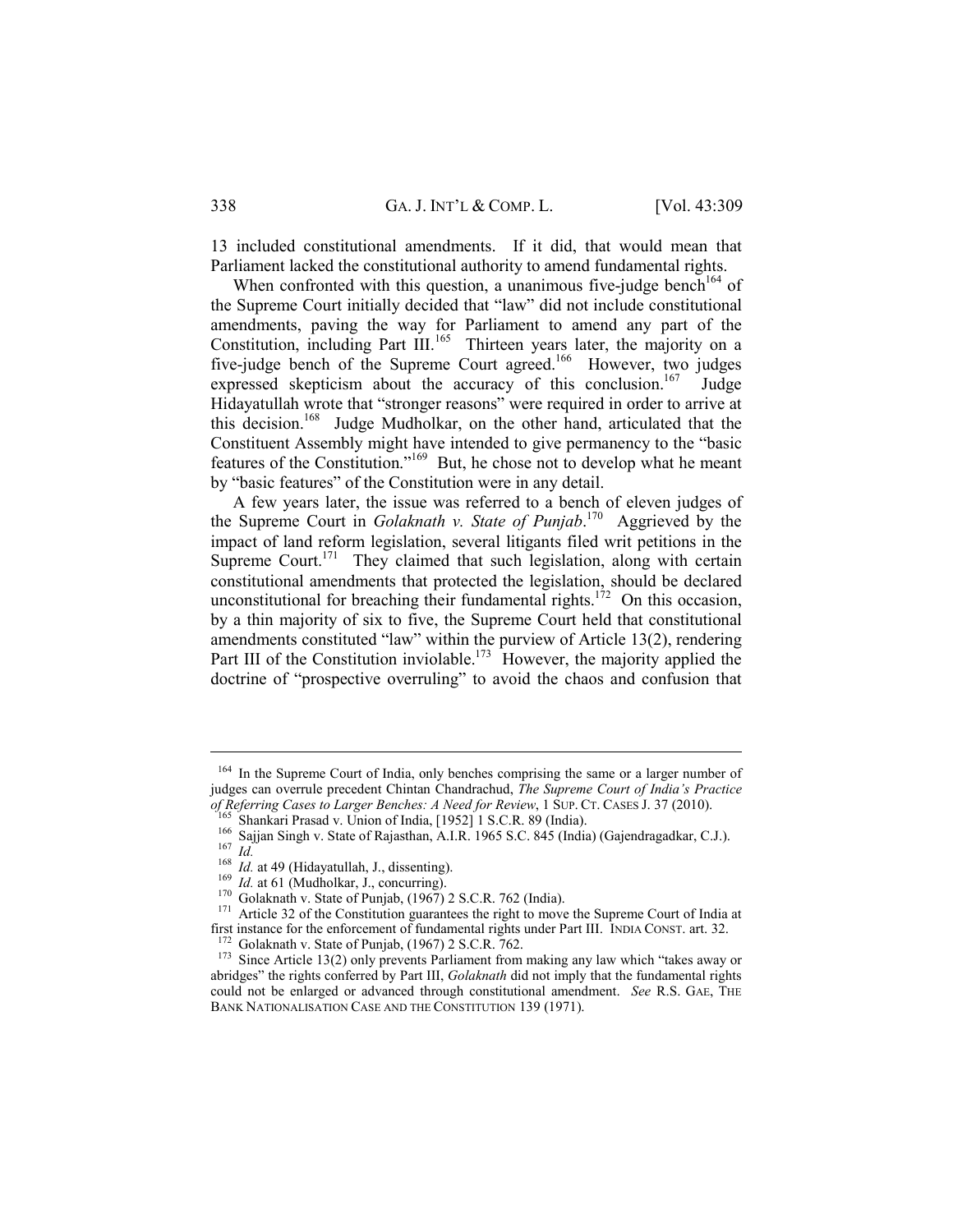13 included constitutional amendments. If it did, that would mean that Parliament lacked the constitutional authority to amend fundamental rights.

When confronted with this question, a unanimous five-judge bench[164] of the Supreme Court initially decided that "law" did not include constitutional amendments, paving the way for Parliament to amend any part of the Constitution, including Part III.[165] Thirteen years later, the majority on a five-judge bench of the Supreme Court agreed.[166] However, two judges expressed skepticism about the accuracy of this conclusion.[167] Judge Hidayatullah wrote that "stronger reasons" were required in order to arrive at this decision.[168] Judge Mudholkar, on the other hand, articulated that the Constituent Assembly might have intended to give permanency to the "basic features of the Constitution."[169] But, he chose not to develop what he meant by "basic features" of the Constitution were in any detail.

A few years later, the issue was referred to a bench of eleven judges of the Supreme Court in *Golaknath v. State of Punjab*.[170] Aggrieved by the impact of land reform legislation, several litigants filed writ petitions in the Supreme Court.[171] They claimed that such legislation, along with certain constitutional amendments that protected the legislation, should be declared unconstitutional for breaching their fundamental rights.[172] On this occasion, by a thin majority of six to five, the Supreme Court held that constitutional amendments constituted "law" within the purview of Article 13(2), rendering Part III of the Constitution inviolable.[173] However, the majority applied the doctrine of "prospective overruling" to avoid the chaos and confusion that

---

[164] In the Supreme Court of India, only benches comprising the same or a larger number of judges can overrule precedent Chintan Chandrachud, *The Supreme Court of India's Practice of Referring Cases to Larger Benches: A Need for Review*, 1 SUP. CT. CASES J. 37 (2010).

[165] Shankari Prasad v. Union of India, [1952] 1 S.C.R. 89 (India).

[166] Sajjan Singh v. State of Rajasthan, A.I.R. 1965 S.C. 845 (India) (Gajendragadkar, C.J.).

[167] *Id.*

[168] *Id.* at 49 (Hidayatullah, J., dissenting).

[169] *Id.* at 61 (Mudholkar, J., concurring).

[170] Golaknath v. State of Punjab, (1967) 2 S.C.R. 762 (India).

[171] Article 32 of the Constitution guarantees the right to move the Supreme Court of India at first instance for the enforcement of fundamental rights under Part III. INDIA CONST. art. 32.

[172] Golaknath v. State of Punjab, (1967) 2 S.C.R. 762.

[173] Since Article 13(2) only prevents Parliament from making any law which "takes away or abridges" the rights conferred by Part III, *Golaknath* did not imply that the fundamental rights could not be enlarged or advanced through constitutional amendment. *See* R.S. GAE, THE BANK NATIONALISATION CASE AND THE CONSTITUTION 139 (1971).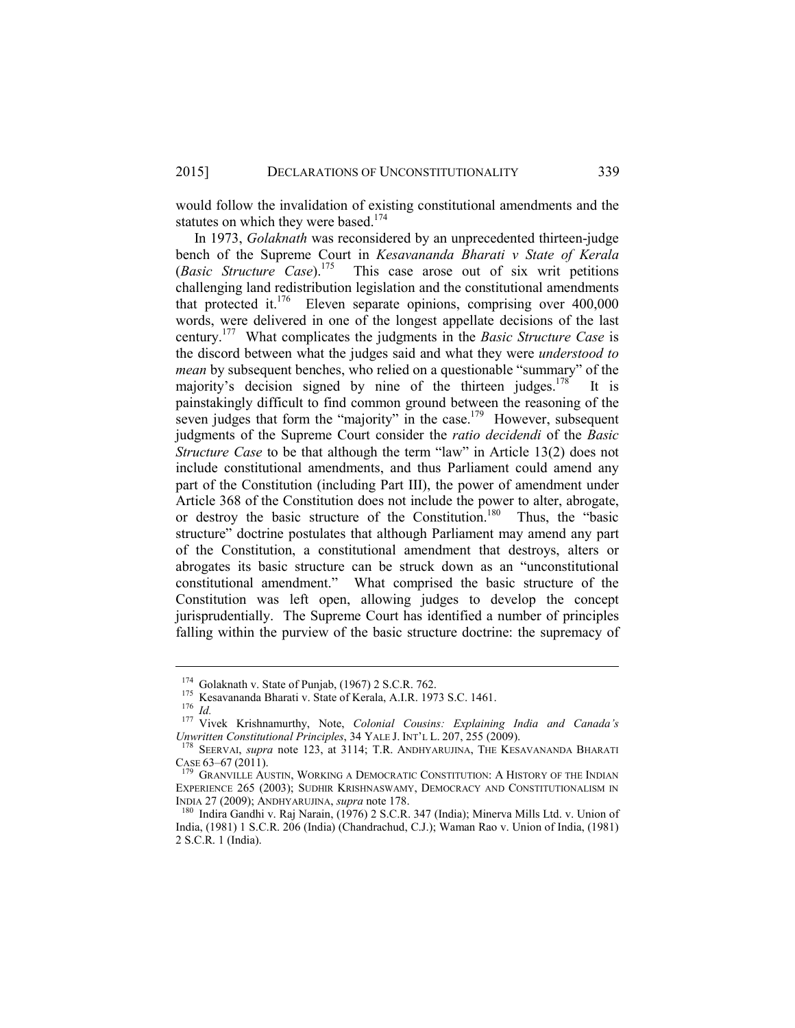would follow the invalidation of existing constitutional amendments and the statutes on which they were based.[174]

In 1973, *Golaknath* was reconsidered by an unprecedented thirteen-judge bench of the Supreme Court in *Kesavananda Bharati v State of Kerala* (*Basic Structure Case*).[175] This case arose out of six writ petitions challenging land redistribution legislation and the constitutional amendments that protected it.[176] Eleven separate opinions, comprising over 400,000 words, were delivered in one of the longest appellate decisions of the last century.[177] What complicates the judgments in the *Basic Structure Case* is the discord between what the judges said and what they were *understood to mean* by subsequent benches, who relied on a questionable "summary" of the majority's decision signed by nine of the thirteen judges.[178] It is painstakingly difficult to find common ground between the reasoning of the seven judges that form the "majority" in the case.[179] However, subsequent judgments of the Supreme Court consider the *ratio decidendi* of the *Basic Structure Case* to be that although the term "law" in Article 13(2) does not include constitutional amendments, and thus Parliament could amend any part of the Constitution (including Part III), the power of amendment under Article 368 of the Constitution does not include the power to alter, abrogate, or destroy the basic structure of the Constitution.[180] Thus, the "basic structure" doctrine postulates that although Parliament may amend any part of the Constitution, a constitutional amendment that destroys, alters or abrogates its basic structure can be struck down as an "unconstitutional constitutional amendment." What comprised the basic structure of the Constitution was left open, allowing judges to develop the concept jurisprudentially. The Supreme Court has identified a number of principles falling within the purview of the basic structure doctrine: the supremacy of

---

[174] Golaknath v. State of Punjab, (1967) 2 S.C.R. 762.

[175] Kesavananda Bharati v. State of Kerala, A.I.R. 1973 S.C. 1461.

[176] *Id.*

[177] Vivek Krishnamurthy, Note, *Colonial Cousins: Explaining India and Canada's Unwritten Constitutional Principles*, 34 YALE J. INT'L L. 207, 255 (2009).

[178] SEERVAI, *supra* note 123, at 3114; T.R. ANDHYARUJINA, THE KESAVANANDA BHARATI CASE 63–67 (2011).

[179] GRANVILLE AUSTIN, WORKING A DEMOCRATIC CONSTITUTION: A HISTORY OF THE INDIAN EXPERIENCE 265 (2003); SUDHIR KRISHNASWAMY, DEMOCRACY AND CONSTITUTIONALISM IN INDIA 27 (2009); ANDHYARUJINA, *supra* note 178.

[180] Indira Gandhi v. Raj Narain, (1976) 2 S.C.R. 347 (India); Minerva Mills Ltd. v. Union of India, (1981) 1 S.C.R. 206 (India) (Chandrachud, C.J.); Waman Rao v. Union of India, (1981) 2 S.C.R. 1 (India).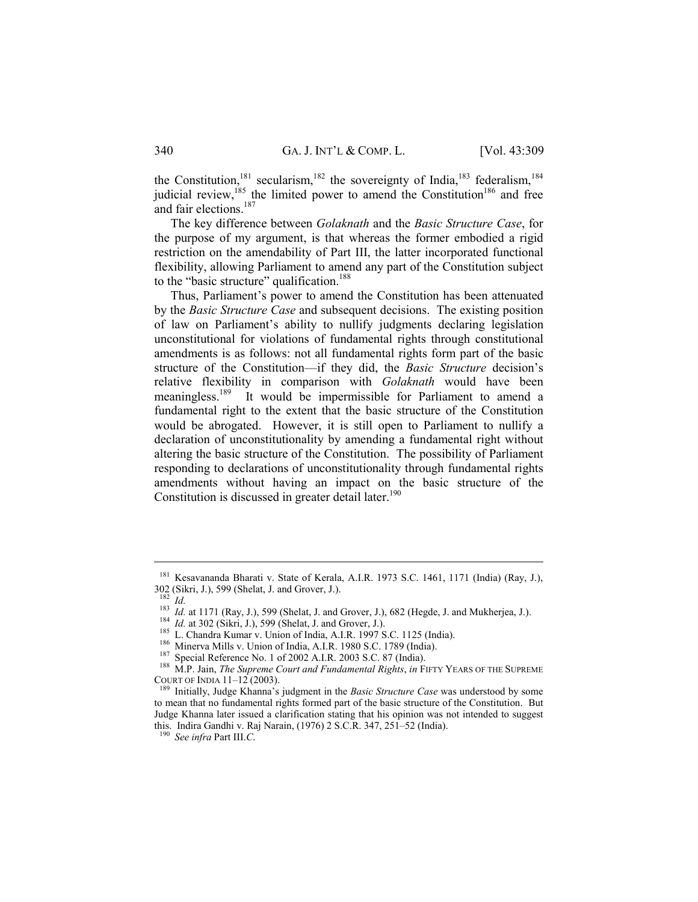the Constitution,[181] secularism,[182] the sovereignty of India,[183] federalism,[184] judicial review,[185] the limited power to amend the Constitution[186] and free and fair elections.[187]

The key difference between *Golaknath* and the *Basic Structure Case*, for the purpose of my argument, is that whereas the former embodied a rigid restriction on the amendability of Part III, the latter incorporated functional flexibility, allowing Parliament to amend any part of the Constitution subject to the "basic structure" qualification.[188]

Thus, Parliament's power to amend the Constitution has been attenuated by the *Basic Structure Case* and subsequent decisions. The existing position of law on Parliament's ability to nullify judgments declaring legislation unconstitutional for violations of fundamental rights through constitutional amendments is as follows: not all fundamental rights form part of the basic structure of the Constitution—if they did, the *Basic Structure* decision's relative flexibility in comparison with *Golaknath* would have been meaningless.[189] It would be impermissible for Parliament to amend a fundamental right to the extent that the basic structure of the Constitution would be abrogated. However, it is still open to Parliament to nullify a declaration of unconstitutionality by amending a fundamental right without altering the basic structure of the Constitution. The possibility of Parliament responding to declarations of unconstitutionality through fundamental rights amendments without having an impact on the basic structure of the Constitution is discussed in greater detail later.[190]

---

[181] Kesavananda Bharati v. State of Kerala, A.I.R. 1973 S.C. 1461, 1171 (India) (Ray, J.), 302 (Sikri, J.), 599 (Shelat, J. and Grover, J.).

[182] *Id.*

[183] *Id.* at 1171 (Ray, J.), 599 (Shelat, J. and Grover, J.), 682 (Hegde, J. and Mukherjea, J.).

[184] *Id.* at 302 (Sikri, J.), 599 (Shelat, J. and Grover, J.).

[185] L. Chandra Kumar v. Union of India, A.I.R. 1997 S.C. 1125 (India).

[186] Minerva Mills v. Union of India, A.I.R. 1980 S.C. 1789 (India).

[187] Special Reference No. 1 of 2002 A.I.R. 2003 S.C. 87 (India).

[188] M.P. Jain, *The Supreme Court and Fundamental Rights*, *in* FIFTY YEARS OF THE SUPREME COURT OF INDIA 11–12 (2003).

[189] Initially, Judge Khanna's judgment in the *Basic Structure Case* was understood by some to mean that no fundamental rights formed part of the basic structure of the Constitution. But Judge Khanna later issued a clarification stating that his opinion was not intended to suggest this. Indira Gandhi v. Raj Narain, (1976) 2 S.C.R. 347, 251–52 (India).

[190] *See infra* Part III.C.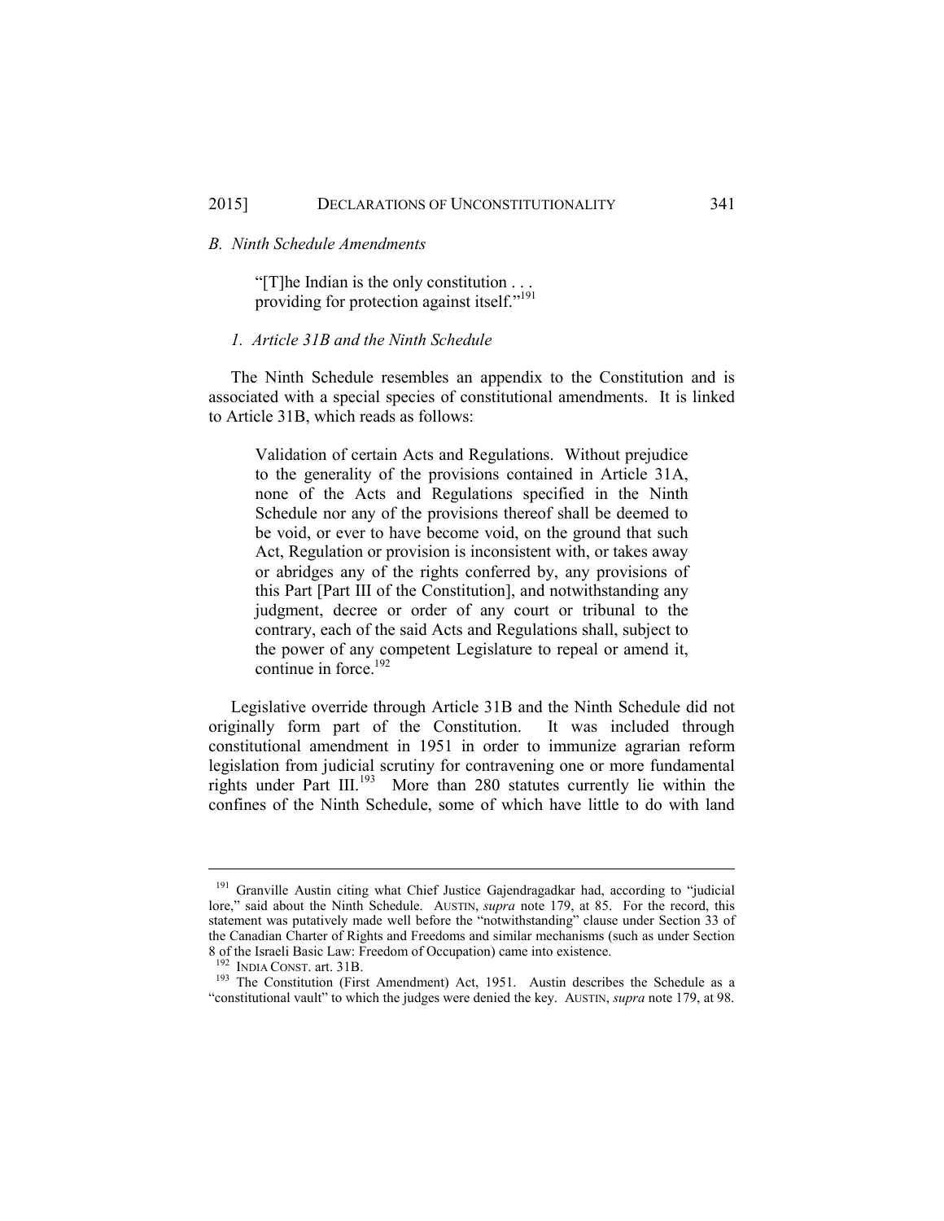### *B. Ninth Schedule Amendments*

> "[T]he Indian is the only constitution . . . providing for protection against itself."[191]

#### *1. Article 31B and the Ninth Schedule*

The Ninth Schedule resembles an appendix to the Constitution and is associated with a special species of constitutional amendments. It is linked to Article 31B, which reads as follows:

> Validation of certain Acts and Regulations. Without prejudice to the generality of the provisions contained in Article 31A, none of the Acts and Regulations specified in the Ninth Schedule nor any of the provisions thereof shall be deemed to be void, or ever to have become void, on the ground that such Act, Regulation or provision is inconsistent with, or takes away or abridges any of the rights conferred by, any provisions of this Part [Part III of the Constitution], and notwithstanding any judgment, decree or order of any court or tribunal to the contrary, each of the said Acts and Regulations shall, subject to the power of any competent Legislature to repeal or amend it, continue in force.[192]

Legislative override through Article 31B and the Ninth Schedule did not originally form part of the Constitution. It was included through constitutional amendment in 1951 in order to immunize agrarian reform legislation from judicial scrutiny for contravening one or more fundamental rights under Part III.[193] More than 280 statutes currently lie within the confines of the Ninth Schedule, some of which have little to do with land

---

[191] Granville Austin citing what Chief Justice Gajendragadkar had, according to "judicial lore," said about the Ninth Schedule. AUSTIN, *supra* note 179, at 85. For the record, this statement was putatively made well before the "notwithstanding" clause under Section 33 of the Canadian Charter of Rights and Freedoms and similar mechanisms (such as under Section 8 of the Israeli Basic Law: Freedom of Occupation) came into existence.

[192] INDIA CONST. art. 31B.

[193] The Constitution (First Amendment) Act, 1951. Austin describes the Schedule as a "constitutional vault" to which the judges were denied the key. AUSTIN, *supra* note 179, at 98.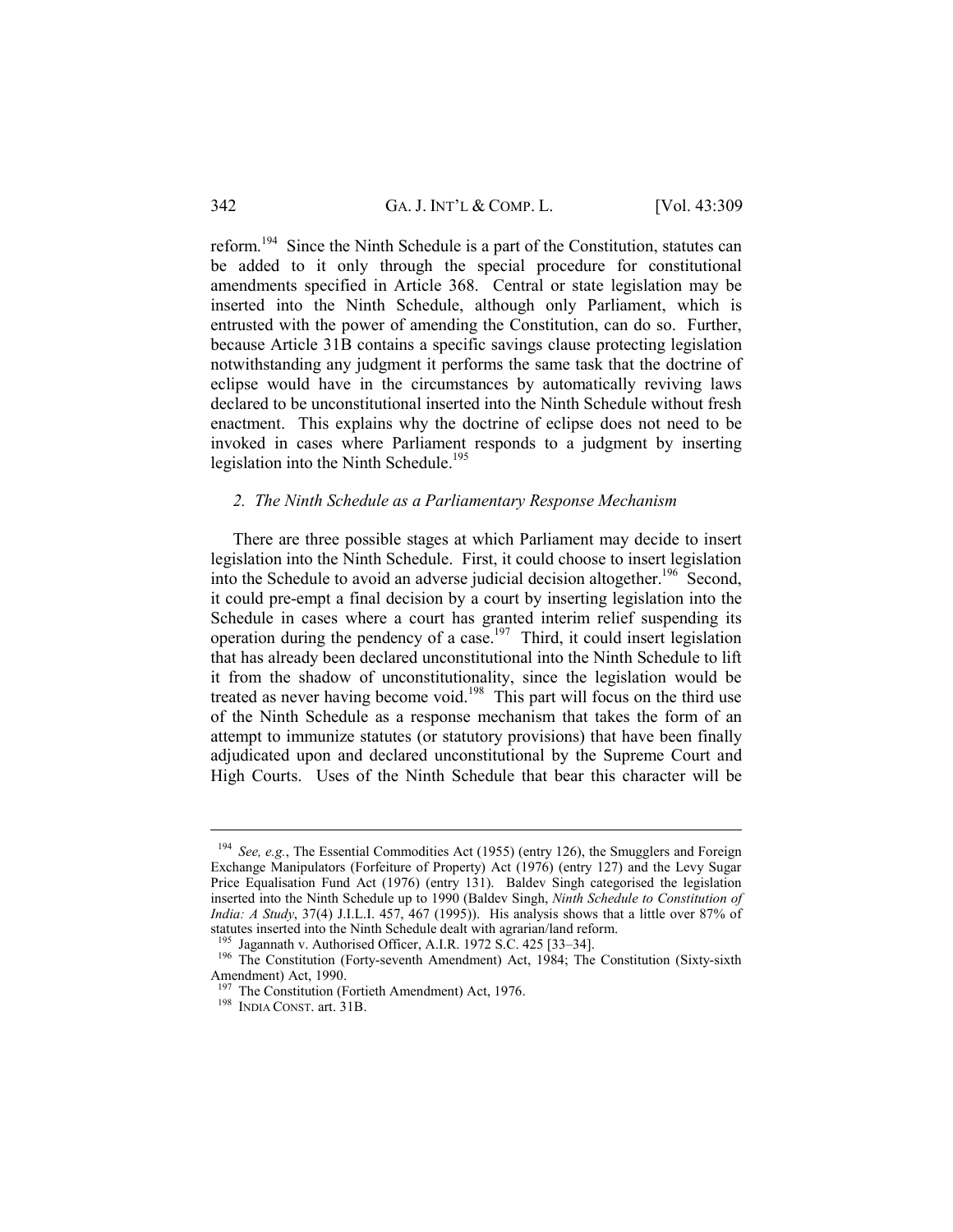reform.[194] Since the Ninth Schedule is a part of the Constitution, statutes can be added to it only through the special procedure for constitutional amendments specified in Article 368. Central or state legislation may be inserted into the Ninth Schedule, although only Parliament, which is entrusted with the power of amending the Constitution, can do so. Further, because Article 31B contains a specific savings clause protecting legislation notwithstanding any judgment it performs the same task that the doctrine of eclipse would have in the circumstances by automatically reviving laws declared to be unconstitutional inserted into the Ninth Schedule without fresh enactment. This explains why the doctrine of eclipse does not need to be invoked in cases where Parliament responds to a judgment by inserting legislation into the Ninth Schedule.[195]

### *2. The Ninth Schedule as a Parliamentary Response Mechanism*

There are three possible stages at which Parliament may decide to insert legislation into the Ninth Schedule. First, it could choose to insert legislation into the Schedule to avoid an adverse judicial decision altogether.[196] Second, it could pre-empt a final decision by a court by inserting legislation into the Schedule in cases where a court has granted interim relief suspending its operation during the pendency of a case.[197] Third, it could insert legislation that has already been declared unconstitutional into the Ninth Schedule to lift it from the shadow of unconstitutionality, since the legislation would be treated as never having become void.[198] This part will focus on the third use of the Ninth Schedule as a response mechanism that takes the form of an attempt to immunize statutes (or statutory provisions) that have been finally adjudicated upon and declared unconstitutional by the Supreme Court and High Courts. Uses of the Ninth Schedule that bear this character will be

---

[194] *See, e.g.*, The Essential Commodities Act (1955) (entry 126), the Smugglers and Foreign Exchange Manipulators (Forfeiture of Property) Act (1976) (entry 127) and the Levy Sugar Price Equalisation Fund Act (1976) (entry 131). Baldev Singh categorised the legislation inserted into the Ninth Schedule up to 1990 (Baldev Singh, *Ninth Schedule to Constitution of India: A Study*, 37(4) J.I.L.I. 457, 467 (1995)). His analysis shows that a little over 87% of statutes inserted into the Ninth Schedule dealt with agrarian/land reform.

[195] Jagannath v. Authorised Officer, A.I.R. 1972 S.C. 425 [33–34].

[196] The Constitution (Forty-seventh Amendment) Act, 1984; The Constitution (Sixty-sixth Amendment) Act, 1990.

[197] The Constitution (Fortieth Amendment) Act, 1976.

[198] INDIA CONST. art. 31B.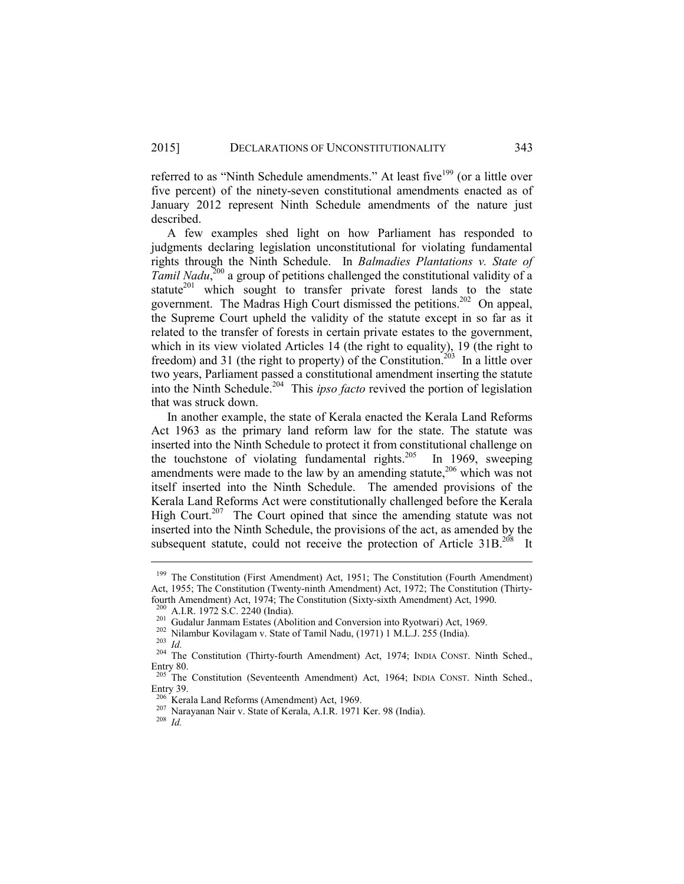referred to as "Ninth Schedule amendments." At least five[199] (or a little over five percent) of the ninety-seven constitutional amendments enacted as of January 2012 represent Ninth Schedule amendments of the nature just described.

A few examples shed light on how Parliament has responded to judgments declaring legislation unconstitutional for violating fundamental rights through the Ninth Schedule. In *Balmadies Plantations v. State of Tamil Nadu*,[200] a group of petitions challenged the constitutional validity of a statute[201] which sought to transfer private forest lands to the state government. The Madras High Court dismissed the petitions.[202] On appeal, the Supreme Court upheld the validity of the statute except in so far as it related to the transfer of forests in certain private estates to the government, which in its view violated Articles 14 (the right to equality), 19 (the right to freedom) and 31 (the right to property) of the Constitution.[203] In a little over two years, Parliament passed a constitutional amendment inserting the statute into the Ninth Schedule.[204] This *ipso facto* revived the portion of legislation that was struck down.

In another example, the state of Kerala enacted the Kerala Land Reforms Act 1963 as the primary land reform law for the state. The statute was inserted into the Ninth Schedule to protect it from constitutional challenge on the touchstone of violating fundamental rights.[205] In 1969, sweeping amendments were made to the law by an amending statute,[206] which was not itself inserted into the Ninth Schedule. The amended provisions of the Kerala Land Reforms Act were constitutionally challenged before the Kerala High Court.[207] The Court opined that since the amending statute was not inserted into the Ninth Schedule, the provisions of the act, as amended by the subsequent statute, could not receive the protection of Article 31B.[208] It

---

[199] The Constitution (First Amendment) Act, 1951; The Constitution (Fourth Amendment) Act, 1955; The Constitution (Twenty-ninth Amendment) Act, 1972; The Constitution (Thirty-fourth Amendment) Act, 1974; The Constitution (Sixty-sixth Amendment) Act, 1990.

[200] A.I.R. 1972 S.C. 2240 (India).

[201] Gudalur Janmam Estates (Abolition and Conversion into Ryotwari) Act, 1969.

[202] Nilambur Kovilagam v. State of Tamil Nadu, (1971) 1 M.L.J. 255 (India).

[203] *Id.*

[204] The Constitution (Thirty-fourth Amendment) Act, 1974; INDIA CONST. Ninth Sched., Entry 80.

[205] The Constitution (Seventeenth Amendment) Act, 1964; INDIA CONST. Ninth Sched., Entry 39.

[206] Kerala Land Reforms (Amendment) Act, 1969.

[207] Narayanan Nair v. State of Kerala, A.I.R. 1971 Ker. 98 (India).

[208] *Id.*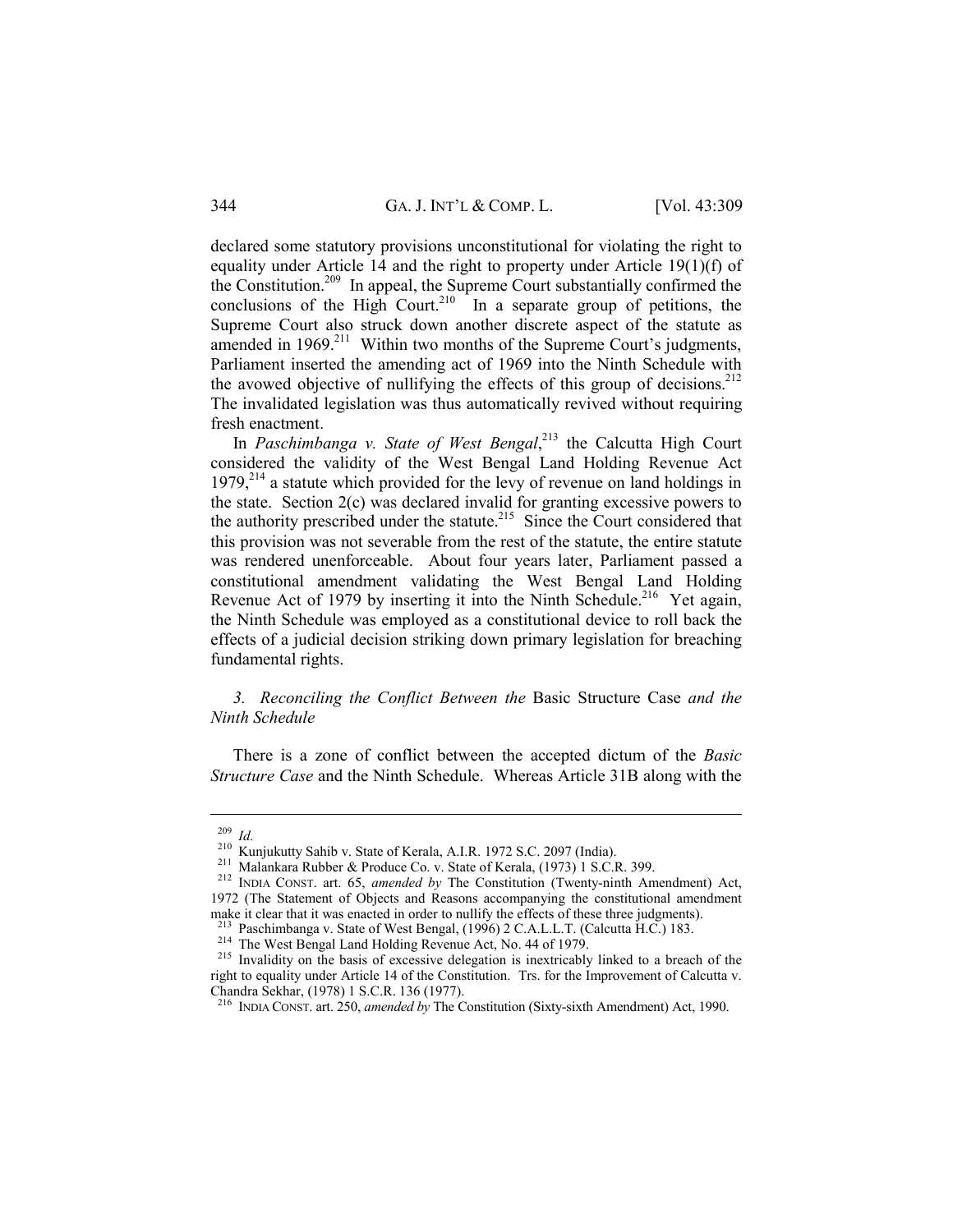declared some statutory provisions unconstitutional for violating the right to equality under Article 14 and the right to property under Article 19(1)(f) of the Constitution.[209] In appeal, the Supreme Court substantially confirmed the conclusions of the High Court.[210] In a separate group of petitions, the Supreme Court also struck down another discrete aspect of the statute as amended in 1969.[211] Within two months of the Supreme Court's judgments, Parliament inserted the amending act of 1969 into the Ninth Schedule with the avowed objective of nullifying the effects of this group of decisions.[212] The invalidated legislation was thus automatically revived without requiring fresh enactment.

In *Paschimbanga v. State of West Bengal*,[213] the Calcutta High Court considered the validity of the West Bengal Land Holding Revenue Act 1979,[214] a statute which provided for the levy of revenue on land holdings in the state. Section 2(c) was declared invalid for granting excessive powers to the authority prescribed under the statute.[215] Since the Court considered that this provision was not severable from the rest of the statute, the entire statute was rendered unenforceable. About four years later, Parliament passed a constitutional amendment validating the West Bengal Land Holding Revenue Act of 1979 by inserting it into the Ninth Schedule.[216] Yet again, the Ninth Schedule was employed as a constitutional device to roll back the effects of a judicial decision striking down primary legislation for breaching fundamental rights.

### 3. *Reconciling the Conflict Between the* Basic Structure Case *and the Ninth Schedule*

There is a zone of conflict between the accepted dictum of the *Basic Structure Case* and the Ninth Schedule. Whereas Article 31B along with the

---

[209] *Id.*

[210] Kunjukutty Sahib v. State of Kerala, A.I.R. 1972 S.C. 2097 (India).

[211] Malankara Rubber & Produce Co. v. State of Kerala, (1973) 1 S.C.R. 399.

[212] INDIA CONST. art. 65, *amended by* The Constitution (Twenty-ninth Amendment) Act, 1972 (The Statement of Objects and Reasons accompanying the constitutional amendment make it clear that it was enacted in order to nullify the effects of these three judgments).

[213] Paschimbanga v. State of West Bengal, (1996) 2 C.A.L.L.T. (Calcutta H.C.) 183.

[214] The West Bengal Land Holding Revenue Act, No. 44 of 1979.

[215] Invalidity on the basis of excessive delegation is inextricably linked to a breach of the right to equality under Article 14 of the Constitution. Trs. for the Improvement of Calcutta v. Chandra Sekhar, (1978) 1 S.C.R. 136 (1977).

[216] INDIA CONST. art. 250, *amended by* The Constitution (Sixty-sixth Amendment) Act, 1990.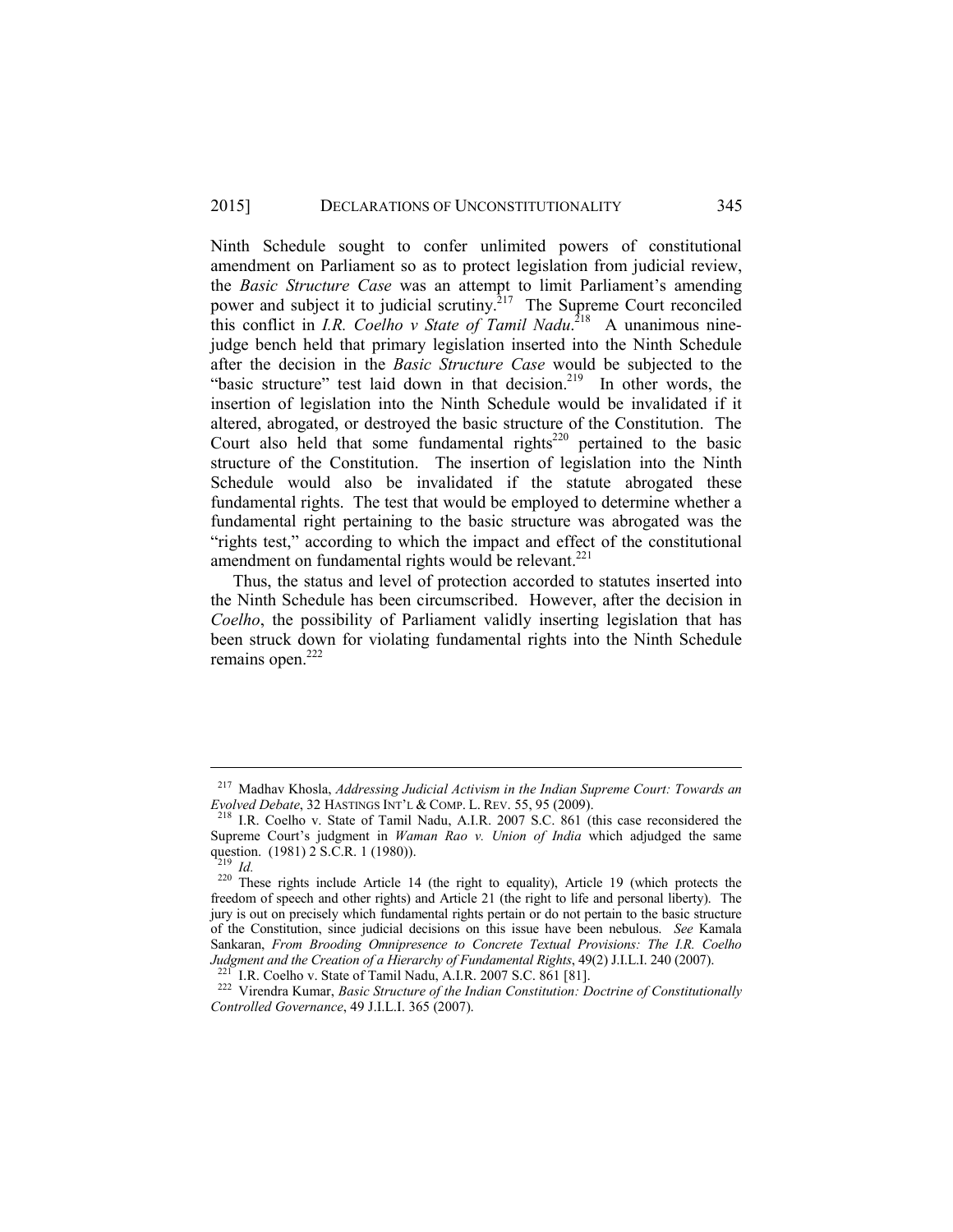Ninth Schedule sought to confer unlimited powers of constitutional amendment on Parliament so as to protect legislation from judicial review, the *Basic Structure Case* was an attempt to limit Parliament's amending power and subject it to judicial scrutiny.[217] The Supreme Court reconciled this conflict in *I.R. Coelho v State of Tamil Nadu*.[218] A unanimous nine-judge bench held that primary legislation inserted into the Ninth Schedule after the decision in the *Basic Structure Case* would be subjected to the "basic structure" test laid down in that decision.[219] In other words, the insertion of legislation into the Ninth Schedule would be invalidated if it altered, abrogated, or destroyed the basic structure of the Constitution. The Court also held that some fundamental rights[220] pertained to the basic structure of the Constitution. The insertion of legislation into the Ninth Schedule would also be invalidated if the statute abrogated these fundamental rights. The test that would be employed to determine whether a fundamental right pertaining to the basic structure was abrogated was the "rights test," according to which the impact and effect of the constitutional amendment on fundamental rights would be relevant.[221]

Thus, the status and level of protection accorded to statutes inserted into the Ninth Schedule has been circumscribed. However, after the decision in *Coelho*, the possibility of Parliament validly inserting legislation that has been struck down for violating fundamental rights into the Ninth Schedule remains open.[222]

---

[217] Madhav Khosla, *Addressing Judicial Activism in the Indian Supreme Court: Towards an Evolved Debate*, 32 HASTINGS INT'L & COMP. L. REV. 55, 95 (2009).

[218] I.R. Coelho v. State of Tamil Nadu, A.I.R. 2007 S.C. 861 (this case reconsidered the Supreme Court's judgment in *Waman Rao v. Union of India* which adjudged the same question. (1981) 2 S.C.R. 1 (1980)).

[219] *Id.*

[220] These rights include Article 14 (the right to equality), Article 19 (which protects the freedom of speech and other rights) and Article 21 (the right to life and personal liberty). The jury is out on precisely which fundamental rights pertain or do not pertain to the basic structure of the Constitution, since judicial decisions on this issue have been nebulous. *See* Kamala Sankaran, *From Brooding Omnipresence to Concrete Textual Provisions: The I.R. Coelho Judgment and the Creation of a Hierarchy of Fundamental Rights*, 49(2) J.I.L.I. 240 (2007).

[221] I.R. Coelho v. State of Tamil Nadu, A.I.R. 2007 S.C. 861 [81].

[222] Virendra Kumar, *Basic Structure of the Indian Constitution: Doctrine of Constitutionally Controlled Governance*, 49 J.I.L.I. 365 (2007).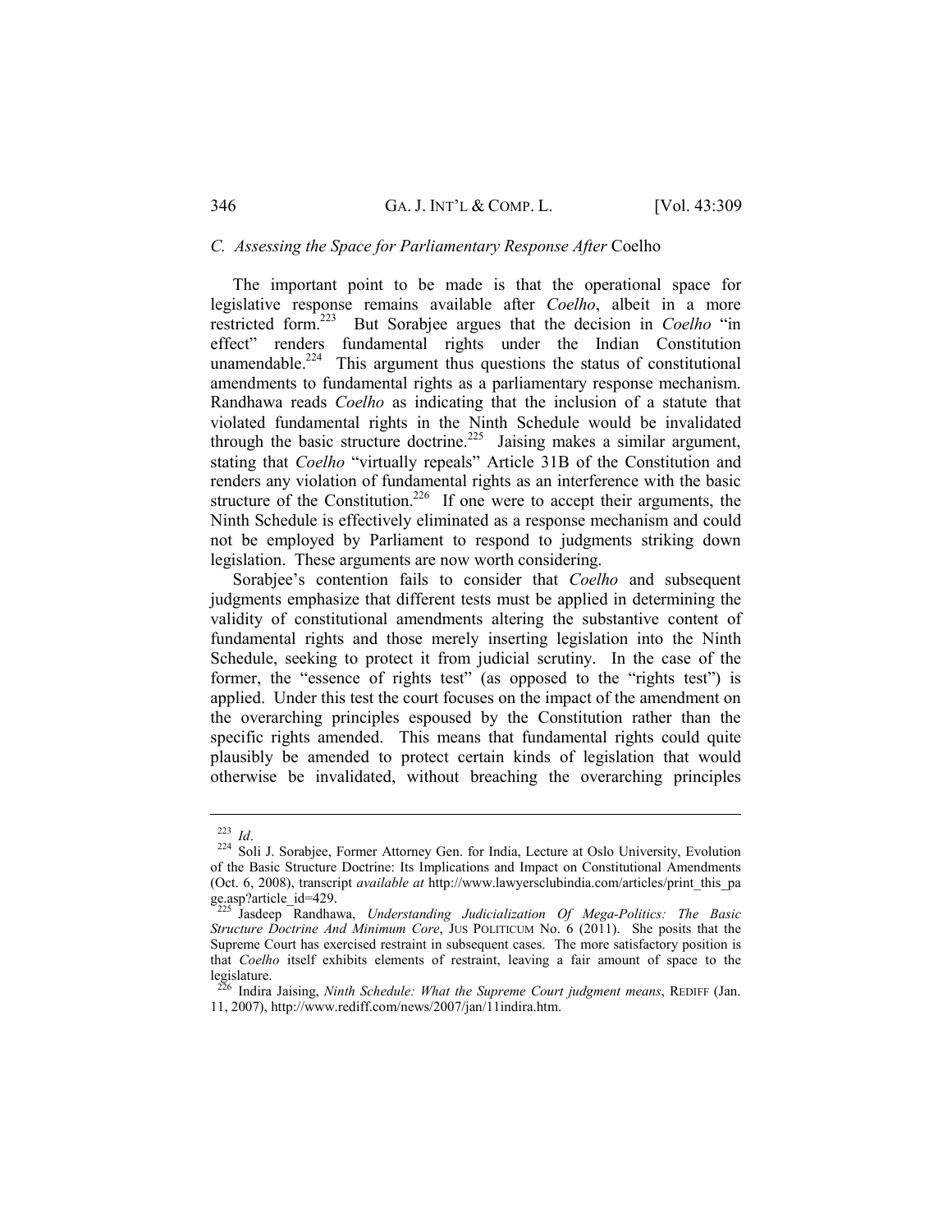### C. Assessing the Space for Parliamentary Response After *Coelho*

The important point to be made is that the operational space for legislative response remains available after *Coelho*, albeit in a more restricted form.[223] But Sorabjee argues that the decision in *Coelho* "in effect" renders fundamental rights under the Indian Constitution unamendable.[224] This argument thus questions the status of constitutional amendments to fundamental rights as a parliamentary response mechanism. Randhawa reads *Coelho* as indicating that the inclusion of a statute that violated fundamental rights in the Ninth Schedule would be invalidated through the basic structure doctrine.[225] Jaising makes a similar argument, stating that *Coelho* "virtually repeals" Article 31B of the Constitution and renders any violation of fundamental rights as an interference with the basic structure of the Constitution.[226] If one were to accept their arguments, the Ninth Schedule is effectively eliminated as a response mechanism and could not be employed by Parliament to respond to judgments striking down legislation. These arguments are now worth considering.

Sorabjee's contention fails to consider that *Coelho* and subsequent judgments emphasize that different tests must be applied in determining the validity of constitutional amendments altering the substantive content of fundamental rights and those merely inserting legislation into the Ninth Schedule, seeking to protect it from judicial scrutiny. In the case of the former, the "essence of rights test" (as opposed to the "rights test") is applied. Under this test the court focuses on the impact of the amendment on the overarching principles espoused by the Constitution rather than the specific rights amended. This means that fundamental rights could quite plausibly be amended to protect certain kinds of legislation that would otherwise be invalidated, without breaching the overarching principles

---

[223] *Id*.

[224] Soli J. Sorabjee, Former Attorney Gen. for India, Lecture at Oslo University, Evolution of the Basic Structure Doctrine: Its Implications and Impact on Constitutional Amendments (Oct. 6, 2008), transcript *available at* http://www.lawyersclubindia.com/articles/print_this_page.asp?article_id=429.

[225] Jasdeep Randhawa, *Understanding Judicialization Of Mega-Politics: The Basic Structure Doctrine And Minimum Core*, JUS POLITICUM No. 6 (2011). She posits that the Supreme Court has exercised restraint in subsequent cases. The more satisfactory position is that *Coelho* itself exhibits elements of restraint, leaving a fair amount of space to the legislature.

[226] Indira Jaising, *Ninth Schedule: What the Supreme Court judgment means*, REDIFF (Jan. 11, 2007), http://www.rediff.com/news/2007/jan/11indira.htm.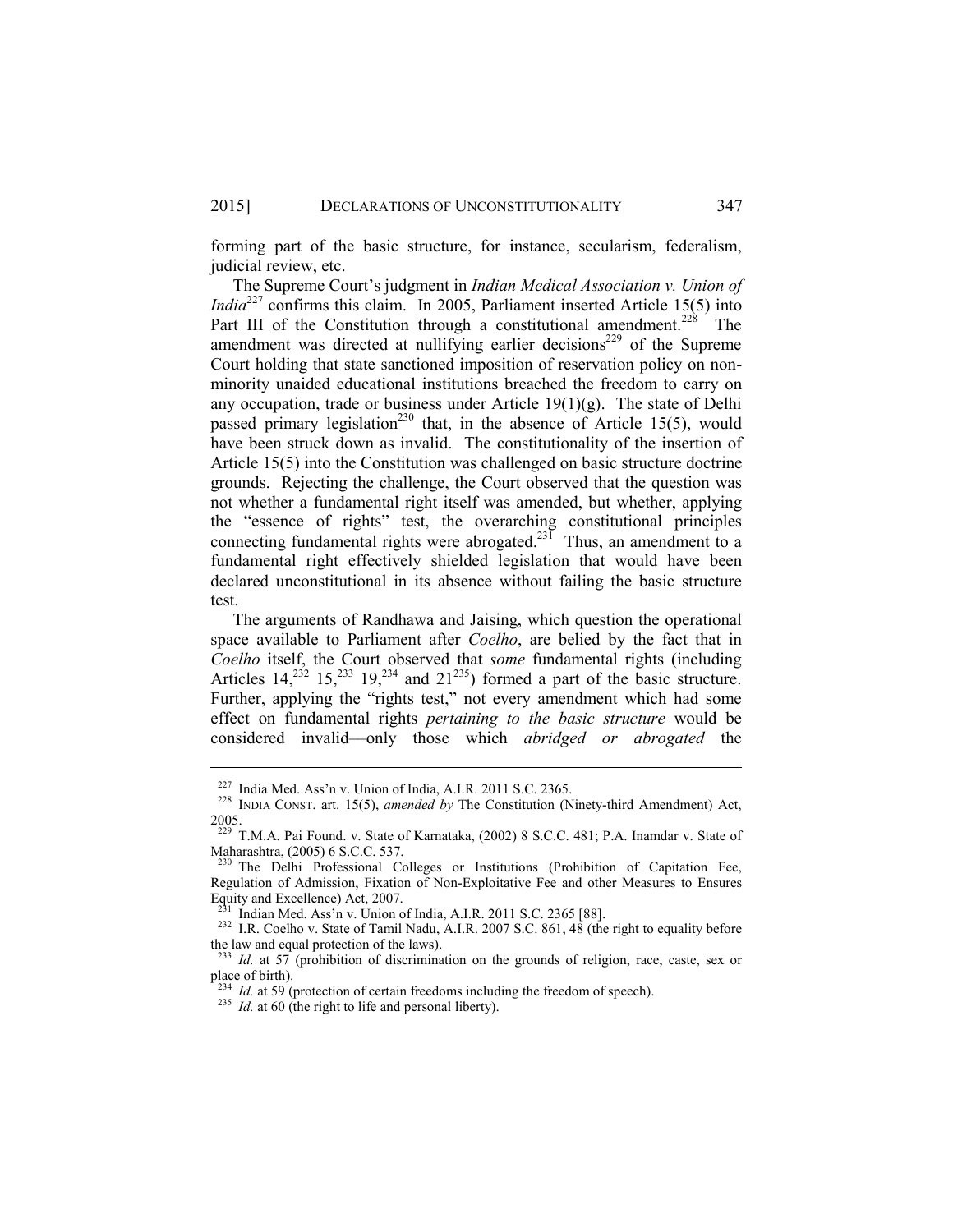forming part of the basic structure, for instance, secularism, federalism, judicial review, etc.

The Supreme Court's judgment in *Indian Medical Association v. Union of India*[227] confirms this claim. In 2005, Parliament inserted Article 15(5) into Part III of the Constitution through a constitutional amendment.[228] The amendment was directed at nullifying earlier decisions[229] of the Supreme Court holding that state sanctioned imposition of reservation policy on non-minority unaided educational institutions breached the freedom to carry on any occupation, trade or business under Article 19(1)(g). The state of Delhi passed primary legislation[230] that, in the absence of Article 15(5), would have been struck down as invalid. The constitutionality of the insertion of Article 15(5) into the Constitution was challenged on basic structure doctrine grounds. Rejecting the challenge, the Court observed that the question was not whether a fundamental right itself was amended, but whether, applying the "essence of rights" test, the overarching constitutional principles connecting fundamental rights were abrogated.[231] Thus, an amendment to a fundamental right effectively shielded legislation that would have been declared unconstitutional in its absence without failing the basic structure test.

The arguments of Randhawa and Jaising, which question the operational space available to Parliament after *Coelho*, are belied by the fact that in *Coelho* itself, the Court observed that *some* fundamental rights (including Articles 14,[232] 15,[233] 19,[234] and 21[235]) formed a part of the basic structure. Further, applying the "rights test," not every amendment which had some effect on fundamental rights *pertaining to the basic structure* would be considered invalid—only those which *abridged or abrogated* the

---

[227] India Med. Ass'n v. Union of India, A.I.R. 2011 S.C. 2365.

[228] INDIA CONST. art. 15(5), *amended by* The Constitution (Ninety-third Amendment) Act, 2005.

[229] T.M.A. Pai Found. v. State of Karnataka, (2002) 8 S.C.C. 481; P.A. Inamdar v. State of Maharashtra, (2005) 6 S.C.C. 537.

[230] The Delhi Professional Colleges or Institutions (Prohibition of Capitation Fee, Regulation of Admission, Fixation of Non-Exploitative Fee and other Measures to Ensures Equity and Excellence) Act, 2007.

[231] Indian Med. Ass'n v. Union of India, A.I.R. 2011 S.C. 2365 [88].

[232] I.R. Coelho v. State of Tamil Nadu, A.I.R. 2007 S.C. 861, 48 (the right to equality before the law and equal protection of the laws).

[233] *Id.* at 57 (prohibition of discrimination on the grounds of religion, race, caste, sex or place of birth).

[234] *Id.* at 59 (protection of certain freedoms including the freedom of speech).

[235] *Id.* at 60 (the right to life and personal liberty).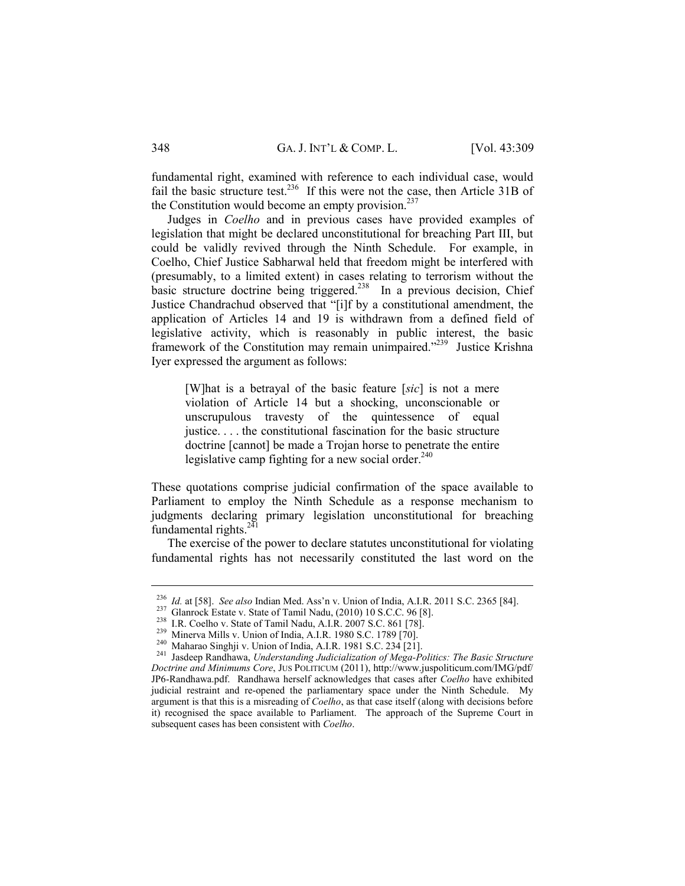fundamental right, examined with reference to each individual case, would fail the basic structure test.[236] If this were not the case, then Article 31B of the Constitution would become an empty provision.[237]

Judges in *Coelho* and in previous cases have provided examples of legislation that might be declared unconstitutional for breaching Part III, but could be validly revived through the Ninth Schedule. For example, in Coelho, Chief Justice Sabharwal held that freedom might be interfered with (presumably, to a limited extent) in cases relating to terrorism without the basic structure doctrine being triggered.[238] In a previous decision, Chief Justice Chandrachud observed that "[i]f by a constitutional amendment, the application of Articles 14 and 19 is withdrawn from a defined field of legislative activity, which is reasonably in public interest, the basic framework of the Constitution may remain unimpaired."[239] Justice Krishna Iyer expressed the argument as follows:

> [W]hat is a betrayal of the basic feature [*sic*] is not a mere violation of Article 14 but a shocking, unconscionable or unscrupulous travesty of the quintessence of equal justice. . . . the constitutional fascination for the basic structure doctrine [cannot] be made a Trojan horse to penetrate the entire legislative camp fighting for a new social order.[240]

These quotations comprise judicial confirmation of the space available to Parliament to employ the Ninth Schedule as a response mechanism to judgments declaring primary legislation unconstitutional for breaching fundamental rights.[241]

The exercise of the power to declare statutes unconstitutional for violating fundamental rights has not necessarily constituted the last word on the

---

[236] *Id.* at [58]. *See also* Indian Med. Ass'n v. Union of India, A.I.R. 2011 S.C. 2365 [84].

[237] Glanrock Estate v. State of Tamil Nadu, (2010) 10 S.C.C. 96 [8].

[238] I.R. Coelho v. State of Tamil Nadu, A.I.R. 2007 S.C. 861 [78].

[239] Minerva Mills v. Union of India, A.I.R. 1980 S.C. 1789 [70].

[240] Maharao Singhji v. Union of India, A.I.R. 1981 S.C. 234 [21].

[241] Jasdeep Randhawa, *Understanding Judicialization of Mega-Politics: The Basic Structure Doctrine and Minimums Core*, JUS POLITICUM (2011), http://www.juspoliticum.com/IMG/pdf/JP6-Randhawa.pdf. Randhawa herself acknowledges that cases after *Coelho* have exhibited judicial restraint and re-opened the parliamentary space under the Ninth Schedule. My argument is that this is a misreading of *Coelho*, as that case itself (along with decisions before it) recognised the space available to Parliament. The approach of the Supreme Court in subsequent cases has been consistent with *Coelho*.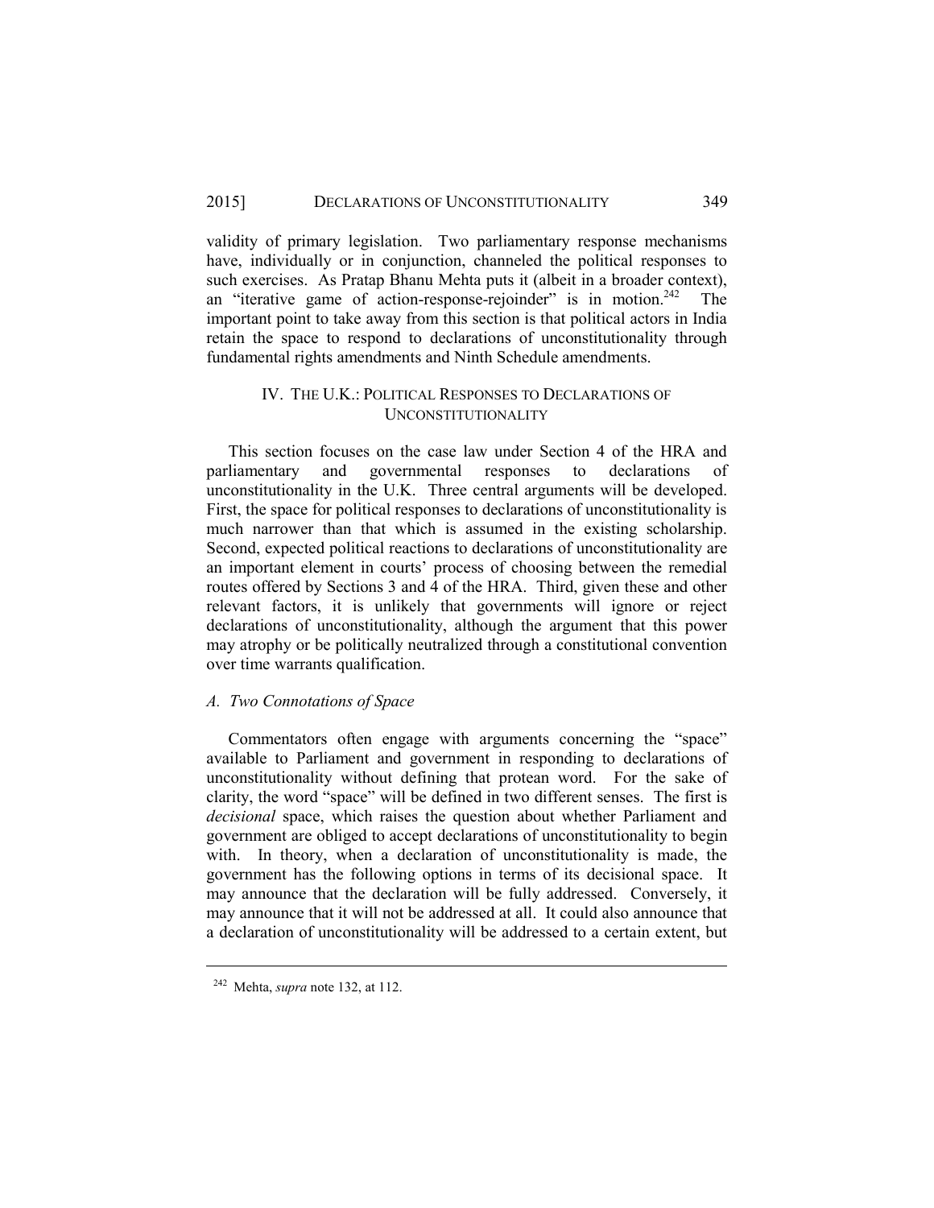validity of primary legislation. Two parliamentary response mechanisms have, individually or in conjunction, channeled the political responses to such exercises. As Pratap Bhanu Mehta puts it (albeit in a broader context), an "iterative game of action-response-rejoinder" is in motion.[242] The important point to take away from this section is that political actors in India retain the space to respond to declarations of unconstitutionality through fundamental rights amendments and Ninth Schedule amendments.

## IV. THE U.K.: POLITICAL RESPONSES TO DECLARATIONS OF UNCONSTITUTIONALITY

This section focuses on the case law under Section 4 of the HRA and parliamentary and governmental responses to declarations of unconstitutionality in the U.K. Three central arguments will be developed. First, the space for political responses to declarations of unconstitutionality is much narrower than that which is assumed in the existing scholarship. Second, expected political reactions to declarations of unconstitutionality are an important element in courts' process of choosing between the remedial routes offered by Sections 3 and 4 of the HRA. Third, given these and other relevant factors, it is unlikely that governments will ignore or reject declarations of unconstitutionality, although the argument that this power may atrophy or be politically neutralized through a constitutional convention over time warrants qualification.

### *A. Two Connotations of Space*

Commentators often engage with arguments concerning the "space" available to Parliament and government in responding to declarations of unconstitutionality without defining that protean word. For the sake of clarity, the word "space" will be defined in two different senses. The first is *decisional* space, which raises the question about whether Parliament and government are obliged to accept declarations of unconstitutionality to begin with. In theory, when a declaration of unconstitutionality is made, the government has the following options in terms of its decisional space. It may announce that the declaration will be fully addressed. Conversely, it may announce that it will not be addressed at all. It could also announce that a declaration of unconstitutionality will be addressed to a certain extent, but

---

[242] Mehta, *supra* note 132, at 112.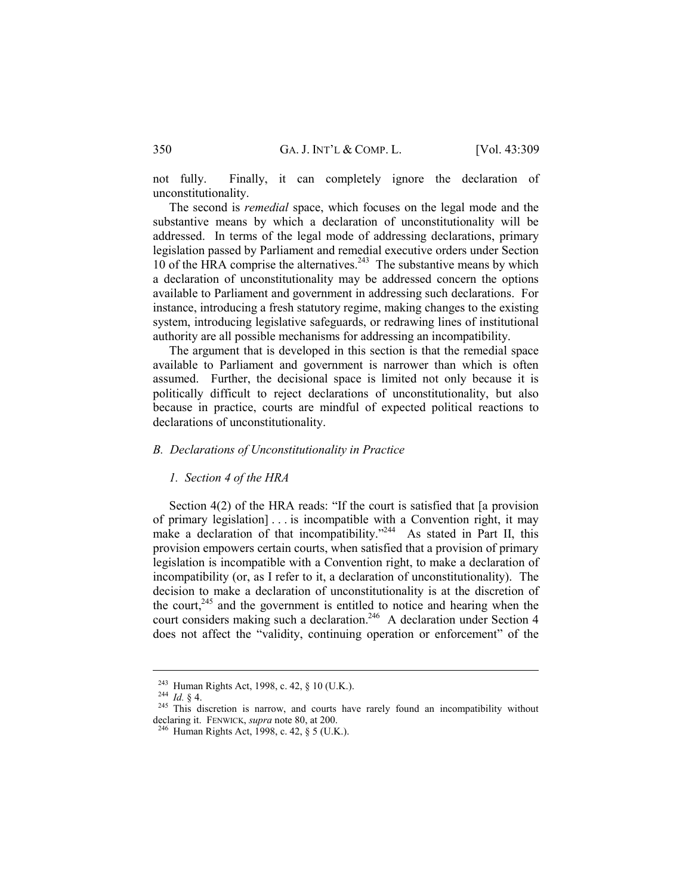not fully. Finally, it can completely ignore the declaration of unconstitutionality.

The second is *remedial* space, which focuses on the legal mode and the substantive means by which a declaration of unconstitutionality will be addressed. In terms of the legal mode of addressing declarations, primary legislation passed by Parliament and remedial executive orders under Section 10 of the HRA comprise the alternatives.[243] The substantive means by which a declaration of unconstitutionality may be addressed concern the options available to Parliament and government in addressing such declarations. For instance, introducing a fresh statutory regime, making changes to the existing system, introducing legislative safeguards, or redrawing lines of institutional authority are all possible mechanisms for addressing an incompatibility.

The argument that is developed in this section is that the remedial space available to Parliament and government is narrower than which is often assumed. Further, the decisional space is limited not only because it is politically difficult to reject declarations of unconstitutionality, but also because in practice, courts are mindful of expected political reactions to declarations of unconstitutionality.

### *B. Declarations of Unconstitutionality in Practice*

#### *1. Section 4 of the HRA*

Section 4(2) of the HRA reads: "If the court is satisfied that [a provision of primary legislation] . . . is incompatible with a Convention right, it may make a declaration of that incompatibility."[244] As stated in Part II, this provision empowers certain courts, when satisfied that a provision of primary legislation is incompatible with a Convention right, to make a declaration of incompatibility (or, as I refer to it, a declaration of unconstitutionality). The decision to make a declaration of unconstitutionality is at the discretion of the court,[245] and the government is entitled to notice and hearing when the court considers making such a declaration.[246] A declaration under Section 4 does not affect the "validity, continuing operation or enforcement" of the

---

[243] Human Rights Act, 1998, c. 42, § 10 (U.K.).

[244] *Id.* § 4.

[245] This discretion is narrow, and courts have rarely found an incompatibility without declaring it. FENWICK, *supra* note 80, at 200.

[246] Human Rights Act, 1998, c. 42, § 5 (U.K.).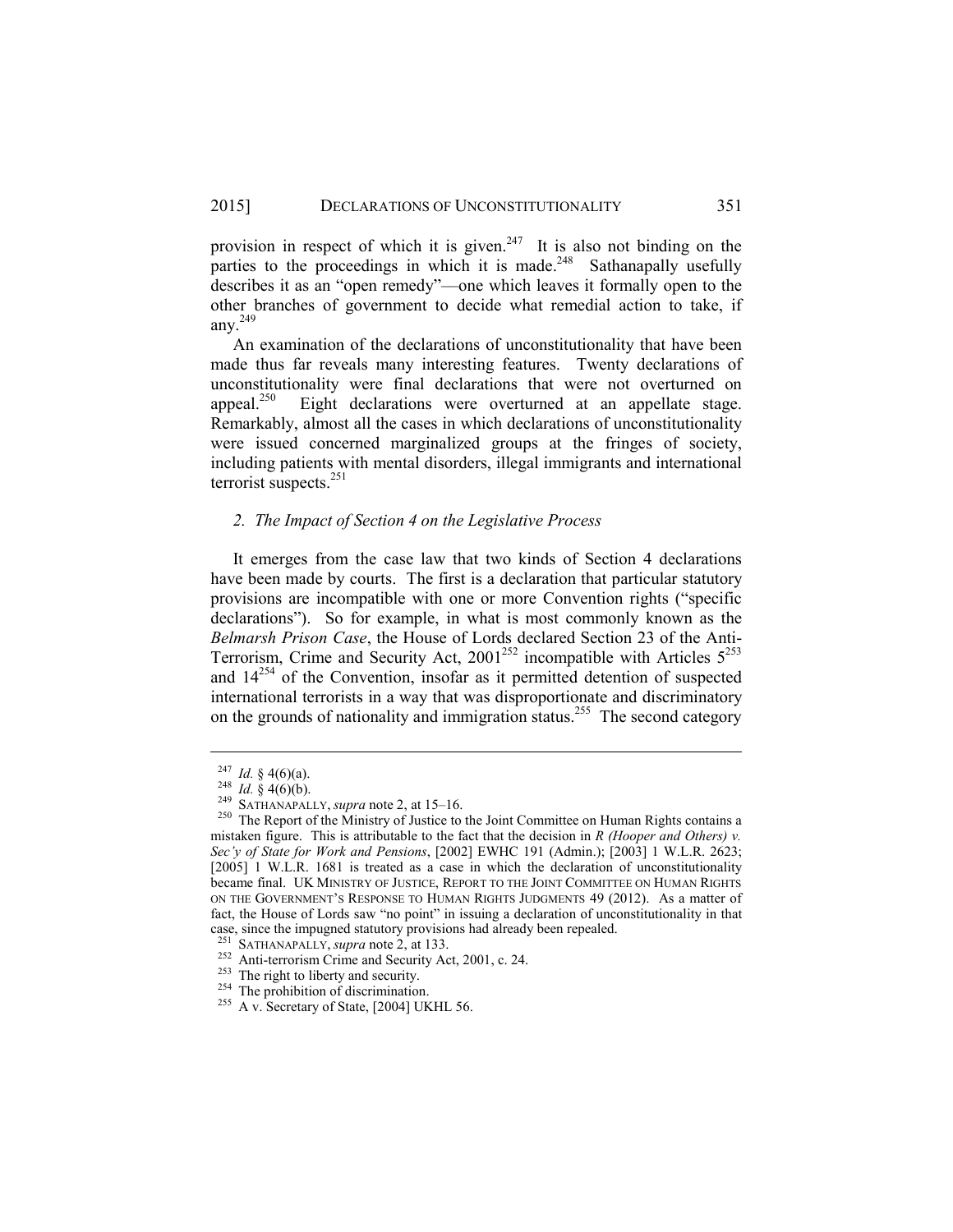provision in respect of which it is given.[247] It is also not binding on the parties to the proceedings in which it is made.[248] Sathanapally usefully describes it as an "open remedy"—one which leaves it formally open to the other branches of government to decide what remedial action to take, if any.[249]

An examination of the declarations of unconstitutionality that have been made thus far reveals many interesting features. Twenty declarations of unconstitutionality were final declarations that were not overturned on appeal.[250] Eight declarations were overturned at an appellate stage. Remarkably, almost all the cases in which declarations of unconstitutionality were issued concerned marginalized groups at the fringes of society, including patients with mental disorders, illegal immigrants and international terrorist suspects.[251]

### *2. The Impact of Section 4 on the Legislative Process*

It emerges from the case law that two kinds of Section 4 declarations have been made by courts. The first is a declaration that particular statutory provisions are incompatible with one or more Convention rights ("specific declarations"). So for example, in what is most commonly known as the *Belmarsh Prison Case*, the House of Lords declared Section 23 of the Anti-Terrorism, Crime and Security Act, 2001[252] incompatible with Articles 5[253] and 14[254] of the Convention, insofar as it permitted detention of suspected international terrorists in a way that was disproportionate and discriminatory on the grounds of nationality and immigration status.[255] The second category

---

[247] *Id.* § 4(6)(a).

[248] *Id.* § 4(6)(b).

[249] SATHANAPALLY, *supra* note 2, at 15–16.

[250] The Report of the Ministry of Justice to the Joint Committee on Human Rights contains a mistaken figure. This is attributable to the fact that the decision in *R (Hooper and Others) v. Sec'y of State for Work and Pensions*, [2002] EWHC 191 (Admin.); [2003] 1 W.L.R. 2623; [2005] 1 W.L.R. 1681 is treated as a case in which the declaration of unconstitutionality became final. UK MINISTRY OF JUSTICE, REPORT TO THE JOINT COMMITTEE ON HUMAN RIGHTS ON THE GOVERNMENT'S RESPONSE TO HUMAN RIGHTS JUDGMENTS 49 (2012). As a matter of fact, the House of Lords saw "no point" in issuing a declaration of unconstitutionality in that case, since the impugned statutory provisions had already been repealed.

[251] SATHANAPALLY, *supra* note 2, at 133.

[252] Anti-terrorism Crime and Security Act, 2001, c. 24.

[253] The right to liberty and security.

[254] The prohibition of discrimination.

[255] A v. Secretary of State, [2004] UKHL 56.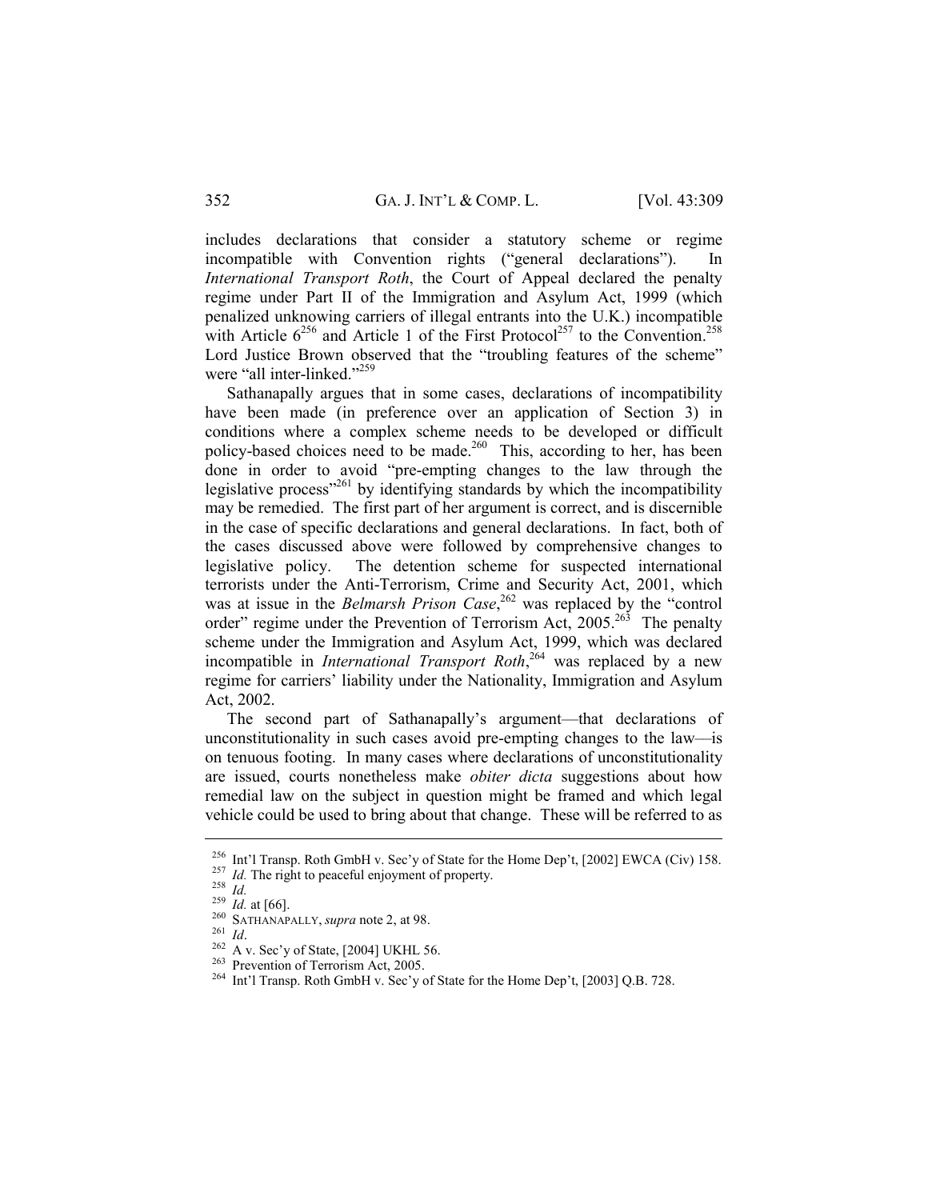includes declarations that consider a statutory scheme or regime incompatible with Convention rights ("general declarations"). In *International Transport Roth*, the Court of Appeal declared the penalty regime under Part II of the Immigration and Asylum Act, 1999 (which penalized unknowing carriers of illegal entrants into the U.K.) incompatible with Article 6[256] and Article 1 of the First Protocol[257] to the Convention.[258] Lord Justice Brown observed that the "troubling features of the scheme" were "all inter-linked."[259]

Sathanapally argues that in some cases, declarations of incompatibility have been made (in preference over an application of Section 3) in conditions where a complex scheme needs to be developed or difficult policy-based choices need to be made.[260] This, according to her, has been done in order to avoid "pre-empting changes to the law through the legislative process"[261] by identifying standards by which the incompatibility may be remedied. The first part of her argument is correct, and is discernible in the case of specific declarations and general declarations. In fact, both of the cases discussed above were followed by comprehensive changes to legislative policy. The detention scheme for suspected international terrorists under the Anti-Terrorism, Crime and Security Act, 2001, which was at issue in the *Belmarsh Prison Case*,[262] was replaced by the "control order" regime under the Prevention of Terrorism Act, 2005.[263] The penalty scheme under the Immigration and Asylum Act, 1999, which was declared incompatible in *International Transport Roth*,[264] was replaced by a new regime for carriers' liability under the Nationality, Immigration and Asylum Act, 2002.

The second part of Sathanapally's argument—that declarations of unconstitutionality in such cases avoid pre-empting changes to the law—is on tenuous footing. In many cases where declarations of unconstitutionality are issued, courts nonetheless make *obiter dicta* suggestions about how remedial law on the subject in question might be framed and which legal vehicle could be used to bring about that change. These will be referred to as

---

[256] Int'l Transp. Roth GmbH v. Sec'y of State for the Home Dep't, [2002] EWCA (Civ) 158.

[257] *Id.* The right to peaceful enjoyment of property.

[258] *Id.*

[259] *Id.* at [66].

[260] SATHANAPALLY, *supra* note 2, at 98.

[261] *Id*.

[262] A v. Sec'y of State, [2004] UKHL 56.

[263] Prevention of Terrorism Act, 2005.

[264] Int'l Transp. Roth GmbH v. Sec'y of State for the Home Dep't, [2003] Q.B. 728.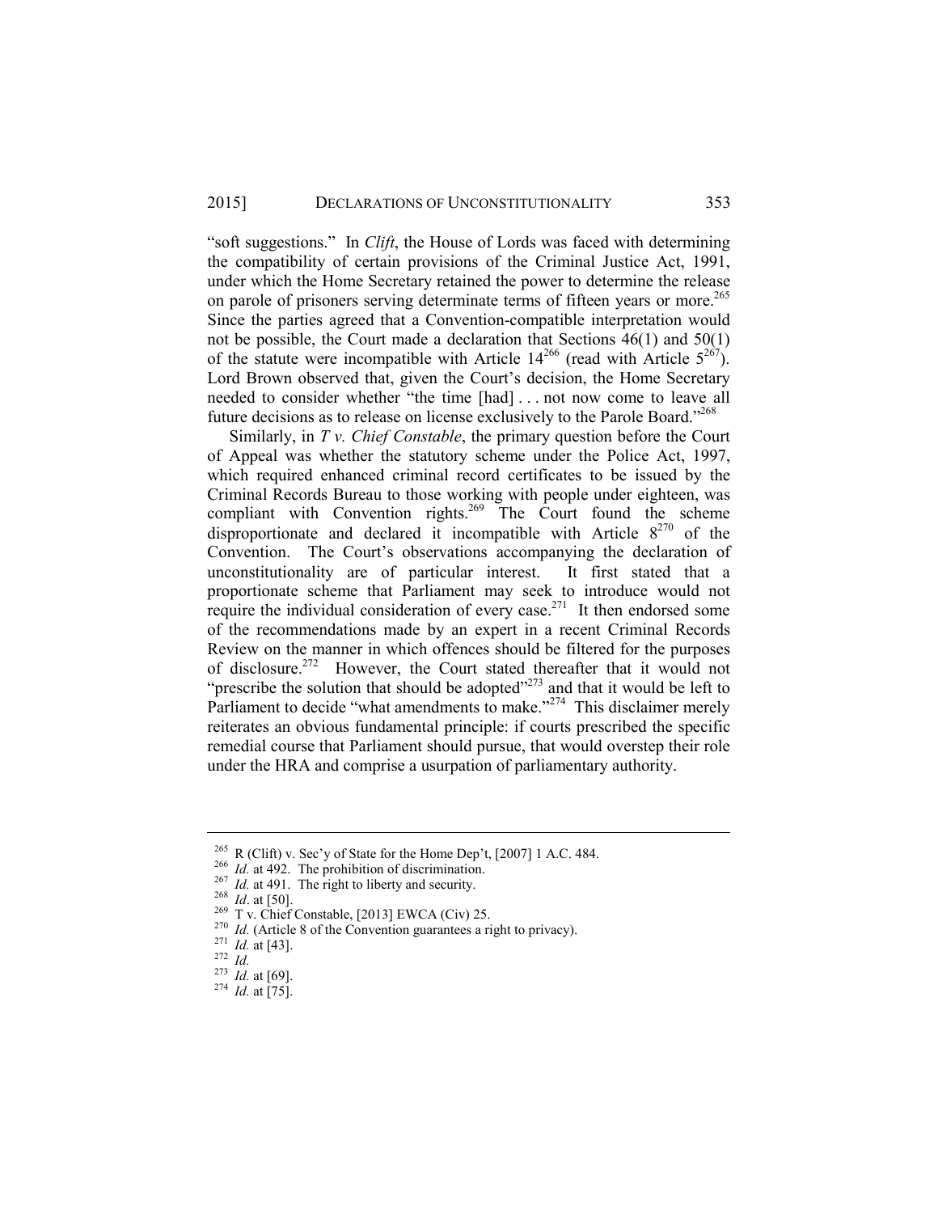"soft suggestions." In *Clift*, the House of Lords was faced with determining the compatibility of certain provisions of the Criminal Justice Act, 1991, under which the Home Secretary retained the power to determine the release on parole of prisoners serving determinate terms of fifteen years or more.[265] Since the parties agreed that a Convention-compatible interpretation would not be possible, the Court made a declaration that Sections 46(1) and 50(1) of the statute were incompatible with Article 14[266] (read with Article 5[267]). Lord Brown observed that, given the Court's decision, the Home Secretary needed to consider whether "the time [had] . . . not now come to leave all future decisions as to release on license exclusively to the Parole Board."[268]

Similarly, in *T v. Chief Constable*, the primary question before the Court of Appeal was whether the statutory scheme under the Police Act, 1997, which required enhanced criminal record certificates to be issued by the Criminal Records Bureau to those working with people under eighteen, was compliant with Convention rights.[269] The Court found the scheme disproportionate and declared it incompatible with Article 8[270] of the Convention. The Court's observations accompanying the declaration of unconstitutionality are of particular interest. It first stated that a proportionate scheme that Parliament may seek to introduce would not require the individual consideration of every case.[271] It then endorsed some of the recommendations made by an expert in a recent Criminal Records Review on the manner in which offences should be filtered for the purposes of disclosure.[272] However, the Court stated thereafter that it would not "prescribe the solution that should be adopted"[273] and that it would be left to Parliament to decide "what amendments to make."[274] This disclaimer merely reiterates an obvious fundamental principle: if courts prescribed the specific remedial course that Parliament should pursue, that would overstep their role under the HRA and comprise a usurpation of parliamentary authority.

---

[265] R (Clift) v. Sec'y of State for the Home Dep't, [2007] 1 A.C. 484.

[266] *Id.* at 492. The prohibition of discrimination.

[267] *Id.* at 491. The right to liberty and security.

[268] *Id*. at [50].

[269] T v. Chief Constable, [2013] EWCA (Civ) 25.

[270] *Id.* (Article 8 of the Convention guarantees a right to privacy).

[271] *Id.* at [43].

[272] *Id.*

[273] *Id.* at [69].

[274] *Id.* at [75].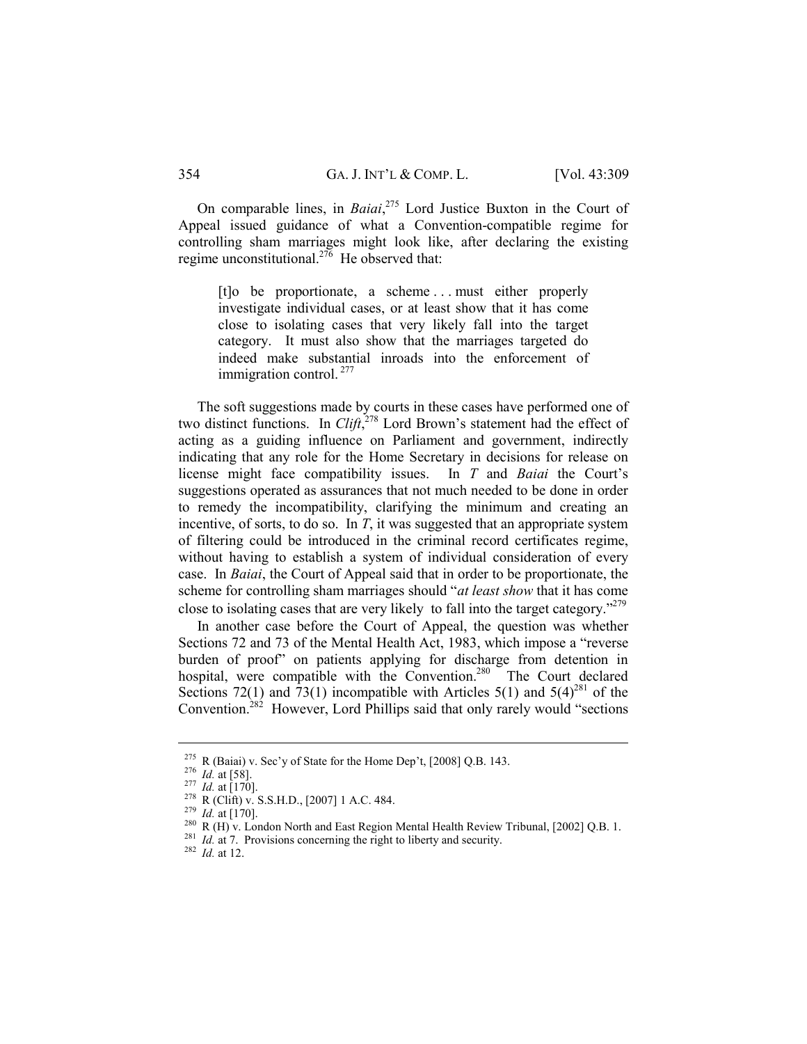On comparable lines, in *Baiai*,[275] Lord Justice Buxton in the Court of Appeal issued guidance of what a Convention-compatible regime for controlling sham marriages might look like, after declaring the existing regime unconstitutional.[276] He observed that:

> [t]o be proportionate, a scheme . . . must either properly investigate individual cases, or at least show that it has come close to isolating cases that very likely fall into the target category. It must also show that the marriages targeted do indeed make substantial inroads into the enforcement of immigration control.[277]

The soft suggestions made by courts in these cases have performed one of two distinct functions. In *Clift*,[278] Lord Brown's statement had the effect of acting as a guiding influence on Parliament and government, indirectly indicating that any role for the Home Secretary in decisions for release on license might face compatibility issues. In *T* and *Baiai* the Court's suggestions operated as assurances that not much needed to be done in order to remedy the incompatibility, clarifying the minimum and creating an incentive, of sorts, to do so. In *T*, it was suggested that an appropriate system of filtering could be introduced in the criminal record certificates regime, without having to establish a system of individual consideration of every case. In *Baiai*, the Court of Appeal said that in order to be proportionate, the scheme for controlling sham marriages should "*at least show* that it has come close to isolating cases that are very likely to fall into the target category."[279]

In another case before the Court of Appeal, the question was whether Sections 72 and 73 of the Mental Health Act, 1983, which impose a "reverse burden of proof" on patients applying for discharge from detention in hospital, were compatible with the Convention.[280] The Court declared Sections 72(1) and 73(1) incompatible with Articles 5(1) and 5(4)[281] of the Convention.[282] However, Lord Phillips said that only rarely would "sections

---

[275] R (Baiai) v. Sec'y of State for the Home Dep't, [2008] Q.B. 143.

[276] *Id.* at [58].

[277] *Id.* at [170].

[278] R (Clift) v. S.S.H.D., [2007] 1 A.C. 484.

[279] *Id.* at [170].

[280] R (H) v. London North and East Region Mental Health Review Tribunal, [2002] Q.B. 1.

[281] *Id.* at 7. Provisions concerning the right to liberty and security.

[282] *Id.* at 12.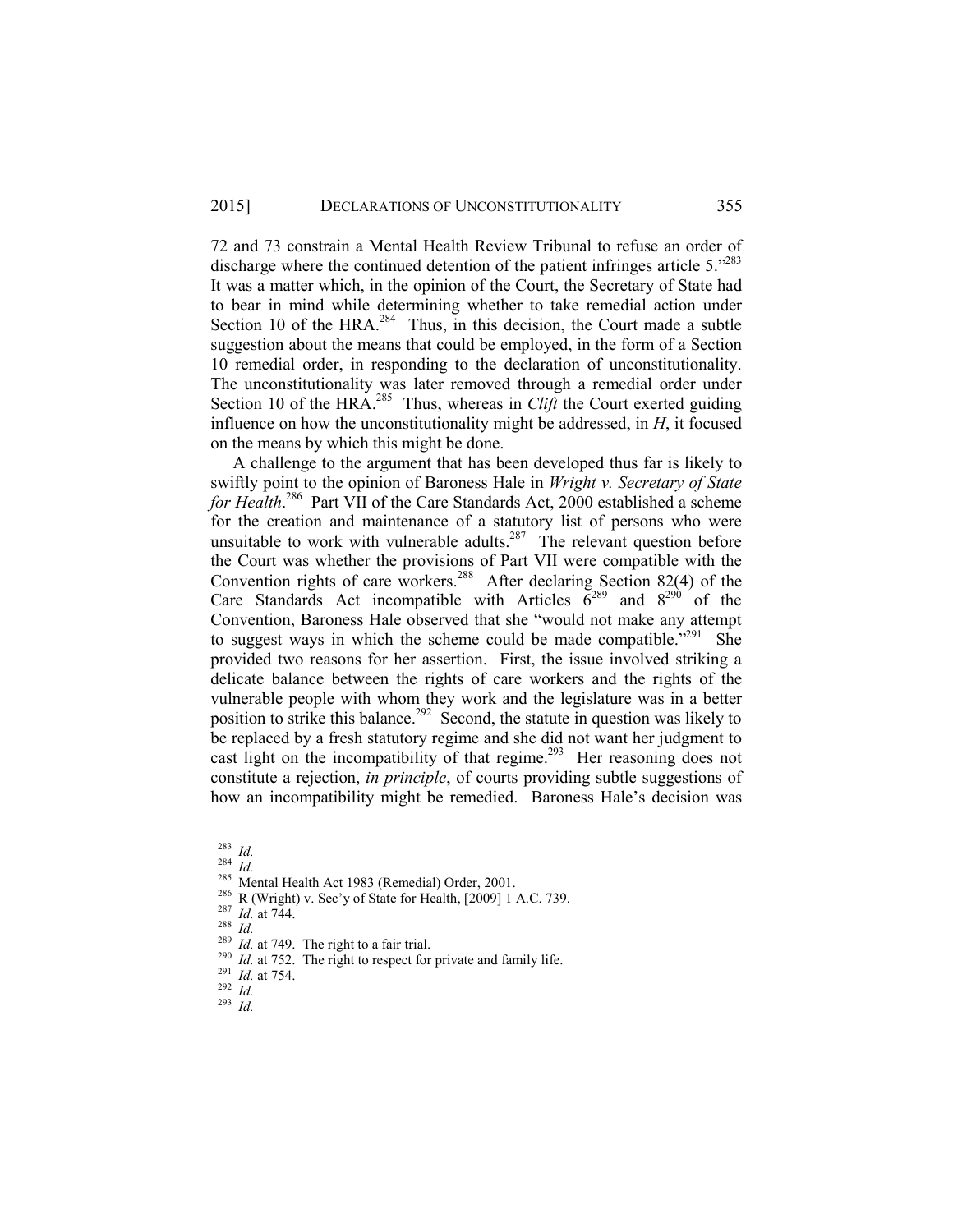72 and 73 constrain a Mental Health Review Tribunal to refuse an order of discharge where the continued detention of the patient infringes article 5."[283] It was a matter which, in the opinion of the Court, the Secretary of State had to bear in mind while determining whether to take remedial action under Section 10 of the HRA.[284] Thus, in this decision, the Court made a subtle suggestion about the means that could be employed, in the form of a Section 10 remedial order, in responding to the declaration of unconstitutionality. The unconstitutionality was later removed through a remedial order under Section 10 of the HRA.[285] Thus, whereas in *Clift* the Court exerted guiding influence on how the unconstitutionality might be addressed, in *H*, it focused on the means by which this might be done.

A challenge to the argument that has been developed thus far is likely to swiftly point to the opinion of Baroness Hale in *Wright v. Secretary of State for Health*.[286] Part VII of the Care Standards Act, 2000 established a scheme for the creation and maintenance of a statutory list of persons who were unsuitable to work with vulnerable adults.[287] The relevant question before the Court was whether the provisions of Part VII were compatible with the Convention rights of care workers.[288] After declaring Section 82(4) of the Care Standards Act incompatible with Articles 6[289] and 8[290] of the Convention, Baroness Hale observed that she "would not make any attempt to suggest ways in which the scheme could be made compatible."[291] She provided two reasons for her assertion. First, the issue involved striking a delicate balance between the rights of care workers and the rights of the vulnerable people with whom they work and the legislature was in a better position to strike this balance.[292] Second, the statute in question was likely to be replaced by a fresh statutory regime and she did not want her judgment to cast light on the incompatibility of that regime.[293] Her reasoning does not constitute a rejection, *in principle*, of courts providing subtle suggestions of how an incompatibility might be remedied. Baroness Hale's decision was

---

[283] *Id.*

[284] *Id.*

[285] Mental Health Act 1983 (Remedial) Order, 2001.

[286] R (Wright) v. Sec'y of State for Health, [2009] 1 A.C. 739.

[287] *Id.* at 744.

[288] *Id.*

[289] *Id.* at 749. The right to a fair trial.

[290] *Id.* at 752. The right to respect for private and family life.

[291] *Id.* at 754.

[292] *Id.*

[293] *Id.*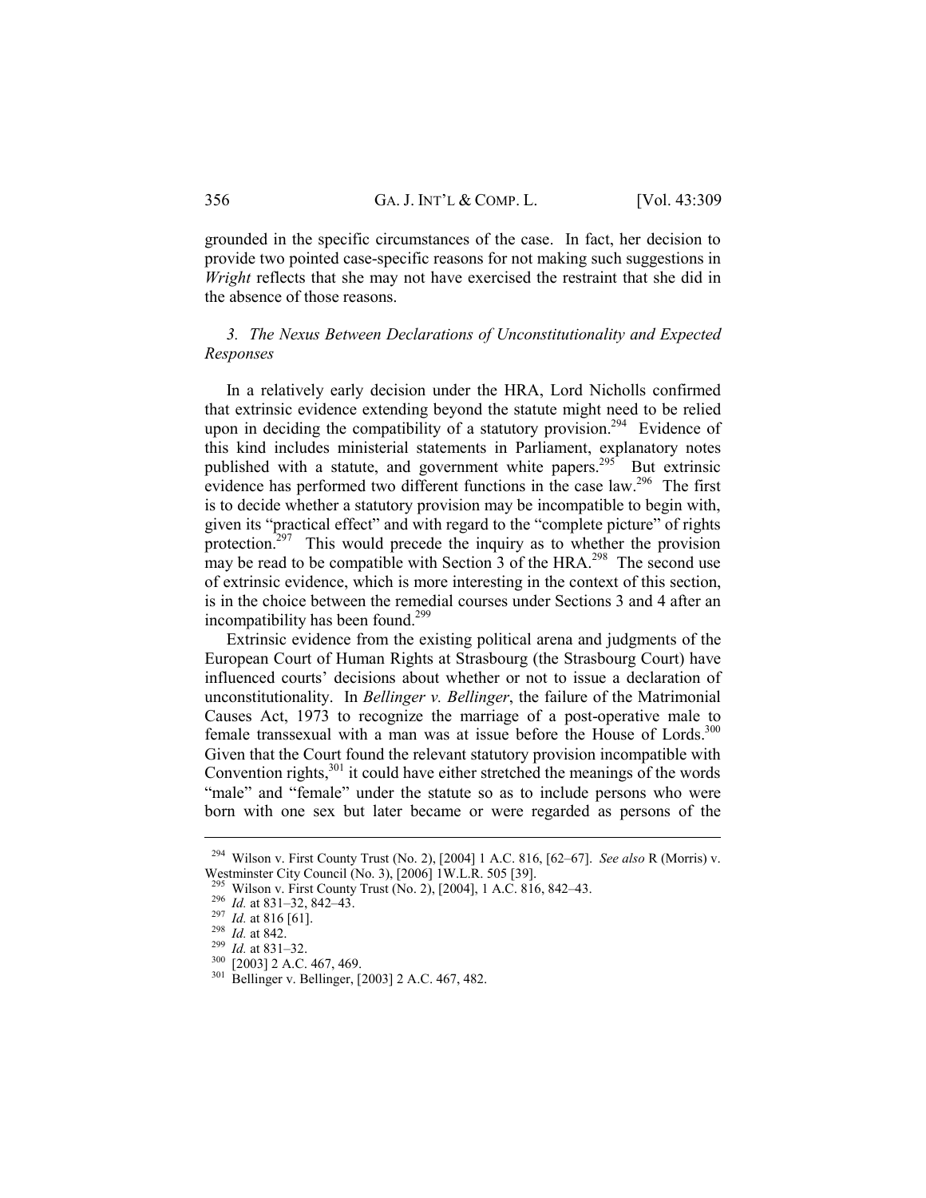grounded in the specific circumstances of the case. In fact, her decision to provide two pointed case-specific reasons for not making such suggestions in *Wright* reflects that she may not have exercised the restraint that she did in the absence of those reasons.

### *3. The Nexus Between Declarations of Unconstitutionality and Expected Responses*

In a relatively early decision under the HRA, Lord Nicholls confirmed that extrinsic evidence extending beyond the statute might need to be relied upon in deciding the compatibility of a statutory provision.[294] Evidence of this kind includes ministerial statements in Parliament, explanatory notes published with a statute, and government white papers.[295] But extrinsic evidence has performed two different functions in the case law.[296] The first is to decide whether a statutory provision may be incompatible to begin with, given its "practical effect" and with regard to the "complete picture" of rights protection.[297] This would precede the inquiry as to whether the provision may be read to be compatible with Section 3 of the HRA.[298] The second use of extrinsic evidence, which is more interesting in the context of this section, is in the choice between the remedial courses under Sections 3 and 4 after an incompatibility has been found.[299]

Extrinsic evidence from the existing political arena and judgments of the European Court of Human Rights at Strasbourg (the Strasbourg Court) have influenced courts' decisions about whether or not to issue a declaration of unconstitutionality. In *Bellinger v. Bellinger*, the failure of the Matrimonial Causes Act, 1973 to recognize the marriage of a post-operative male to female transsexual with a man was at issue before the House of Lords.[300] Given that the Court found the relevant statutory provision incompatible with Convention rights,[301] it could have either stretched the meanings of the words "male" and "female" under the statute so as to include persons who were born with one sex but later became or were regarded as persons of the

---

[294] Wilson v. First County Trust (No. 2), [2004] 1 A.C. 816, [62–67]. *See also* R (Morris) v. Westminster City Council (No. 3), [2006] 1W.L.R. 505 [39].

[295] Wilson v. First County Trust (No. 2), [2004], 1 A.C. 816, 842–43.

[296] *Id.* at 831–32, 842–43.

[297] *Id.* at 816 [61].

[298] *Id.* at 842.

[299] *Id.* at 831–32.

[300] [2003] 2 A.C. 467, 469.

[301] Bellinger v. Bellinger, [2003] 2 A.C. 467, 482.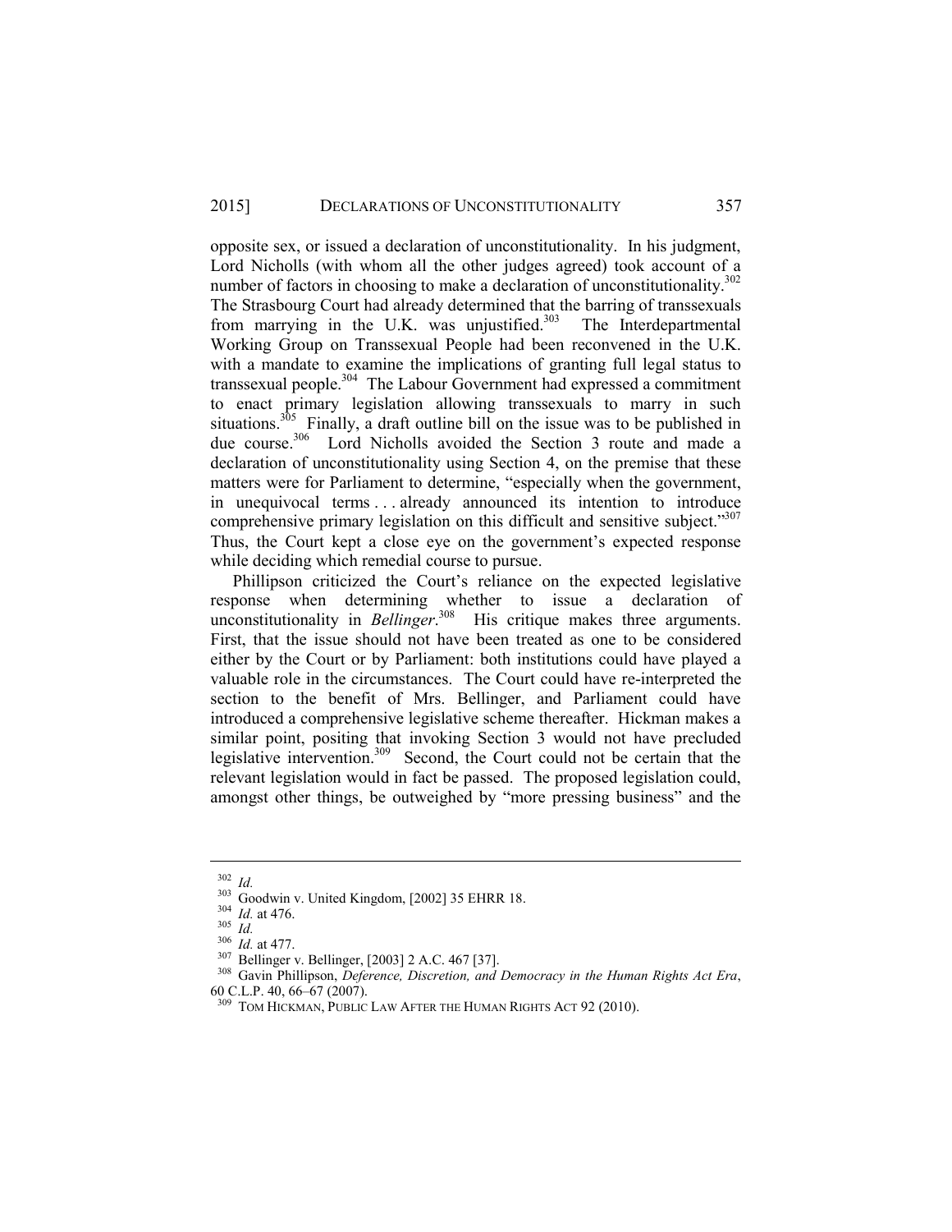opposite sex, or issued a declaration of unconstitutionality. In his judgment, Lord Nicholls (with whom all the other judges agreed) took account of a number of factors in choosing to make a declaration of unconstitutionality.[302] The Strasbourg Court had already determined that the barring of transsexuals from marrying in the U.K. was unjustified.[303] The Interdepartmental Working Group on Transsexual People had been reconvened in the U.K. with a mandate to examine the implications of granting full legal status to transsexual people.[304] The Labour Government had expressed a commitment to enact primary legislation allowing transsexuals to marry in such situations.[305] Finally, a draft outline bill on the issue was to be published in due course.[306] Lord Nicholls avoided the Section 3 route and made a declaration of unconstitutionality using Section 4, on the premise that these matters were for Parliament to determine, "especially when the government, in unequivocal terms . . . already announced its intention to introduce comprehensive primary legislation on this difficult and sensitive subject."[307] Thus, the Court kept a close eye on the government's expected response while deciding which remedial course to pursue.

Phillipson criticized the Court's reliance on the expected legislative response when determining whether to issue a declaration of unconstitutionality in *Bellinger*.[308] His critique makes three arguments. First, that the issue should not have been treated as one to be considered either by the Court or by Parliament: both institutions could have played a valuable role in the circumstances. The Court could have re-interpreted the section to the benefit of Mrs. Bellinger, and Parliament could have introduced a comprehensive legislative scheme thereafter. Hickman makes a similar point, positing that invoking Section 3 would not have precluded legislative intervention.[309] Second, the Court could not be certain that the relevant legislation would in fact be passed. The proposed legislation could, amongst other things, be outweighed by "more pressing business" and the

---

[302] *Id.*

[303] Goodwin v. United Kingdom, [2002] 35 EHRR 18.

[304] *Id.* at 476.

[305] *Id.*

[306] *Id.* at 477.

[307] Bellinger v. Bellinger, [2003] 2 A.C. 467 [37].

[308] Gavin Phillipson, *Deference, Discretion, and Democracy in the Human Rights Act Era*, 60 C.L.P. 40, 66–67 (2007).

[309] TOM HICKMAN, PUBLIC LAW AFTER THE HUMAN RIGHTS ACT 92 (2010).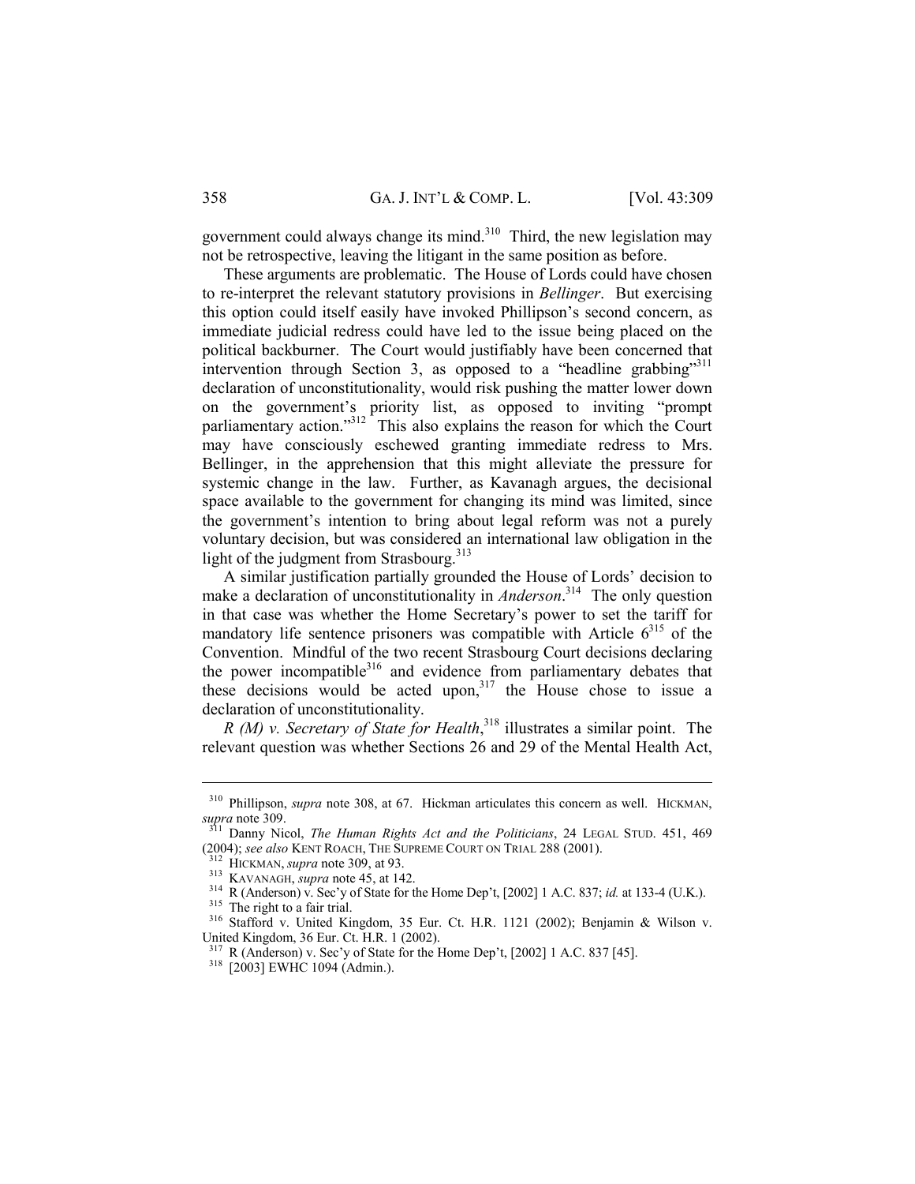government could always change its mind.[310] Third, the new legislation may not be retrospective, leaving the litigant in the same position as before.

These arguments are problematic. The House of Lords could have chosen to re-interpret the relevant statutory provisions in *Bellinger*. But exercising this option could itself easily have invoked Phillipson's second concern, as immediate judicial redress could have led to the issue being placed on the political backburner. The Court would justifiably have been concerned that intervention through Section 3, as opposed to a "headline grabbing"[311] declaration of unconstitutionality, would risk pushing the matter lower down on the government's priority list, as opposed to inviting "prompt parliamentary action."[312] This also explains the reason for which the Court may have consciously eschewed granting immediate redress to Mrs. Bellinger, in the apprehension that this might alleviate the pressure for systemic change in the law. Further, as Kavanagh argues, the decisional space available to the government for changing its mind was limited, since the government's intention to bring about legal reform was not a purely voluntary decision, but was considered an international law obligation in the light of the judgment from Strasbourg.[313]

A similar justification partially grounded the House of Lords' decision to make a declaration of unconstitutionality in *Anderson*.[314] The only question in that case was whether the Home Secretary's power to set the tariff for mandatory life sentence prisoners was compatible with Article 6[315] of the Convention. Mindful of the two recent Strasbourg Court decisions declaring the power incompatible[316] and evidence from parliamentary debates that these decisions would be acted upon,[317] the House chose to issue a declaration of unconstitutionality.

*R (M) v. Secretary of State for Health*,[318] illustrates a similar point. The relevant question was whether Sections 26 and 29 of the Mental Health Act,

---

[310] Phillipson, *supra* note 308, at 67. Hickman articulates this concern as well. HICKMAN, *supra* note 309.

[311] Danny Nicol, *The Human Rights Act and the Politicians*, 24 LEGAL STUD. 451, 469 (2004); *see also* KENT ROACH, THE SUPREME COURT ON TRIAL 288 (2001).

[312] HICKMAN, *supra* note 309, at 93.

[313] KAVANAGH, *supra* note 45, at 142.

[314] R (Anderson) v. Sec'y of State for the Home Dep't, [2002] 1 A.C. 837; *id.* at 133-4 (U.K.).

[315] The right to a fair trial.

[316] Stafford v. United Kingdom, 35 Eur. Ct. H.R. 1121 (2002); Benjamin & Wilson v. United Kingdom, 36 Eur. Ct. H.R. 1 (2002).

[317] R (Anderson) v. Sec'y of State for the Home Dep't, [2002] 1 A.C. 837 [45].

[318] [2003] EWHC 1094 (Admin.).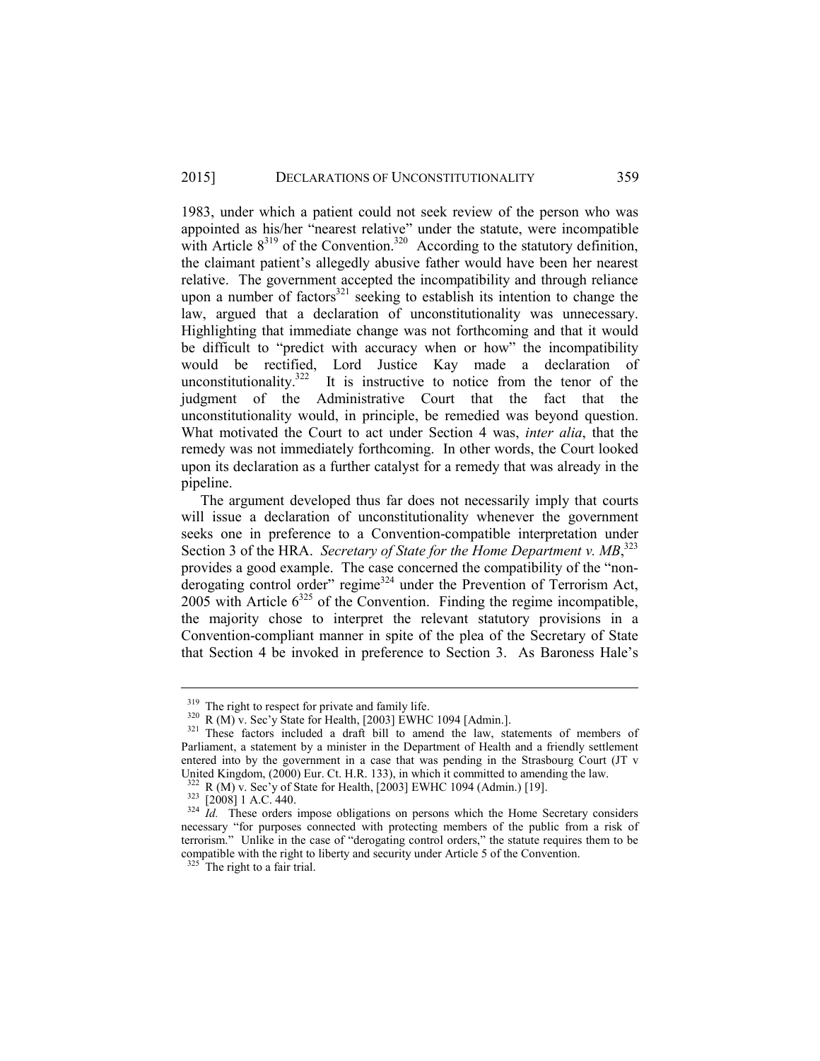1983, under which a patient could not seek review of the person who was appointed as his/her "nearest relative" under the statute, were incompatible with Article 8[319] of the Convention.[320] According to the statutory definition, the claimant patient's allegedly abusive father would have been her nearest relative. The government accepted the incompatibility and through reliance upon a number of factors[321] seeking to establish its intention to change the law, argued that a declaration of unconstitutionality was unnecessary. Highlighting that immediate change was not forthcoming and that it would be difficult to "predict with accuracy when or how" the incompatibility would be rectified, Lord Justice Kay made a declaration of unconstitutionality.[322] It is instructive to notice from the tenor of the judgment of the Administrative Court that the fact that the unconstitutionality would, in principle, be remedied was beyond question. What motivated the Court to act under Section 4 was, *inter alia*, that the remedy was not immediately forthcoming. In other words, the Court looked upon its declaration as a further catalyst for a remedy that was already in the pipeline.

The argument developed thus far does not necessarily imply that courts will issue a declaration of unconstitutionality whenever the government seeks one in preference to a Convention-compatible interpretation under Section 3 of the HRA. *Secretary of State for the Home Department v. MB*,[323] provides a good example. The case concerned the compatibility of the "non-derogating control order" regime[324] under the Prevention of Terrorism Act, 2005 with Article 6[325] of the Convention. Finding the regime incompatible, the majority chose to interpret the relevant statutory provisions in a Convention-compliant manner in spite of the plea of the Secretary of State that Section 4 be invoked in preference to Section 3. As Baroness Hale's

---

[319] The right to respect for private and family life.

[320] R (M) v. Sec'y State for Health, [2003] EWHC 1094 [Admin.].

[321] These factors included a draft bill to amend the law, statements of members of Parliament, a statement by a minister in the Department of Health and a friendly settlement entered into by the government in a case that was pending in the Strasbourg Court (JT v United Kingdom, (2000) Eur. Ct. H.R. 133), in which it committed to amending the law.

[322] R (M) v. Sec'y of State for Health, [2003] EWHC 1094 (Admin.) [19].

[323] [2008] 1 A.C. 440.

[324] *Id.* These orders impose obligations on persons which the Home Secretary considers necessary "for purposes connected with protecting members of the public from a risk of terrorism." Unlike in the case of "derogating control orders," the statute requires them to be compatible with the right to liberty and security under Article 5 of the Convention.

[325] The right to a fair trial.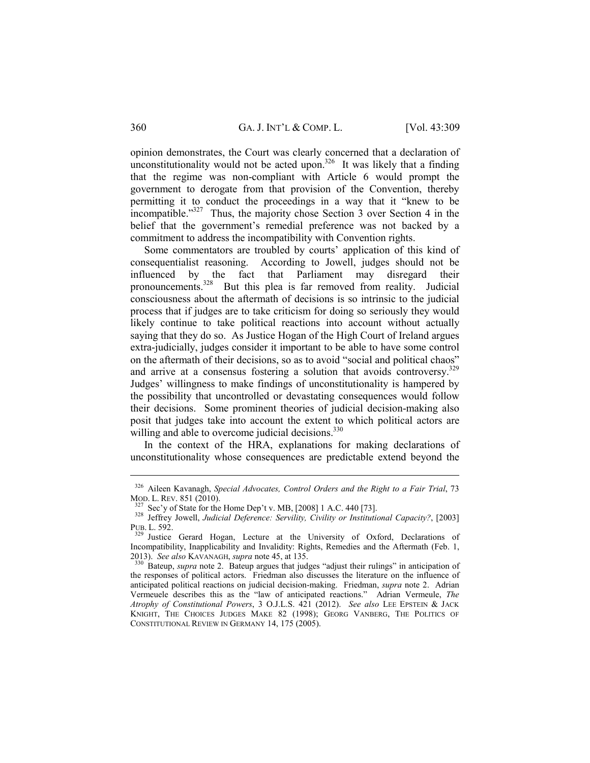opinion demonstrates, the Court was clearly concerned that a declaration of unconstitutionality would not be acted upon.[326] It was likely that a finding that the regime was non-compliant with Article 6 would prompt the government to derogate from that provision of the Convention, thereby permitting it to conduct the proceedings in a way that it "knew to be incompatible."[327] Thus, the majority chose Section 3 over Section 4 in the belief that the government's remedial preference was not backed by a commitment to address the incompatibility with Convention rights.

Some commentators are troubled by courts' application of this kind of consequentialist reasoning. According to Jowell, judges should not be influenced by the fact that Parliament may disregard their pronouncements.[328] But this plea is far removed from reality. Judicial consciousness about the aftermath of decisions is so intrinsic to the judicial process that if judges are to take criticism for doing so seriously they would likely continue to take political reactions into account without actually saying that they do so. As Justice Hogan of the High Court of Ireland argues extra-judicially, judges consider it important to be able to have some control on the aftermath of their decisions, so as to avoid "social and political chaos" and arrive at a consensus fostering a solution that avoids controversy.[329] Judges' willingness to make findings of unconstitutionality is hampered by the possibility that uncontrolled or devastating consequences would follow their decisions. Some prominent theories of judicial decision-making also posit that judges take into account the extent to which political actors are willing and able to overcome judicial decisions.[330]

In the context of the HRA, explanations for making declarations of unconstitutionality whose consequences are predictable extend beyond the

---

[326] Aileen Kavanagh, *Special Advocates, Control Orders and the Right to a Fair Trial*, 73 MOD. L. REV. 851 (2010).

[327] Sec'y of State for the Home Dep't v. MB, [2008] 1 A.C. 440 [73].

[328] Jeffrey Jowell, *Judicial Deference: Servility, Civility or Institutional Capacity?*, [2003] PUB. L. 592.

[329] Justice Gerard Hogan, Lecture at the University of Oxford, Declarations of Incompatibility, Inapplicability and Invalidity: Rights, Remedies and the Aftermath (Feb. 1, 2013). *See also* KAVANAGH, *supra* note 45, at 135.

[330] Bateup, *supra* note 2. Bateup argues that judges "adjust their rulings" in anticipation of the responses of political actors. Friedman also discusses the literature on the influence of anticipated political reactions on judicial decision-making. Friedman, *supra* note 2. Adrian Vermeule describes this as the "law of anticipated reactions." Adrian Vermeule, *The Atrophy of Constitutional Powers*, 3 O.J.L.S. 421 (2012). *See also* LEE EPSTEIN & JACK KNIGHT, THE CHOICES JUDGES MAKE 82 (1998); GEORG VANBERG, THE POLITICS OF CONSTITUTIONAL REVIEW IN GERMANY 14, 175 (2005).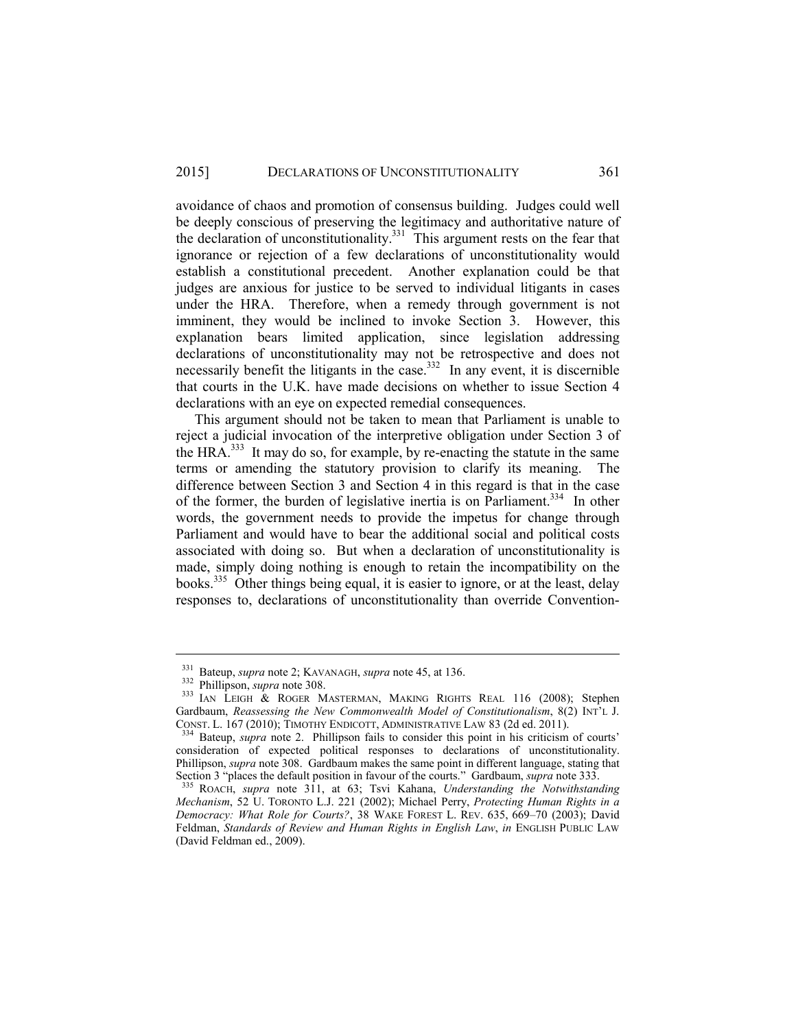avoidance of chaos and promotion of consensus building. Judges could well be deeply conscious of preserving the legitimacy and authoritative nature of the declaration of unconstitutionality.[331] This argument rests on the fear that ignorance or rejection of a few declarations of unconstitutionality would establish a constitutional precedent. Another explanation could be that judges are anxious for justice to be served to individual litigants in cases under the HRA. Therefore, when a remedy through government is not imminent, they would be inclined to invoke Section 3. However, this explanation bears limited application, since legislation addressing declarations of unconstitutionality may not be retrospective and does not necessarily benefit the litigants in the case.[332] In any event, it is discernible that courts in the U.K. have made decisions on whether to issue Section 4 declarations with an eye on expected remedial consequences.

This argument should not be taken to mean that Parliament is unable to reject a judicial invocation of the interpretive obligation under Section 3 of the HRA.[333] It may do so, for example, by re-enacting the statute in the same terms or amending the statutory provision to clarify its meaning. The difference between Section 3 and Section 4 in this regard is that in the case of the former, the burden of legislative inertia is on Parliament.[334] In other words, the government needs to provide the impetus for change through Parliament and would have to bear the additional social and political costs associated with doing so. But when a declaration of unconstitutionality is made, simply doing nothing is enough to retain the incompatibility on the books.[335] Other things being equal, it is easier to ignore, or at the least, delay responses to, declarations of unconstitutionality than override Convention-

---

[331] Bateup, *supra* note 2; KAVANAGH, *supra* note 45, at 136.

[332] Phillipson, *supra* note 308.

[333] IAN LEIGH & ROGER MASTERMAN, MAKING RIGHTS REAL 116 (2008); Stephen Gardbaum, *Reassessing the New Commonwealth Model of Constitutionalism*, 8(2) INT'L J. CONST. L. 167 (2010); TIMOTHY ENDICOTT, ADMINISTRATIVE LAW 83 (2d ed. 2011).

[334] Bateup, *supra* note 2. Phillipson fails to consider this point in his criticism of courts' consideration of expected political responses to declarations of unconstitutionality. Phillipson, *supra* note 308. Gardbaum makes the same point in different language, stating that Section 3 "places the default position in favour of the courts." Gardbaum, *supra* note 333.

[335] ROACH, *supra* note 311, at 63; Tsvi Kahana, *Understanding the Notwithstanding Mechanism*, 52 U. TORONTO L.J. 221 (2002); Michael Perry, *Protecting Human Rights in a Democracy: What Role for Courts?*, 38 WAKE FOREST L. REV. 635, 669–70 (2003); David Feldman, *Standards of Review and Human Rights in English Law*, *in* ENGLISH PUBLIC LAW (David Feldman ed., 2009).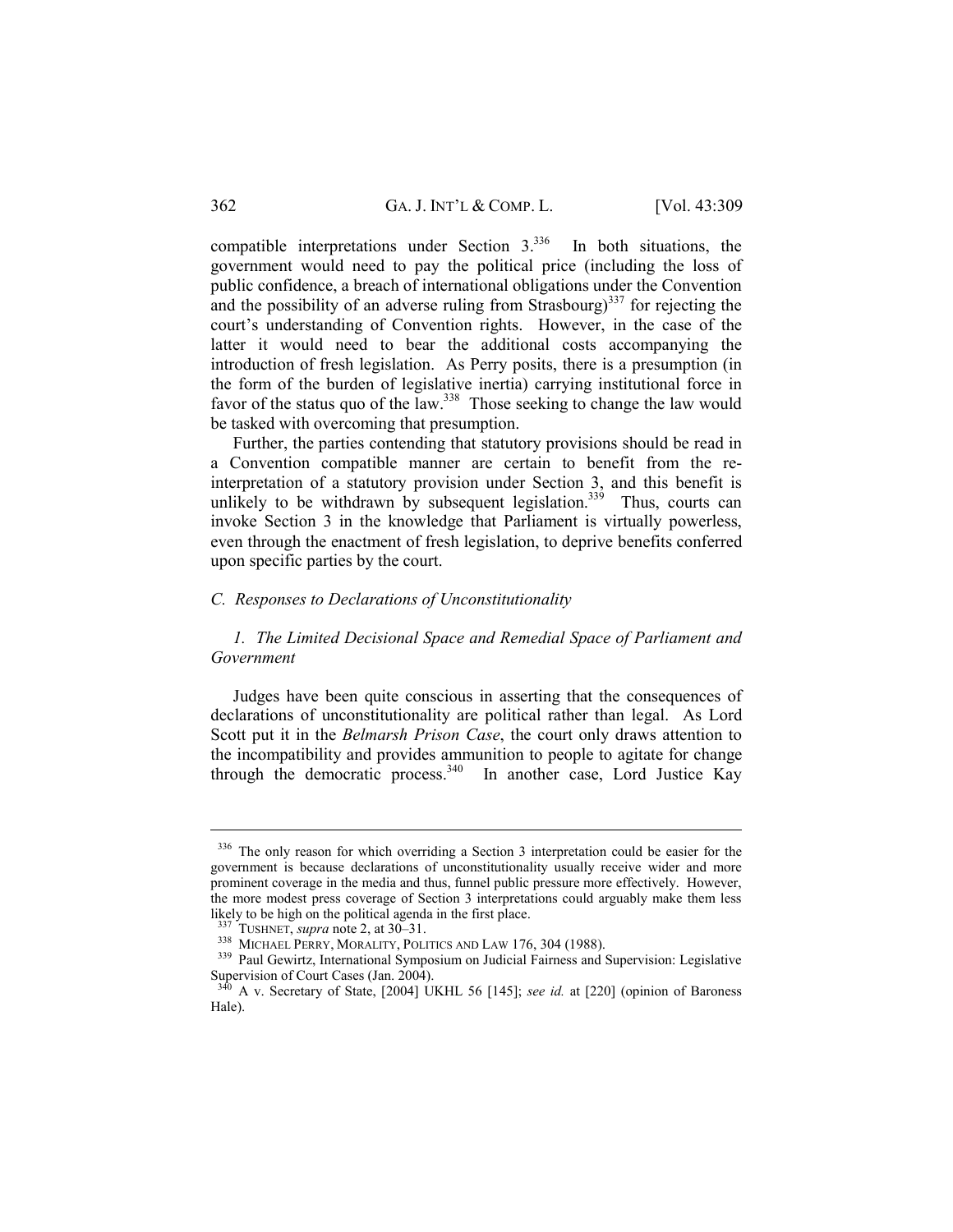compatible interpretations under Section 3.[336] In both situations, the government would need to pay the political price (including the loss of public confidence, a breach of international obligations under the Convention and the possibility of an adverse ruling from Strasbourg)[337] for rejecting the court's understanding of Convention rights. However, in the case of the latter it would need to bear the additional costs accompanying the introduction of fresh legislation. As Perry posits, there is a presumption (in the form of the burden of legislative inertia) carrying institutional force in favor of the status quo of the law.[338] Those seeking to change the law would be tasked with overcoming that presumption.

Further, the parties contending that statutory provisions should be read in a Convention compatible manner are certain to benefit from the re-interpretation of a statutory provision under Section 3, and this benefit is unlikely to be withdrawn by subsequent legislation.[339] Thus, courts can invoke Section 3 in the knowledge that Parliament is virtually powerless, even through the enactment of fresh legislation, to deprive benefits conferred upon specific parties by the court.

### *C. Responses to Declarations of Unconstitutionality*

#### *1. The Limited Decisional Space and Remedial Space of Parliament and Government*

Judges have been quite conscious in asserting that the consequences of declarations of unconstitutionality are political rather than legal. As Lord Scott put it in the *Belmarsh Prison Case*, the court only draws attention to the incompatibility and provides ammunition to people to agitate for change through the democratic process.[340] In another case, Lord Justice Kay

---

[336] The only reason for which overriding a Section 3 interpretation could be easier for the government is because declarations of unconstitutionality usually receive wider and more prominent coverage in the media and thus, funnel public pressure more effectively. However, the more modest press coverage of Section 3 interpretations could arguably make them less likely to be high on the political agenda in the first place.

[337] TUSHNET, *supra* note 2, at 30–31.

[338] MICHAEL PERRY, MORALITY, POLITICS AND LAW 176, 304 (1988).

[339] Paul Gewirtz, International Symposium on Judicial Fairness and Supervision: Legislative Supervision of Court Cases (Jan. 2004).

[340] A v. Secretary of State, [2004] UKHL 56 [145]; *see id.* at [220] (opinion of Baroness Hale).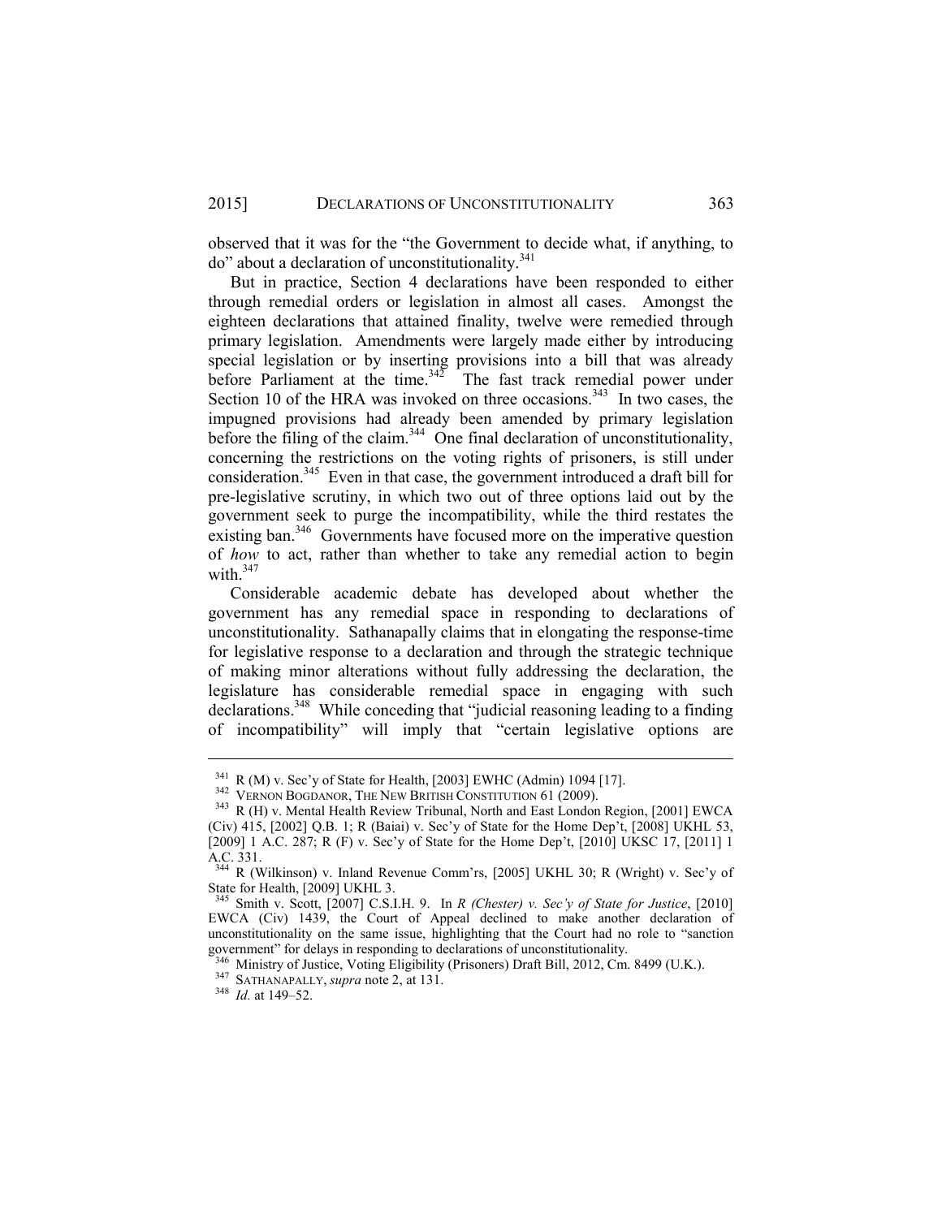observed that it was for the "the Government to decide what, if anything, to do" about a declaration of unconstitutionality.[341]

But in practice, Section 4 declarations have been responded to either through remedial orders or legislation in almost all cases. Amongst the eighteen declarations that attained finality, twelve were remedied through primary legislation. Amendments were largely made either by introducing special legislation or by inserting provisions into a bill that was already before Parliament at the time.[342] The fast track remedial power under Section 10 of the HRA was invoked on three occasions.[343] In two cases, the impugned provisions had already been amended by primary legislation before the filing of the claim.[344] One final declaration of unconstitutionality, concerning the restrictions on the voting rights of prisoners, is still under consideration.[345] Even in that case, the government introduced a draft bill for pre-legislative scrutiny, in which two out of three options laid out by the government seek to purge the incompatibility, while the third restates the existing ban.[346] Governments have focused more on the imperative question of *how* to act, rather than whether to take any remedial action to begin with.[347]

Considerable academic debate has developed about whether the government has any remedial space in responding to declarations of unconstitutionality. Sathanapally claims that in elongating the response-time for legislative response to a declaration and through the strategic technique of making minor alterations without fully addressing the declaration, the legislature has considerable remedial space in engaging with such declarations.[348] While conceding that "judicial reasoning leading to a finding of incompatibility" will imply that "certain legislative options are

---

[341] R (M) v. Sec'y of State for Health, [2003] EWHC (Admin) 1094 [17].

[342] VERNON BOGDANOR, THE NEW BRITISH CONSTITUTION 61 (2009).

[343] R (H) v. Mental Health Review Tribunal, North and East London Region, [2001] EWCA (Civ) 415, [2002] Q.B. 1; R (Baiai) v. Sec'y of State for the Home Dep't, [2008] UKHL 53, [2009] 1 A.C. 287; R (F) v. Sec'y of State for the Home Dep't, [2010] UKSC 17, [2011] 1 A.C. 331.

[344] R (Wilkinson) v. Inland Revenue Comm'rs, [2005] UKHL 30; R (Wright) v. Sec'y of State for Health, [2009] UKHL 3.

[345] Smith v. Scott, [2007] C.S.I.H. 9. In *R (Chester) v. Sec'y of State for Justice*, [2010] EWCA (Civ) 1439, the Court of Appeal declined to make another declaration of unconstitutionality on the same issue, highlighting that the Court had no role to "sanction government" for delays in responding to declarations of unconstitutionality.

[346] Ministry of Justice, Voting Eligibility (Prisoners) Draft Bill, 2012, Cm. 8499 (U.K.).

[347] SATHANAPALLY, *supra* note 2, at 131.

[348] *Id.* at 149–52.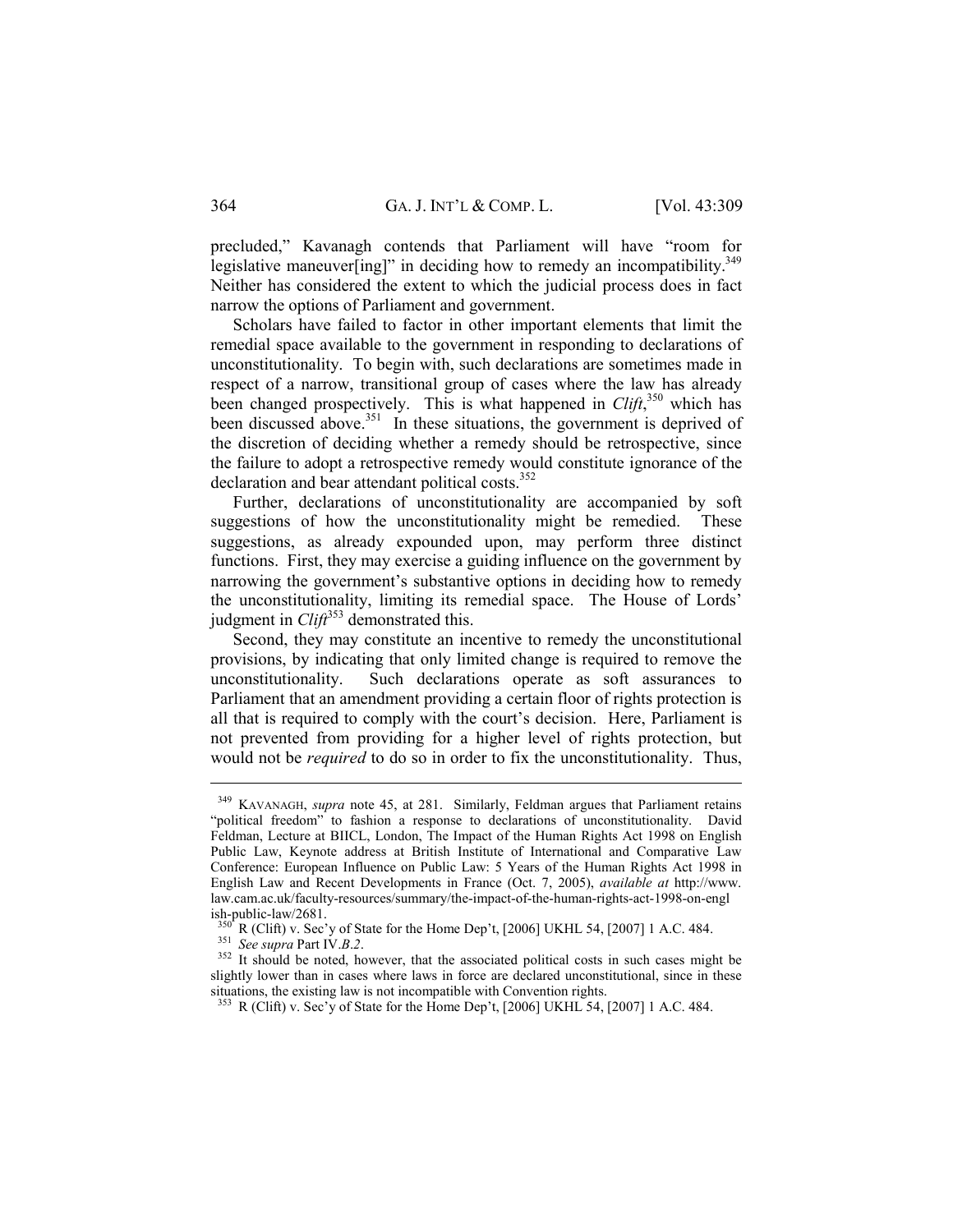precluded," Kavanagh contends that Parliament will have "room for legislative maneuver[ing]" in deciding how to remedy an incompatibility.[349] Neither has considered the extent to which the judicial process does in fact narrow the options of Parliament and government.

Scholars have failed to factor in other important elements that limit the remedial space available to the government in responding to declarations of unconstitutionality. To begin with, such declarations are sometimes made in respect of a narrow, transitional group of cases where the law has already been changed prospectively. This is what happened in *Clift*,[350] which has been discussed above.[351] In these situations, the government is deprived of the discretion of deciding whether a remedy should be retrospective, since the failure to adopt a retrospective remedy would constitute ignorance of the declaration and bear attendant political costs.[352]

Further, declarations of unconstitutionality are accompanied by soft suggestions of how the unconstitutionality might be remedied. These suggestions, as already expounded upon, may perform three distinct functions. First, they may exercise a guiding influence on the government by narrowing the government's substantive options in deciding how to remedy the unconstitutionality, limiting its remedial space. The House of Lords' judgment in *Clift*[353] demonstrated this.

Second, they may constitute an incentive to remedy the unconstitutional provisions, by indicating that only limited change is required to remove the unconstitutionality. Such declarations operate as soft assurances to Parliament that an amendment providing a certain floor of rights protection is all that is required to comply with the court's decision. Here, Parliament is not prevented from providing for a higher level of rights protection, but would not be *required* to do so in order to fix the unconstitutionality. Thus,

---

[349] KAVANAGH, *supra* note 45, at 281. Similarly, Feldman argues that Parliament retains "political freedom" to fashion a response to declarations of unconstitutionality. David Feldman, Lecture at BIICL, London, The Impact of the Human Rights Act 1998 on English Public Law, Keynote address at British Institute of International and Comparative Law Conference: European Influence on Public Law: 5 Years of the Human Rights Act 1998 in English Law and Recent Developments in France (Oct. 7, 2005), *available at* http://www.law.cam.ac.uk/faculty-resources/summary/the-impact-of-the-human-rights-act-1998-on-english-public-law/2681.

[350] R (Clift) v. Sec'y of State for the Home Dep't, [2006] UKHL 54, [2007] 1 A.C. 484.

[351] *See supra* Part IV.*B.2*.

[352] It should be noted, however, that the associated political costs in such cases might be slightly lower than in cases where laws in force are declared unconstitutional, since in these situations, the existing law is not incompatible with Convention rights.

[353] R (Clift) v. Sec'y of State for the Home Dep't, [2006] UKHL 54, [2007] 1 A.C. 484.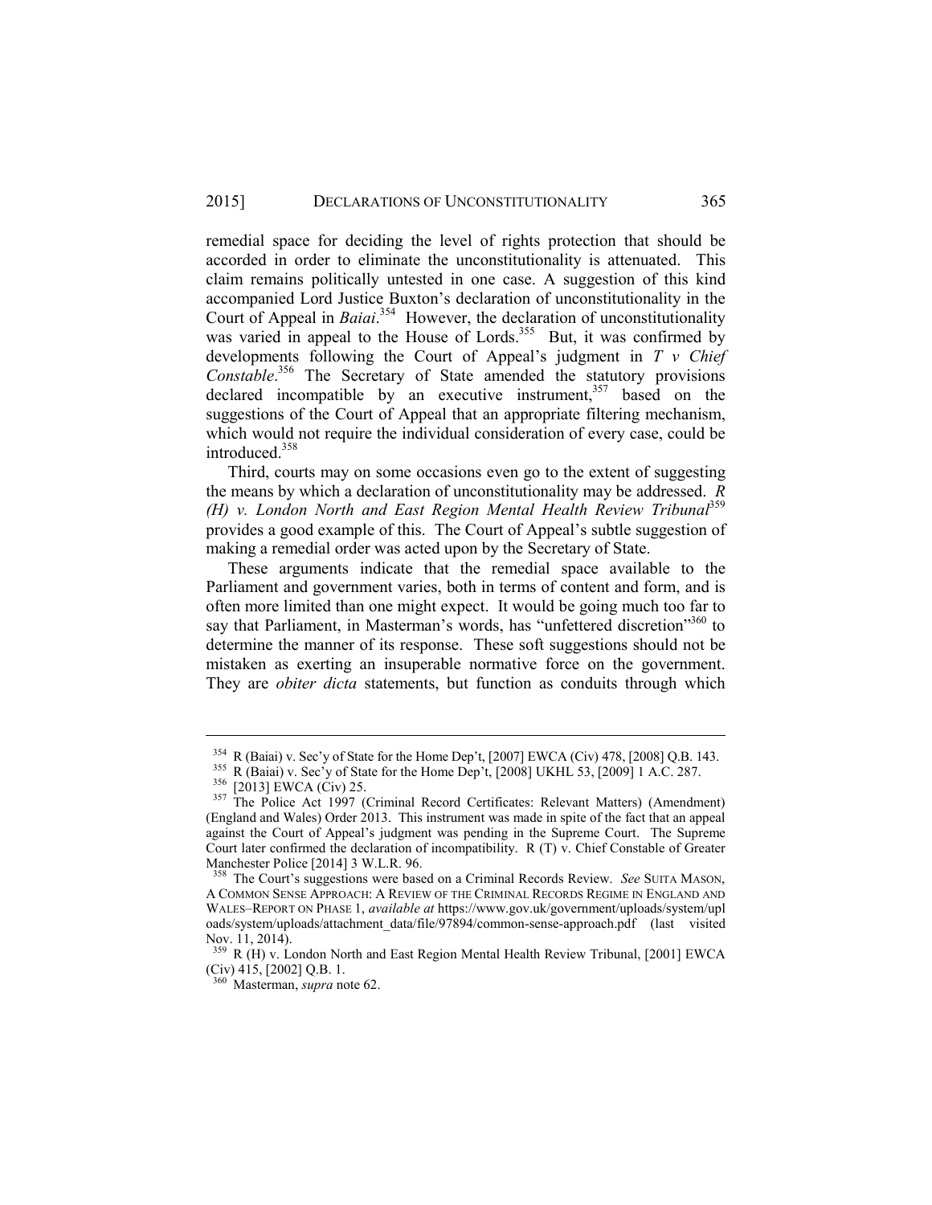remedial space for deciding the level of rights protection that should be accorded in order to eliminate the unconstitutionality is attenuated. This claim remains politically untested in one case. A suggestion of this kind accompanied Lord Justice Buxton's declaration of unconstitutionality in the Court of Appeal in *Baiai*.[354] However, the declaration of unconstitutionality was varied in appeal to the House of Lords.[355] But, it was confirmed by developments following the Court of Appeal's judgment in *T v Chief Constable*.[356] The Secretary of State amended the statutory provisions declared incompatible by an executive instrument,[357] based on the suggestions of the Court of Appeal that an appropriate filtering mechanism, which would not require the individual consideration of every case, could be introduced.[358]

Third, courts may on some occasions even go to the extent of suggesting the means by which a declaration of unconstitutionality may be addressed. *R (H) v. London North and East Region Mental Health Review Tribunal*[359] provides a good example of this. The Court of Appeal's subtle suggestion of making a remedial order was acted upon by the Secretary of State.

These arguments indicate that the remedial space available to the Parliament and government varies, both in terms of content and form, and is often more limited than one might expect. It would be going much too far to say that Parliament, in Masterman's words, has "unfettered discretion"[360] to determine the manner of its response. These soft suggestions should not be mistaken as exerting an insuperable normative force on the government. They are *obiter dicta* statements, but function as conduits through which

---

[354] R (Baiai) v. Sec'y of State for the Home Dep't, [2007] EWCA (Civ) 478, [2008] Q.B. 143.

[355] R (Baiai) v. Sec'y of State for the Home Dep't, [2008] UKHL 53, [2009] 1 A.C. 287.

[356] [2013] EWCA (Civ) 25.

[357] The Police Act 1997 (Criminal Record Certificates: Relevant Matters) (Amendment) (England and Wales) Order 2013. This instrument was made in spite of the fact that an appeal against the Court of Appeal's judgment was pending in the Supreme Court. The Supreme Court later confirmed the declaration of incompatibility. R (T) v. Chief Constable of Greater Manchester Police [2014] 3 W.L.R. 96.

[358] The Court's suggestions were based on a Criminal Records Review. *See* SUITA MASON, A COMMON SENSE APPROACH: A REVIEW OF THE CRIMINAL RECORDS REGIME IN ENGLAND AND WALES–REPORT ON PHASE 1, *available at* https://www.gov.uk/government/uploads/system/uploads/system/uploads/attachment_data/file/97894/common-sense-approach.pdf (last visited Nov. 11, 2014).

[359] R (H) v. London North and East Region Mental Health Review Tribunal, [2001] EWCA (Civ) 415, [2002] Q.B. 1.

[360] Masterman, *supra* note 62.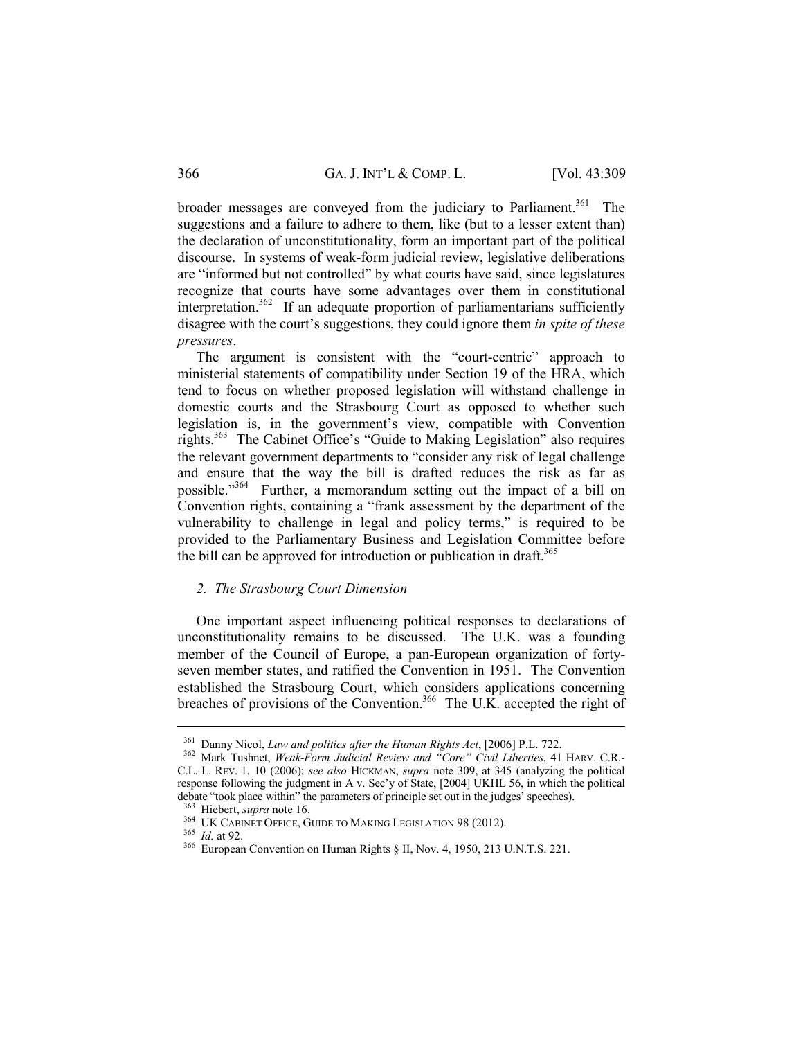broader messages are conveyed from the judiciary to Parliament.[361] The suggestions and a failure to adhere to them, like (but to a lesser extent than) the declaration of unconstitutionality, form an important part of the political discourse. In systems of weak-form judicial review, legislative deliberations are "informed but not controlled" by what courts have said, since legislatures recognize that courts have some advantages over them in constitutional interpretation.[362] If an adequate proportion of parliamentarians sufficiently disagree with the court's suggestions, they could ignore them *in spite of these pressures*.

The argument is consistent with the "court-centric" approach to ministerial statements of compatibility under Section 19 of the HRA, which tend to focus on whether proposed legislation will withstand challenge in domestic courts and the Strasbourg Court as opposed to whether such legislation is, in the government's view, compatible with Convention rights.[363] The Cabinet Office's "Guide to Making Legislation" also requires the relevant government departments to "consider any risk of legal challenge and ensure that the way the bill is drafted reduces the risk as far as possible."[364] Further, a memorandum setting out the impact of a bill on Convention rights, containing a "frank assessment by the department of the vulnerability to challenge in legal and policy terms," is required to be provided to the Parliamentary Business and Legislation Committee before the bill can be approved for introduction or publication in draft.[365]

### *2. The Strasbourg Court Dimension*

One important aspect influencing political responses to declarations of unconstitutionality remains to be discussed. The U.K. was a founding member of the Council of Europe, a pan-European organization of forty-seven member states, and ratified the Convention in 1951. The Convention established the Strasbourg Court, which considers applications concerning breaches of provisions of the Convention.[366] The U.K. accepted the right of

---

[361] Danny Nicol, *Law and politics after the Human Rights Act*, [2006] P.L. 722.

[362] Mark Tushnet, *Weak-Form Judicial Review and "Core" Civil Liberties*, 41 HARV. C.R.-C.L. L. REV. 1, 10 (2006); *see also* HICKMAN, *supra* note 309, at 345 (analyzing the political response following the judgment in A v. Sec'y of State, [2004] UKHL 56, in which the political debate "took place within" the parameters of principle set out in the judges' speeches).

[363] Hiebert, *supra* note 16.

[364] UK CABINET OFFICE, GUIDE TO MAKING LEGISLATION 98 (2012).

[365] *Id.* at 92.

[366] European Convention on Human Rights § II, Nov. 4, 1950, 213 U.N.T.S. 221.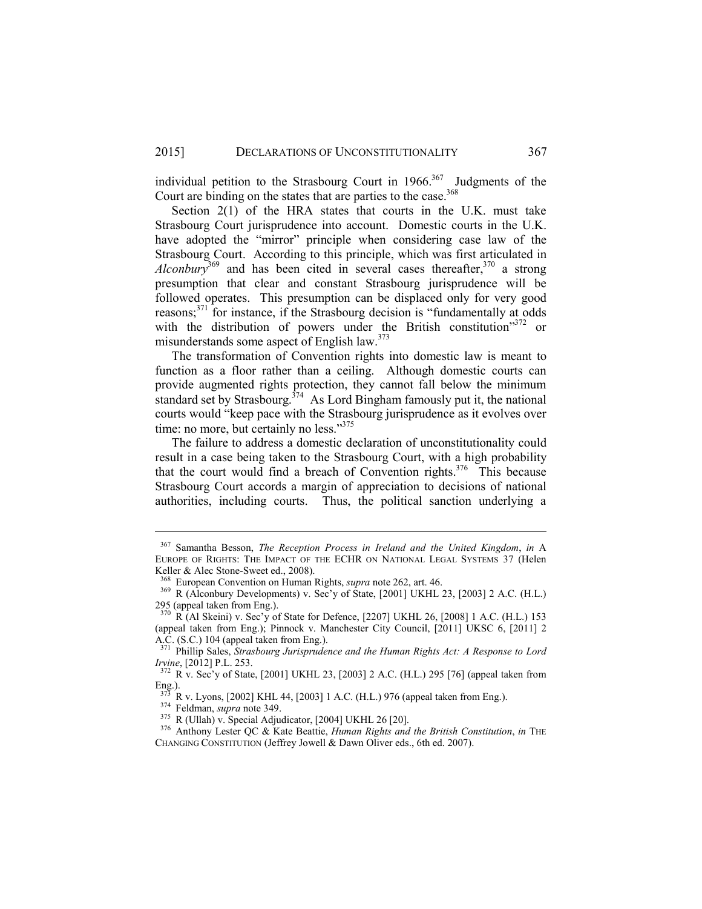individual petition to the Strasbourg Court in 1966.[367] Judgments of the Court are binding on the states that are parties to the case.[368]

Section 2(1) of the HRA states that courts in the U.K. must take Strasbourg Court jurisprudence into account. Domestic courts in the U.K. have adopted the "mirror" principle when considering case law of the Strasbourg Court. According to this principle, which was first articulated in *Alconbury*[369] and has been cited in several cases thereafter,[370] a strong presumption that clear and constant Strasbourg jurisprudence will be followed operates. This presumption can be displaced only for very good reasons;[371] for instance, if the Strasbourg decision is "fundamentally at odds with the distribution of powers under the British constitution"[372] or misunderstands some aspect of English law.[373]

The transformation of Convention rights into domestic law is meant to function as a floor rather than a ceiling. Although domestic courts can provide augmented rights protection, they cannot fall below the minimum standard set by Strasbourg.[374] As Lord Bingham famously put it, the national courts would "keep pace with the Strasbourg jurisprudence as it evolves over time: no more, but certainly no less."[375]

The failure to address a domestic declaration of unconstitutionality could result in a case being taken to the Strasbourg Court, with a high probability that the court would find a breach of Convention rights.[376] This because Strasbourg Court accords a margin of appreciation to decisions of national authorities, including courts. Thus, the political sanction underlying a

---

[367] Samantha Besson, *The Reception Process in Ireland and the United Kingdom*, *in* A EUROPE OF RIGHTS: THE IMPACT OF THE ECHR ON NATIONAL LEGAL SYSTEMS 37 (Helen Keller & Alec Stone-Sweet ed., 2008).

[368] European Convention on Human Rights, *supra* note 262, art. 46.

[369] R (Alconbury Developments) v. Sec'y of State, [2001] UKHL 23, [2003] 2 A.C. (H.L.) 295 (appeal taken from Eng.).

[370] R (Al Skeini) v. Sec'y of State for Defence, [2207] UKHL 26, [2008] 1 A.C. (H.L.) 153 (appeal taken from Eng.); Pinnock v. Manchester City Council, [2011] UKSC 6, [2011] 2 A.C. (S.C.) 104 (appeal taken from Eng.).

[371] Phillip Sales, *Strasbourg Jurisprudence and the Human Rights Act: A Response to Lord Irvine*, [2012] P.L. 253.

[372] R v. Sec'y of State, [2001] UKHL 23, [2003] 2 A.C. (H.L.) 295 [76] (appeal taken from Eng.).

[373] R v. Lyons, [2002] KHL 44, [2003] 1 A.C. (H.L.) 976 (appeal taken from Eng.).

[374] Feldman, *supra* note 349.

[375] R (Ullah) v. Special Adjudicator, [2004] UKHL 26 [20].

[376] Anthony Lester QC & Kate Beattie, *Human Rights and the British Constitution*, *in* THE CHANGING CONSTITUTION (Jeffrey Jowell & Dawn Oliver eds., 6th ed. 2007).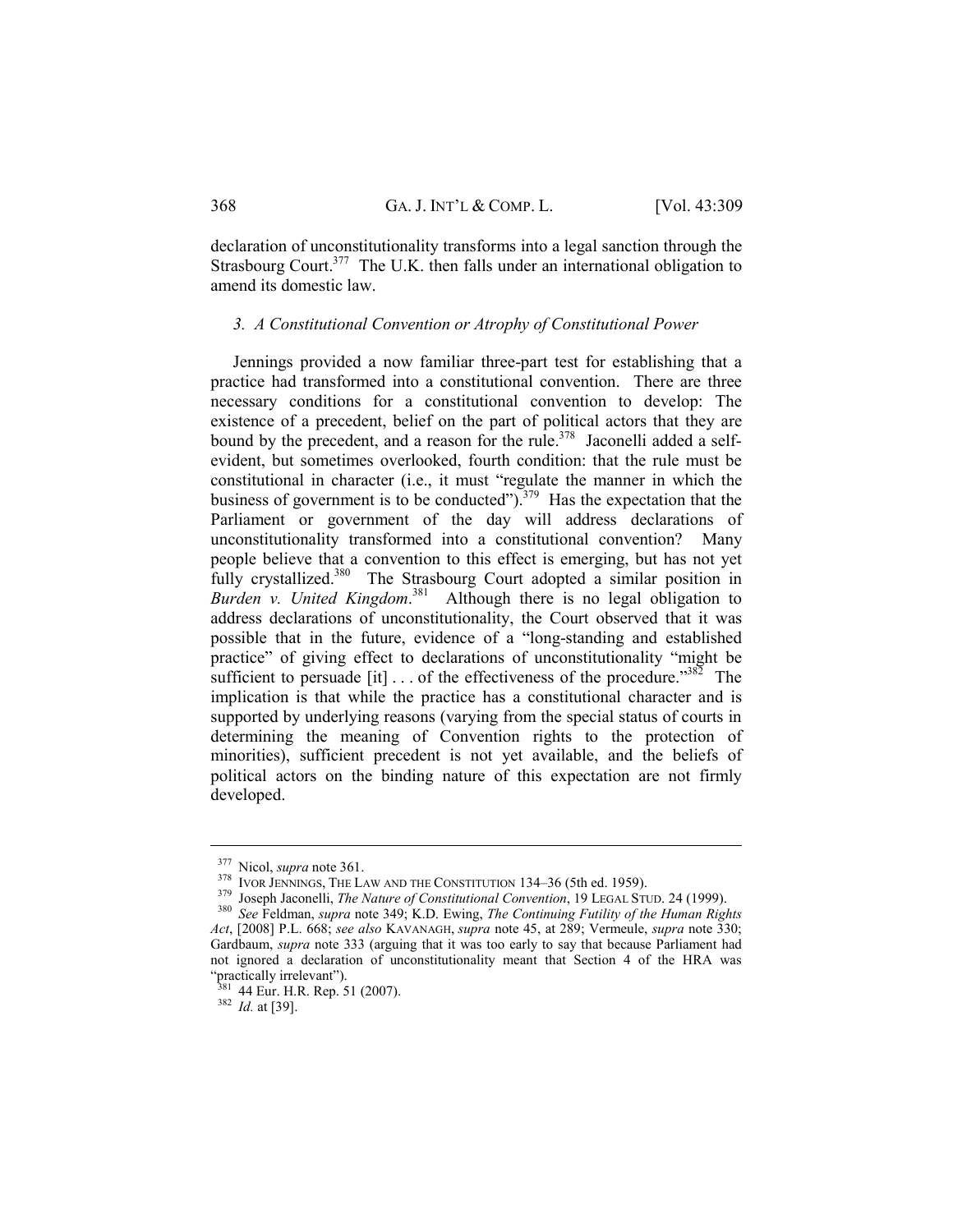declaration of unconstitutionality transforms into a legal sanction through the Strasbourg Court.[377] The U.K. then falls under an international obligation to amend its domestic law.

### *3. A Constitutional Convention or Atrophy of Constitutional Power*

Jennings provided a now familiar three-part test for establishing that a practice had transformed into a constitutional convention. There are three necessary conditions for a constitutional convention to develop: The existence of a precedent, belief on the part of political actors that they are bound by the precedent, and a reason for the rule.[378] Jaconelli added a self-evident, but sometimes overlooked, fourth condition: that the rule must be constitutional in character (i.e., it must "regulate the manner in which the business of government is to be conducted").[379] Has the expectation that the Parliament or government of the day will address declarations of unconstitutionality transformed into a constitutional convention? Many people believe that a convention to this effect is emerging, but has not yet fully crystallized.[380] The Strasbourg Court adopted a similar position in *Burden v. United Kingdom*.[381] Although there is no legal obligation to address declarations of unconstitutionality, the Court observed that it was possible that in the future, evidence of a "long-standing and established practice" of giving effect to declarations of unconstitutionality "might be sufficient to persuade [it] . . . of the effectiveness of the procedure."[382] The implication is that while the practice has a constitutional character and is supported by underlying reasons (varying from the special status of courts in determining the meaning of Convention rights to the protection of minorities), sufficient precedent is not yet available, and the beliefs of political actors on the binding nature of this expectation are not firmly developed.

---

[377] Nicol, *supra* note 361.

[378] IVOR JENNINGS, THE LAW AND THE CONSTITUTION 134–36 (5th ed. 1959).

[379] Joseph Jaconelli, *The Nature of Constitutional Convention*, 19 LEGAL STUD. 24 (1999).

[380] *See* Feldman, *supra* note 349; K.D. Ewing, *The Continuing Futility of the Human Rights Act*, [2008] P.L. 668; *see also* KAVANAGH, *supra* note 45, at 289; Vermeule, *supra* note 330; Gardbaum, *supra* note 333 (arguing that it was too early to say that because Parliament had not ignored a declaration of unconstitutionality meant that Section 4 of the HRA was "practically irrelevant").

[381] 44 Eur. H.R. Rep. 51 (2007).

[382] *Id.* at [39].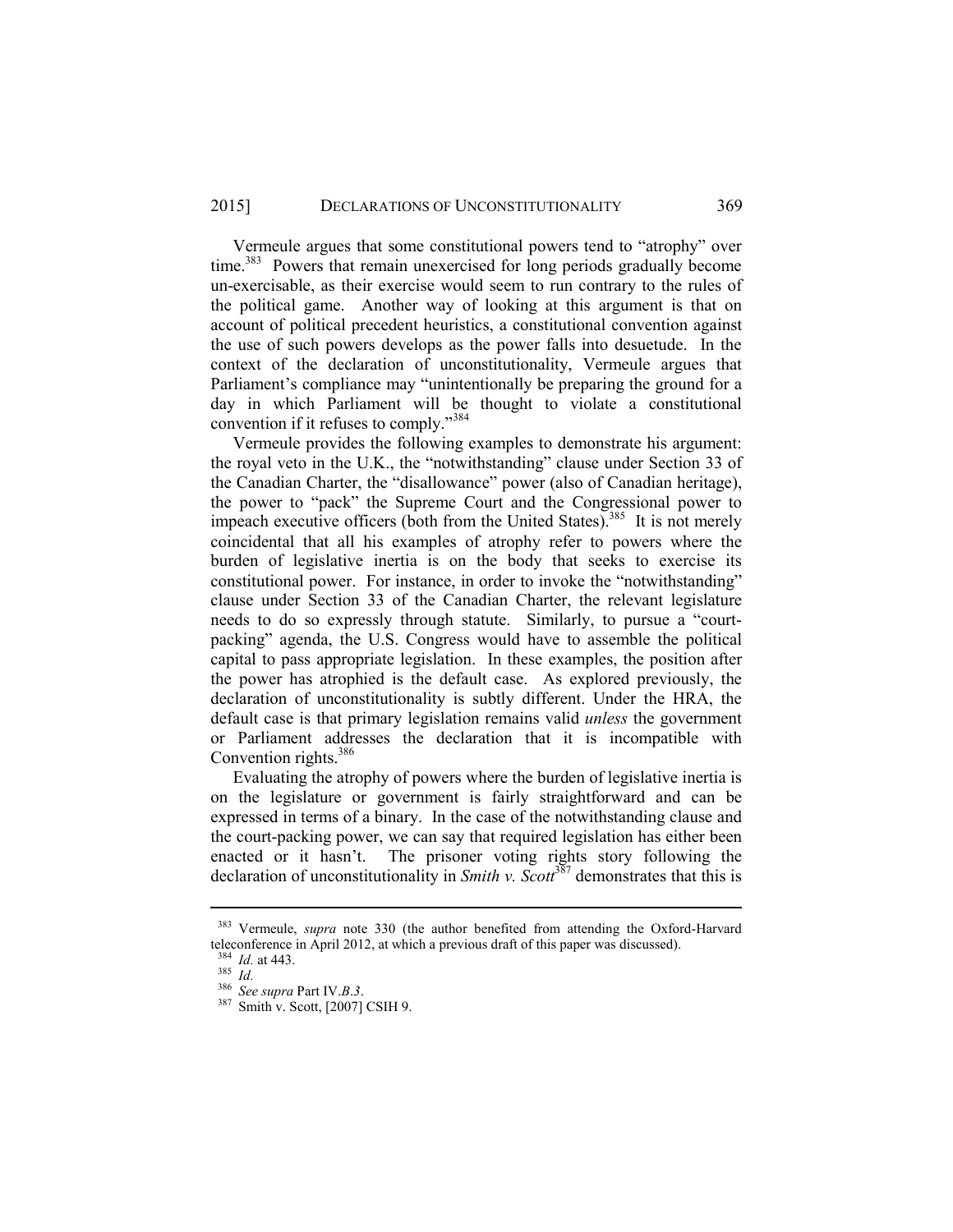Vermeule argues that some constitutional powers tend to "atrophy" over time.[383] Powers that remain unexercised for long periods gradually become un-exercisable, as their exercise would seem to run contrary to the rules of the political game. Another way of looking at this argument is that on account of political precedent heuristics, a constitutional convention against the use of such powers develops as the power falls into desuetude. In the context of the declaration of unconstitutionality, Vermeule argues that Parliament's compliance may "unintentionally be preparing the ground for a day in which Parliament will be thought to violate a constitutional convention if it refuses to comply."[384]

Vermeule provides the following examples to demonstrate his argument: the royal veto in the U.K., the "notwithstanding" clause under Section 33 of the Canadian Charter, the "disallowance" power (also of Canadian heritage), the power to "pack" the Supreme Court and the Congressional power to impeach executive officers (both from the United States).[385] It is not merely coincidental that all his examples of atrophy refer to powers where the burden of legislative inertia is on the body that seeks to exercise its constitutional power. For instance, in order to invoke the "notwithstanding" clause under Section 33 of the Canadian Charter, the relevant legislature needs to do so expressly through statute. Similarly, to pursue a "court-packing" agenda, the U.S. Congress would have to assemble the political capital to pass appropriate legislation. In these examples, the position after the power has atrophied is the default case. As explored previously, the declaration of unconstitutionality is subtly different. Under the HRA, the default case is that primary legislation remains valid *unless* the government or Parliament addresses the declaration that it is incompatible with Convention rights.[386]

Evaluating the atrophy of powers where the burden of legislative inertia is on the legislature or government is fairly straightforward and can be expressed in terms of a binary. In the case of the notwithstanding clause and the court-packing power, we can say that required legislation has either been enacted or it hasn't. The prisoner voting rights story following the declaration of unconstitutionality in *Smith v. Scott*[387] demonstrates that this is

[383] Vermeule, *supra* note 330 (the author benefited from attending the Oxford-Harvard teleconference in April 2012, at which a previous draft of this paper was discussed).

[384] *Id.* at 443.

[385] *Id.*

[386] *See supra* Part IV.*B.3*.

[387] Smith v. Scott, [2007] CSIH 9.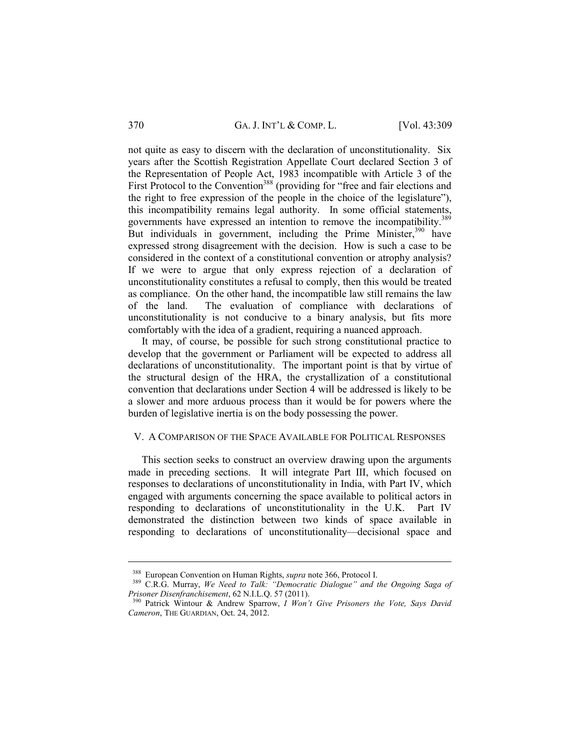not quite as easy to discern with the declaration of unconstitutionality. Six years after the Scottish Registration Appellate Court declared Section 3 of the Representation of People Act, 1983 incompatible with Article 3 of the First Protocol to the Convention[388] (providing for "free and fair elections and the right to free expression of the people in the choice of the legislature"), this incompatibility remains legal authority. In some official statements, governments have expressed an intention to remove the incompatibility.[389] But individuals in government, including the Prime Minister,[390] have expressed strong disagreement with the decision. How is such a case to be considered in the context of a constitutional convention or atrophy analysis? If we were to argue that only express rejection of a declaration of unconstitutionality constitutes a refusal to comply, then this would be treated as compliance. On the other hand, the incompatible law still remains the law of the land. The evaluation of compliance with declarations of unconstitutionality is not conducive to a binary analysis, but fits more comfortably with the idea of a gradient, requiring a nuanced approach.

It may, of course, be possible for such strong constitutional practice to develop that the government or Parliament will be expected to address all declarations of unconstitutionality. The important point is that by virtue of the structural design of the HRA, the crystallization of a constitutional convention that declarations under Section 4 will be addressed is likely to be a slower and more arduous process than it would be for powers where the burden of legislative inertia is on the body possessing the power.

## V. A Comparison of the Space Available for Political Responses

This section seeks to construct an overview drawing upon the arguments made in preceding sections. It will integrate Part III, which focused on responses to declarations of unconstitutionality in India, with Part IV, which engaged with arguments concerning the space available to political actors in responding to declarations of unconstitutionality in the U.K. Part IV demonstrated the distinction between two kinds of space available in responding to declarations of unconstitutionality—decisional space and

---

[388] European Convention on Human Rights, *supra* note 366, Protocol I.

[389] C.R.G. Murray, *We Need to Talk: "Democratic Dialogue" and the Ongoing Saga of Prisoner Disenfranchisement*, 62 N.I.L.Q. 57 (2011).

[390] Patrick Wintour & Andrew Sparrow, *I Won't Give Prisoners the Vote, Says David Cameron*, The Guardian, Oct. 24, 2012.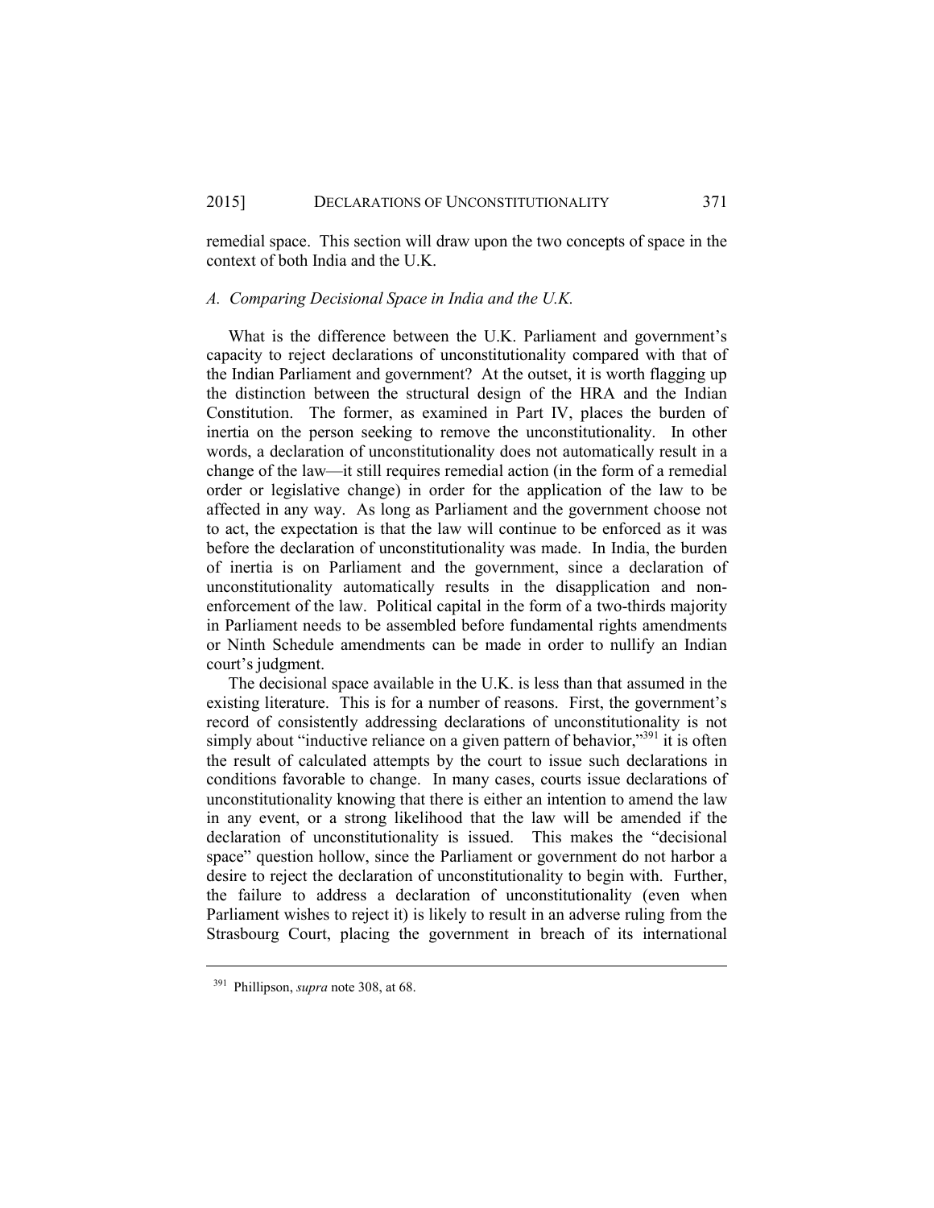remedial space. This section will draw upon the two concepts of space in the context of both India and the U.K.

### *A. Comparing Decisional Space in India and the U.K.*

What is the difference between the U.K. Parliament and government's capacity to reject declarations of unconstitutionality compared with that of the Indian Parliament and government? At the outset, it is worth flagging up the distinction between the structural design of the HRA and the Indian Constitution. The former, as examined in Part IV, places the burden of inertia on the person seeking to remove the unconstitutionality. In other words, a declaration of unconstitutionality does not automatically result in a change of the law—it still requires remedial action (in the form of a remedial order or legislative change) in order for the application of the law to be affected in any way. As long as Parliament and the government choose not to act, the expectation is that the law will continue to be enforced as it was before the declaration of unconstitutionality was made. In India, the burden of inertia is on Parliament and the government, since a declaration of unconstitutionality automatically results in the disapplication and non-enforcement of the law. Political capital in the form of a two-thirds majority in Parliament needs to be assembled before fundamental rights amendments or Ninth Schedule amendments can be made in order to nullify an Indian court's judgment.

The decisional space available in the U.K. is less than that assumed in the existing literature. This is for a number of reasons. First, the government's record of consistently addressing declarations of unconstitutionality is not simply about "inductive reliance on a given pattern of behavior,"[391] it is often the result of calculated attempts by the court to issue such declarations in conditions favorable to change. In many cases, courts issue declarations of unconstitutionality knowing that there is either an intention to amend the law in any event, or a strong likelihood that the law will be amended if the declaration of unconstitutionality is issued. This makes the "decisional space" question hollow, since the Parliament or government do not harbor a desire to reject the declaration of unconstitutionality to begin with. Further, the failure to address a declaration of unconstitutionality (even when Parliament wishes to reject it) is likely to result in an adverse ruling from the Strasbourg Court, placing the government in breach of its international

[391] Phillipson, *supra* note 308, at 68.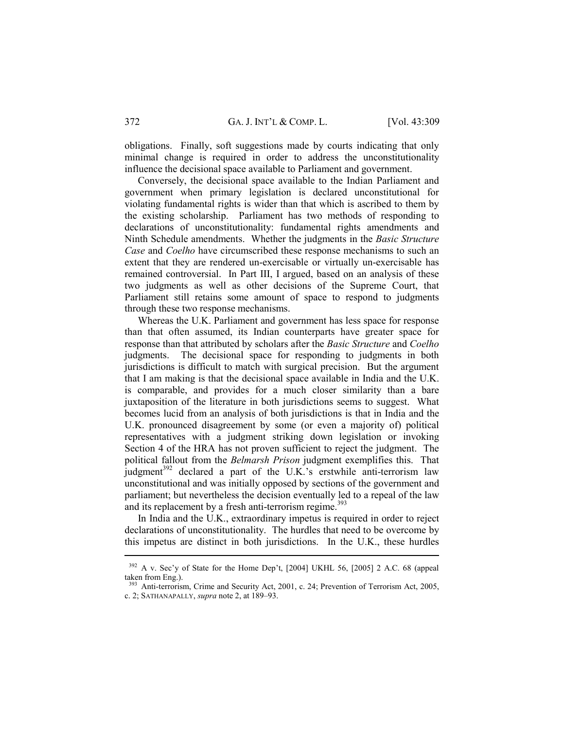obligations. Finally, soft suggestions made by courts indicating that only minimal change is required in order to address the unconstitutionality influence the decisional space available to Parliament and government.

Conversely, the decisional space available to the Indian Parliament and government when primary legislation is declared unconstitutional for violating fundamental rights is wider than that which is ascribed to them by the existing scholarship. Parliament has two methods of responding to declarations of unconstitutionality: fundamental rights amendments and Ninth Schedule amendments. Whether the judgments in the *Basic Structure Case* and *Coelho* have circumscribed these response mechanisms to such an extent that they are rendered un-exercisable or virtually un-exercisable has remained controversial. In Part III, I argued, based on an analysis of these two judgments as well as other decisions of the Supreme Court, that Parliament still retains some amount of space to respond to judgments through these two response mechanisms.

Whereas the U.K. Parliament and government has less space for response than that often assumed, its Indian counterparts have greater space for response than that attributed by scholars after the *Basic Structure* and *Coelho* judgments. The decisional space for responding to judgments in both jurisdictions is difficult to match with surgical precision. But the argument that I am making is that the decisional space available in India and the U.K. is comparable, and provides for a much closer similarity than a bare juxtaposition of the literature in both jurisdictions seems to suggest. What becomes lucid from an analysis of both jurisdictions is that in India and the U.K. pronounced disagreement by some (or even a majority of) political representatives with a judgment striking down legislation or invoking Section 4 of the HRA has not proven sufficient to reject the judgment. The political fallout from the *Belmarsh Prison* judgment exemplifies this. That judgment[392] declared a part of the U.K.'s erstwhile anti-terrorism law unconstitutional and was initially opposed by sections of the government and parliament; but nevertheless the decision eventually led to a repeal of the law and its replacement by a fresh anti-terrorism regime.[393]

In India and the U.K., extraordinary impetus is required in order to reject declarations of unconstitutionality. The hurdles that need to be overcome by this impetus are distinct in both jurisdictions. In the U.K., these hurdles

---

[392] A v. Sec'y of State for the Home Dep't, [2004] UKHL 56, [2005] 2 A.C. 68 (appeal taken from Eng.).

[393] Anti-terrorism, Crime and Security Act, 2001, c. 24; Prevention of Terrorism Act, 2005, c. 2; SATHANAPALLY, *supra* note 2, at 189–93.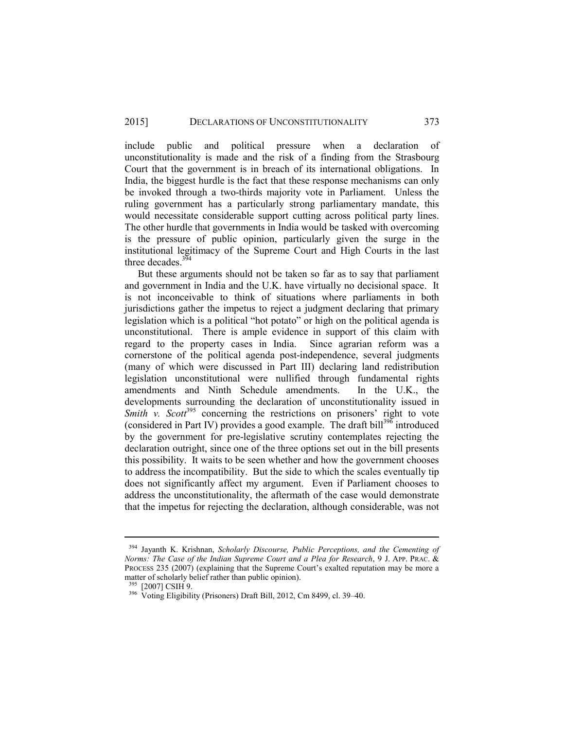include public and political pressure when a declaration of unconstitutionality is made and the risk of a finding from the Strasbourg Court that the government is in breach of its international obligations. In India, the biggest hurdle is the fact that these response mechanisms can only be invoked through a two-thirds majority vote in Parliament. Unless the ruling government has a particularly strong parliamentary mandate, this would necessitate considerable support cutting across political party lines. The other hurdle that governments in India would be tasked with overcoming is the pressure of public opinion, particularly given the surge in the institutional legitimacy of the Supreme Court and High Courts in the last three decades.[394]

But these arguments should not be taken so far as to say that parliament and government in India and the U.K. have virtually no decisional space. It is not inconceivable to think of situations where parliaments in both jurisdictions gather the impetus to reject a judgment declaring that primary legislation which is a political "hot potato" or high on the political agenda is unconstitutional. There is ample evidence in support of this claim with regard to the property cases in India. Since agrarian reform was a cornerstone of the political agenda post-independence, several judgments (many of which were discussed in Part III) declaring land redistribution legislation unconstitutional were nullified through fundamental rights amendments and Ninth Schedule amendments. In the U.K., the developments surrounding the declaration of unconstitutionality issued in *Smith v. Scott*[395] concerning the restrictions on prisoners' right to vote (considered in Part IV) provides a good example. The draft bill[396] introduced by the government for pre-legislative scrutiny contemplates rejecting the declaration outright, since one of the three options set out in the bill presents this possibility. It waits to be seen whether and how the government chooses to address the incompatibility. But the side to which the scales eventually tip does not significantly affect my argument. Even if Parliament chooses to address the unconstitutionality, the aftermath of the case would demonstrate that the impetus for rejecting the declaration, although considerable, was not

---

[394] Jayanth K. Krishnan, *Scholarly Discourse, Public Perceptions, and the Cementing of Norms: The Case of the Indian Supreme Court and a Plea for Research*, 9 J. APP. PRAC. & PROCESS 235 (2007) (explaining that the Supreme Court's exalted reputation may be more a matter of scholarly belief rather than public opinion).

[395] [2007] CSIH 9.

[396] Voting Eligibility (Prisoners) Draft Bill, 2012, Cm 8499, cl. 39–40.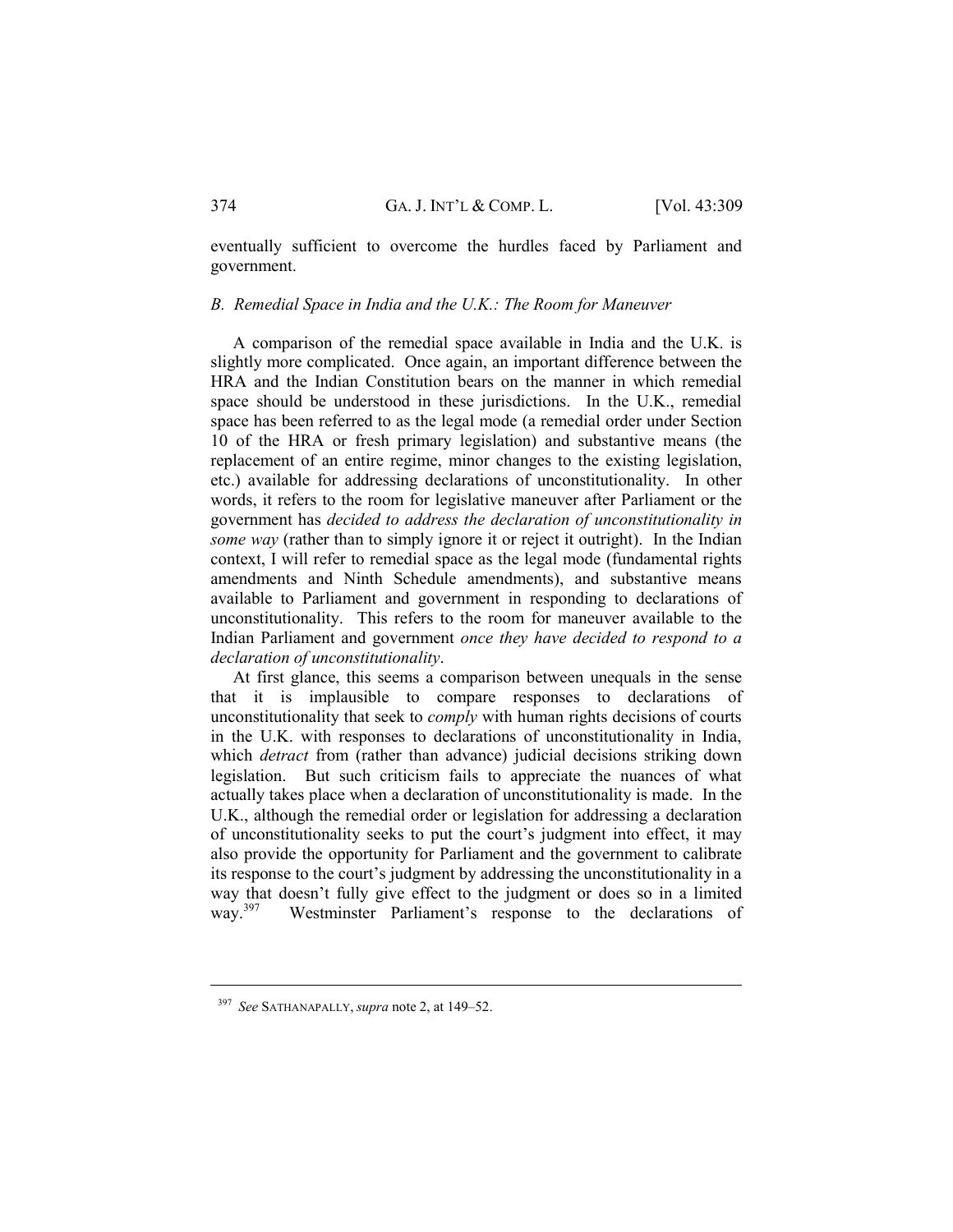eventually sufficient to overcome the hurdles faced by Parliament and government.

### *B. Remedial Space in India and the U.K.: The Room for Maneuver*

A comparison of the remedial space available in India and the U.K. is slightly more complicated. Once again, an important difference between the HRA and the Indian Constitution bears on the manner in which remedial space should be understood in these jurisdictions. In the U.K., remedial space has been referred to as the legal mode (a remedial order under Section 10 of the HRA or fresh primary legislation) and substantive means (the replacement of an entire regime, minor changes to the existing legislation, etc.) available for addressing declarations of unconstitutionality. In other words, it refers to the room for legislative maneuver after Parliament or the government has *decided to address the declaration of unconstitutionality in some way* (rather than to simply ignore it or reject it outright). In the Indian context, I will refer to remedial space as the legal mode (fundamental rights amendments and Ninth Schedule amendments), and substantive means available to Parliament and government in responding to declarations of unconstitutionality. This refers to the room for maneuver available to the Indian Parliament and government *once they have decided to respond to a declaration of unconstitutionality*.

At first glance, this seems a comparison between unequals in the sense that it is implausible to compare responses to declarations of unconstitutionality that seek to *comply* with human rights decisions of courts in the U.K. with responses to declarations of unconstitutionality in India, which *detract* from (rather than advance) judicial decisions striking down legislation. But such criticism fails to appreciate the nuances of what actually takes place when a declaration of unconstitutionality is made. In the U.K., although the remedial order or legislation for addressing a declaration of unconstitutionality seeks to put the court's judgment into effect, it may also provide the opportunity for Parliament and the government to calibrate its response to the court's judgment by addressing the unconstitutionality in a way that doesn't fully give effect to the judgment or does so in a limited way.[397] Westminster Parliament's response to the declarations of

---

[397] *See* SATHANAPALLY, *supra* note 2, at 149–52.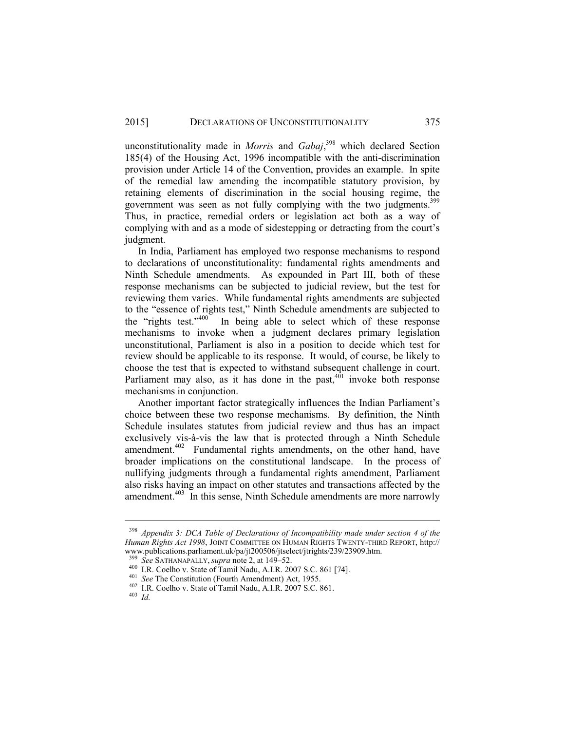unconstitutionality made in *Morris* and *Gabaj*,[398] which declared Section 185(4) of the Housing Act, 1996 incompatible with the anti-discrimination provision under Article 14 of the Convention, provides an example. In spite of the remedial law amending the incompatible statutory provision, by retaining elements of discrimination in the social housing regime, the government was seen as not fully complying with the two judgments.[399] Thus, in practice, remedial orders or legislation act both as a way of complying with and as a mode of sidestepping or detracting from the court's judgment.

In India, Parliament has employed two response mechanisms to respond to declarations of unconstitutionality: fundamental rights amendments and Ninth Schedule amendments. As expounded in Part III, both of these response mechanisms can be subjected to judicial review, but the test for reviewing them varies. While fundamental rights amendments are subjected to the "essence of rights test," Ninth Schedule amendments are subjected to the "rights test."[400] In being able to select which of these response mechanisms to invoke when a judgment declares primary legislation unconstitutional, Parliament is also in a position to decide which test for review should be applicable to its response. It would, of course, be likely to choose the test that is expected to withstand subsequent challenge in court. Parliament may also, as it has done in the past,[401] invoke both response mechanisms in conjunction.

Another important factor strategically influences the Indian Parliament's choice between these two response mechanisms. By definition, the Ninth Schedule insulates statutes from judicial review and thus has an impact exclusively vis-à-vis the law that is protected through a Ninth Schedule amendment.[402] Fundamental rights amendments, on the other hand, have broader implications on the constitutional landscape. In the process of nullifying judgments through a fundamental rights amendment, Parliament also risks having an impact on other statutes and transactions affected by the amendment.[403] In this sense, Ninth Schedule amendments are more narrowly

---

[398] *Appendix 3: DCA Table of Declarations of Incompatibility made under section 4 of the Human Rights Act 1998*, JOINT COMMITTEE ON HUMAN RIGHTS TWENTY-THIRD REPORT, http://www.publications.parliament.uk/pa/jt200506/jtselect/jtrights/239/23909.htm.

[399] *See* SATHANAPALLY, *supra* note 2, at 149–52.

[400] I.R. Coelho v. State of Tamil Nadu, A.I.R. 2007 S.C. 861 [74].

[401] *See* The Constitution (Fourth Amendment) Act, 1955.

[402] I.R. Coelho v. State of Tamil Nadu, A.I.R. 2007 S.C. 861.

[403] *Id.*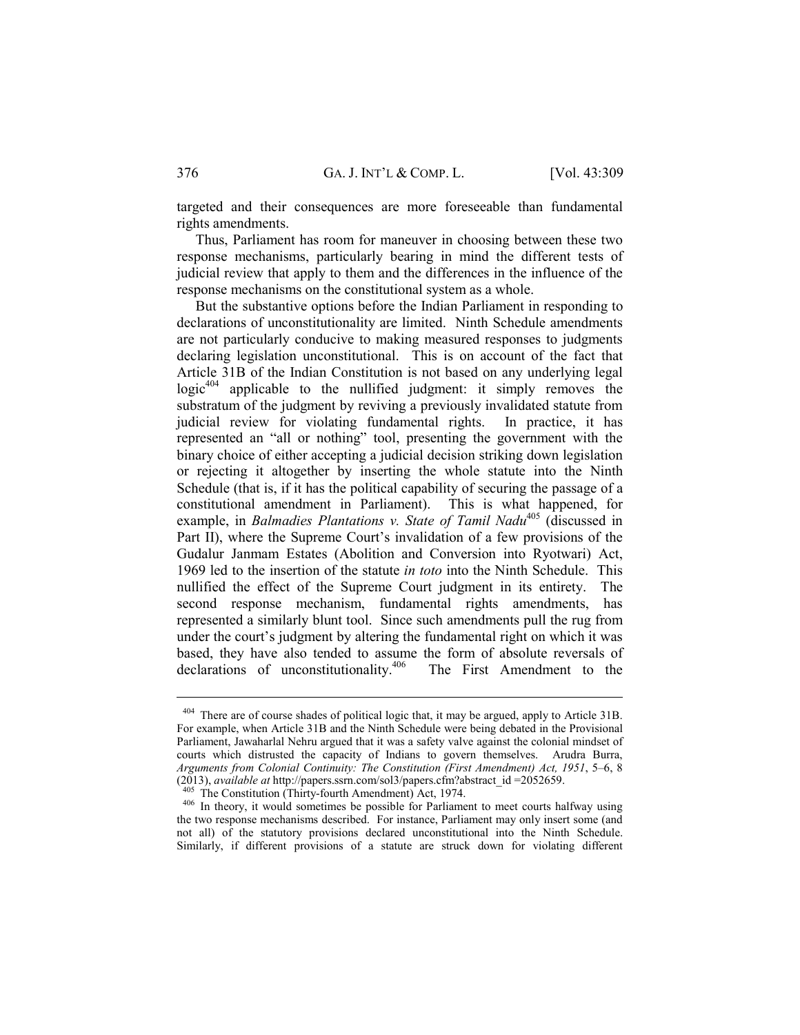targeted and their consequences are more foreseeable than fundamental rights amendments.

Thus, Parliament has room for maneuver in choosing between these two response mechanisms, particularly bearing in mind the different tests of judicial review that apply to them and the differences in the influence of the response mechanisms on the constitutional system as a whole.

But the substantive options before the Indian Parliament in responding to declarations of unconstitutionality are limited. Ninth Schedule amendments are not particularly conducive to making measured responses to judgments declaring legislation unconstitutional. This is on account of the fact that Article 31B of the Indian Constitution is not based on any underlying legal logic[404] applicable to the nullified judgment: it simply removes the substratum of the judgment by reviving a previously invalidated statute from judicial review for violating fundamental rights. In practice, it has represented an "all or nothing" tool, presenting the government with the binary choice of either accepting a judicial decision striking down legislation or rejecting it altogether by inserting the whole statute into the Ninth Schedule (that is, if it has the political capability of securing the passage of a constitutional amendment in Parliament). This is what happened, for example, in *Balmadies Plantations v. State of Tamil Nadu*[405] (discussed in Part II), where the Supreme Court's invalidation of a few provisions of the Gudalur Janmam Estates (Abolition and Conversion into Ryotwari) Act, 1969 led to the insertion of the statute *in toto* into the Ninth Schedule. This nullified the effect of the Supreme Court judgment in its entirety. The second response mechanism, fundamental rights amendments, has represented a similarly blunt tool. Since such amendments pull the rug from under the court's judgment by altering the fundamental right on which it was based, they have also tended to assume the form of absolute reversals of declarations of unconstitutionality.[406] The First Amendment to the

---

[404] There are of course shades of political logic that, it may be argued, apply to Article 31B. For example, when Article 31B and the Ninth Schedule were being debated in the Provisional Parliament, Jawaharlal Nehru argued that it was a safety valve against the colonial mindset of courts which distrusted the capacity of Indians to govern themselves. Arudra Burra, *Arguments from Colonial Continuity: The Constitution (First Amendment) Act, 1951*, 5–6, 8 (2013), *available at* http://papers.ssrn.com/sol3/papers.cfm?abstract_id =2052659.

[405] The Constitution (Thirty-fourth Amendment) Act, 1974.

[406] In theory, it would sometimes be possible for Parliament to meet courts halfway using the two response mechanisms described. For instance, Parliament may only insert some (and not all) of the statutory provisions declared unconstitutional into the Ninth Schedule. Similarly, if different provisions of a statute are struck down for violating different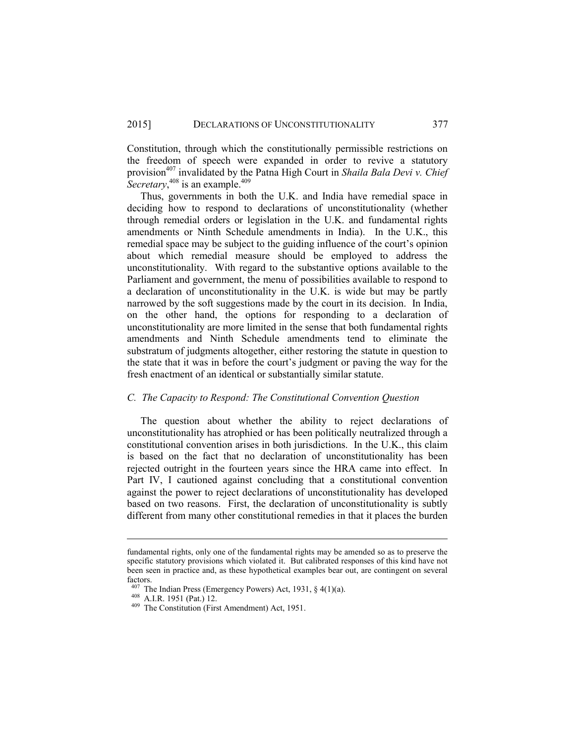Constitution, through which the constitutionally permissible restrictions on the freedom of speech were expanded in order to revive a statutory provision[407] invalidated by the Patna High Court in *Shaila Bala Devi v. Chief Secretary*,[408] is an example.[409]

Thus, governments in both the U.K. and India have remedial space in deciding how to respond to declarations of unconstitutionality (whether through remedial orders or legislation in the U.K. and fundamental rights amendments or Ninth Schedule amendments in India). In the U.K., this remedial space may be subject to the guiding influence of the court's opinion about which remedial measure should be employed to address the unconstitutionality. With regard to the substantive options available to the Parliament and government, the menu of possibilities available to respond to a declaration of unconstitutionality in the U.K. is wide but may be partly narrowed by the soft suggestions made by the court in its decision. In India, on the other hand, the options for responding to a declaration of unconstitutionality are more limited in the sense that both fundamental rights amendments and Ninth Schedule amendments tend to eliminate the substratum of judgments altogether, either restoring the statute in question to the state that it was in before the court's judgment or paving the way for the fresh enactment of an identical or substantially similar statute.

### *C. The Capacity to Respond: The Constitutional Convention Question*

The question about whether the ability to reject declarations of unconstitutionality has atrophied or has been politically neutralized through a constitutional convention arises in both jurisdictions. In the U.K., this claim is based on the fact that no declaration of unconstitutionality has been rejected outright in the fourteen years since the HRA came into effect. In Part IV, I cautioned against concluding that a constitutional convention against the power to reject declarations of unconstitutionality has developed based on two reasons. First, the declaration of unconstitutionality is subtly different from many other constitutional remedies in that it places the burden

---

fundamental rights, only one of the fundamental rights may be amended so as to preserve the specific statutory provisions which violated it. But calibrated responses of this kind have not been seen in practice and, as these hypothetical examples bear out, are contingent on several factors.

[407] The Indian Press (Emergency Powers) Act, 1931, § 4(1)(a).

[408] A.I.R. 1951 (Pat.) 12.

[409] The Constitution (First Amendment) Act, 1951.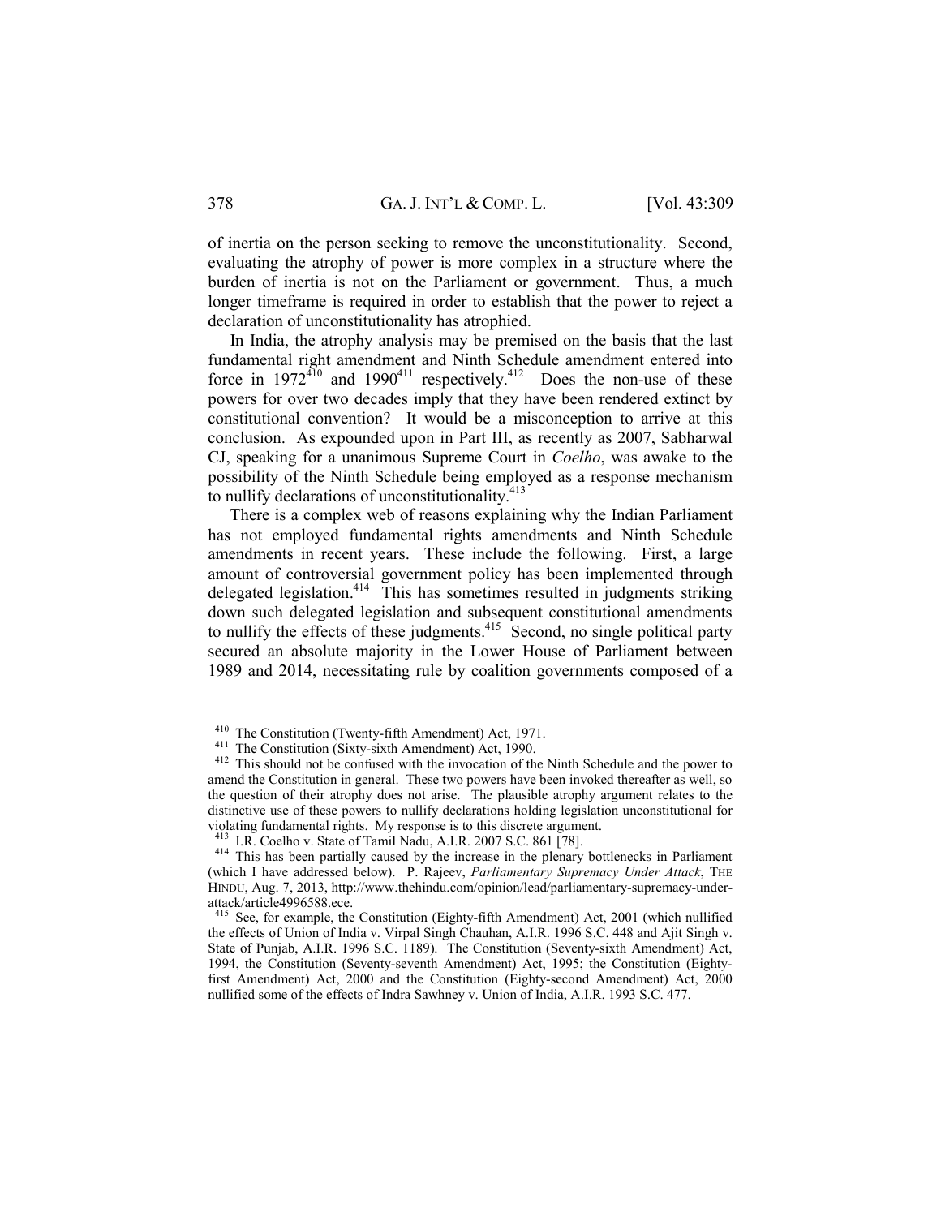of inertia on the person seeking to remove the unconstitutionality. Second, evaluating the atrophy of power is more complex in a structure where the burden of inertia is not on the Parliament or government. Thus, a much longer timeframe is required in order to establish that the power to reject a declaration of unconstitutionality has atrophied.

In India, the atrophy analysis may be premised on the basis that the last fundamental right amendment and Ninth Schedule amendment entered into force in 1972[410] and 1990[411] respectively.[412] Does the non-use of these powers for over two decades imply that they have been rendered extinct by constitutional convention? It would be a misconception to arrive at this conclusion. As expounded upon in Part III, as recently as 2007, Sabharwal CJ, speaking for a unanimous Supreme Court in *Coelho*, was awake to the possibility of the Ninth Schedule being employed as a response mechanism to nullify declarations of unconstitutionality.[413]

There is a complex web of reasons explaining why the Indian Parliament has not employed fundamental rights amendments and Ninth Schedule amendments in recent years. These include the following. First, a large amount of controversial government policy has been implemented through delegated legislation.[414] This has sometimes resulted in judgments striking down such delegated legislation and subsequent constitutional amendments to nullify the effects of these judgments.[415] Second, no single political party secured an absolute majority in the Lower House of Parliament between 1989 and 2014, necessitating rule by coalition governments composed of a

---

[410] The Constitution (Twenty-fifth Amendment) Act, 1971.

[411] The Constitution (Sixty-sixth Amendment) Act, 1990.

[412] This should not be confused with the invocation of the Ninth Schedule and the power to amend the Constitution in general. These two powers have been invoked thereafter as well, so the question of their atrophy does not arise. The plausible atrophy argument relates to the distinctive use of these powers to nullify declarations holding legislation unconstitutional for violating fundamental rights. My response is to this discrete argument.

[413] I.R. Coelho v. State of Tamil Nadu, A.I.R. 2007 S.C. 861 [78].

[414] This has been partially caused by the increase in the plenary bottlenecks in Parliament (which I have addressed below). P. Rajeev, *Parliamentary Supremacy Under Attack*, THE HINDU, Aug. 7, 2013, http://www.thehindu.com/opinion/lead/parliamentary-supremacy-under-attack/article4996588.ece.

[415] See, for example, the Constitution (Eighty-fifth Amendment) Act, 2001 (which nullified the effects of Union of India v. Virpal Singh Chauhan, A.I.R. 1996 S.C. 448 and Ajit Singh v. State of Punjab, A.I.R. 1996 S.C. 1189). The Constitution (Seventy-sixth Amendment) Act, 1994, the Constitution (Seventy-seventh Amendment) Act, 1995; the Constitution (Eighty-first Amendment) Act, 2000 and the Constitution (Eighty-second Amendment) Act, 2000 nullified some of the effects of Indra Sawhney v. Union of India, A.I.R. 1993 S.C. 477.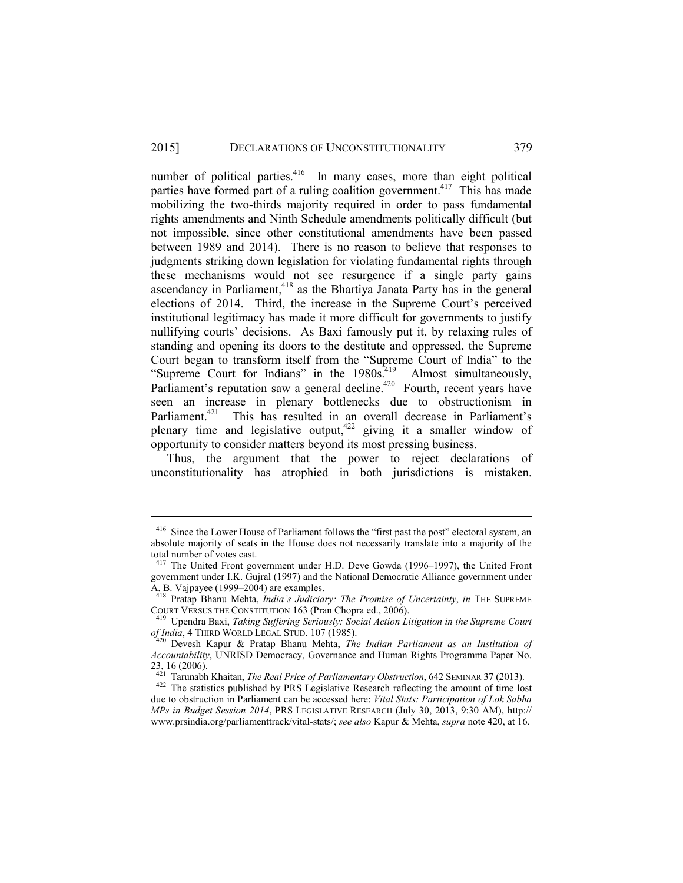number of political parties.[416] In many cases, more than eight political parties have formed part of a ruling coalition government.[417] This has made mobilizing the two-thirds majority required in order to pass fundamental rights amendments and Ninth Schedule amendments politically difficult (but not impossible, since other constitutional amendments have been passed between 1989 and 2014). There is no reason to believe that responses to judgments striking down legislation for violating fundamental rights through these mechanisms would not see resurgence if a single party gains ascendancy in Parliament,[418] as the Bhartiya Janata Party has in the general elections of 2014. Third, the increase in the Supreme Court's perceived institutional legitimacy has made it more difficult for governments to justify nullifying courts' decisions. As Baxi famously put it, by relaxing rules of standing and opening its doors to the destitute and oppressed, the Supreme Court began to transform itself from the "Supreme Court of India" to the "Supreme Court for Indians" in the 1980s.[419] Almost simultaneously, Parliament's reputation saw a general decline.[420] Fourth, recent years have seen an increase in plenary bottlenecks due to obstructionism in Parliament.[421] This has resulted in an overall decrease in Parliament's plenary time and legislative output,[422] giving it a smaller window of opportunity to consider matters beyond its most pressing business.

Thus, the argument that the power to reject declarations of unconstitutionality has atrophied in both jurisdictions is mistaken.

---

[416] Since the Lower House of Parliament follows the "first past the post" electoral system, an absolute majority of seats in the House does not necessarily translate into a majority of the total number of votes cast.

[417] The United Front government under H.D. Deve Gowda (1996–1997), the United Front government under I.K. Gujral (1997) and the National Democratic Alliance government under A. B. Vajpayee (1999–2004) are examples.

[418] Pratap Bhanu Mehta, *India's Judiciary: The Promise of Uncertainty*, *in* THE SUPREME COURT VERSUS THE CONSTITUTION 163 (Pran Chopra ed., 2006).

[419] Upendra Baxi, *Taking Suffering Seriously: Social Action Litigation in the Supreme Court of India*, 4 THIRD WORLD LEGAL STUD. 107 (1985).

[420] Devesh Kapur & Pratap Bhanu Mehta, *The Indian Parliament as an Institution of Accountability*, UNRISD Democracy, Governance and Human Rights Programme Paper No. 23, 16 (2006).

[421] Tarunabh Khaitan, *The Real Price of Parliamentary Obstruction*, 642 SEMINAR 37 (2013).

[422] The statistics published by PRS Legislative Research reflecting the amount of time lost due to obstruction in Parliament can be accessed here: *Vital Stats: Participation of Lok Sabha MPs in Budget Session 2014*, PRS LEGISLATIVE RESEARCH (July 30, 2013, 9:30 AM), http://www.prsindia.org/parliamenttrack/vital-stats/; *see also* Kapur & Mehta, *supra* note 420, at 16.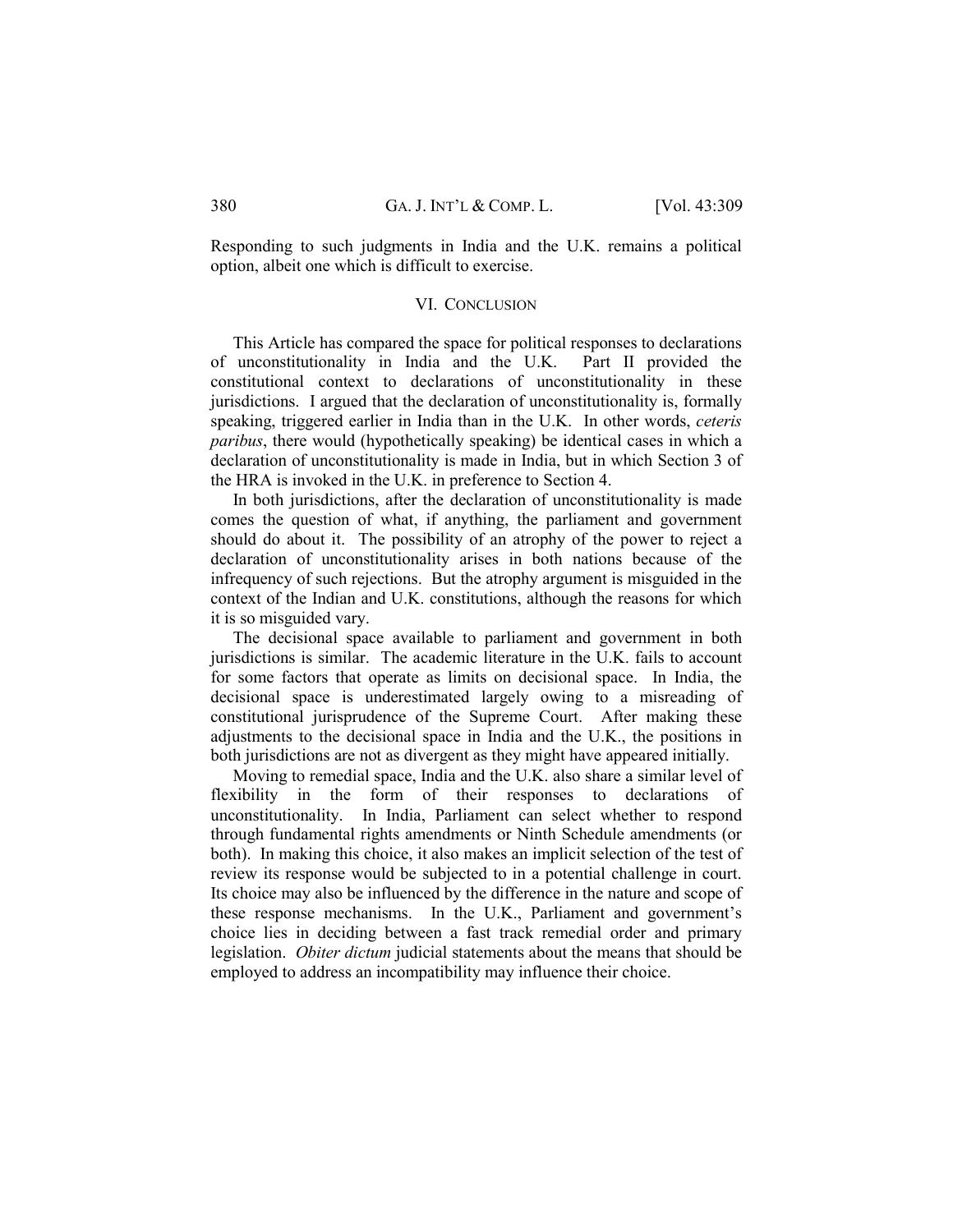Responding to such judgments in India and the U.K. remains a political option, albeit one which is difficult to exercise.

## VI. CONCLUSION

This Article has compared the space for political responses to declarations of unconstitutionality in India and the U.K. Part II provided the constitutional context to declarations of unconstitutionality in these jurisdictions. I argued that the declaration of unconstitutionality is, formally speaking, triggered earlier in India than in the U.K. In other words, *ceteris paribus*, there would (hypothetically speaking) be identical cases in which a declaration of unconstitutionality is made in India, but in which Section 3 of the HRA is invoked in the U.K. in preference to Section 4.

In both jurisdictions, after the declaration of unconstitutionality is made comes the question of what, if anything, the parliament and government should do about it. The possibility of an atrophy of the power to reject a declaration of unconstitutionality arises in both nations because of the infrequency of such rejections. But the atrophy argument is misguided in the context of the Indian and U.K. constitutions, although the reasons for which it is so misguided vary.

The decisional space available to parliament and government in both jurisdictions is similar. The academic literature in the U.K. fails to account for some factors that operate as limits on decisional space. In India, the decisional space is underestimated largely owing to a misreading of constitutional jurisprudence of the Supreme Court. After making these adjustments to the decisional space in India and the U.K., the positions in both jurisdictions are not as divergent as they might have appeared initially.

Moving to remedial space, India and the U.K. also share a similar level of flexibility in the form of their responses to declarations of unconstitutionality. In India, Parliament can select whether to respond through fundamental rights amendments or Ninth Schedule amendments (or both). In making this choice, it also makes an implicit selection of the test of review its response would be subjected to in a potential challenge in court. Its choice may also be influenced by the difference in the nature and scope of these response mechanisms. In the U.K., Parliament and government's choice lies in deciding between a fast track remedial order and primary legislation. *Obiter dictum* judicial statements about the means that should be employed to address an incompatibility may influence their choice.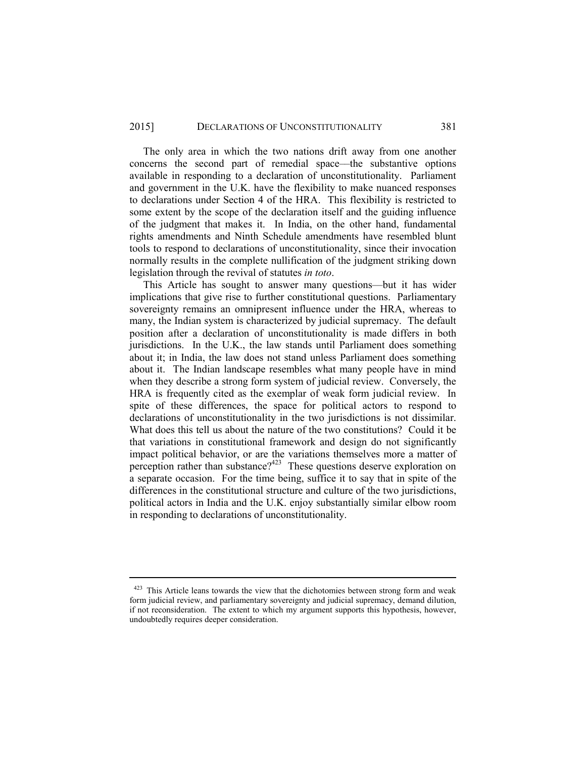The only area in which the two nations drift away from one another concerns the second part of remedial space—the substantive options available in responding to a declaration of unconstitutionality. Parliament and government in the U.K. have the flexibility to make nuanced responses to declarations under Section 4 of the HRA. This flexibility is restricted to some extent by the scope of the declaration itself and the guiding influence of the judgment that makes it. In India, on the other hand, fundamental rights amendments and Ninth Schedule amendments have resembled blunt tools to respond to declarations of unconstitutionality, since their invocation normally results in the complete nullification of the judgment striking down legislation through the revival of statutes *in toto*.

This Article has sought to answer many questions—but it has wider implications that give rise to further constitutional questions. Parliamentary sovereignty remains an omnipresent influence under the HRA, whereas to many, the Indian system is characterized by judicial supremacy. The default position after a declaration of unconstitutionality is made differs in both jurisdictions. In the U.K., the law stands until Parliament does something about it; in India, the law does not stand unless Parliament does something about it. The Indian landscape resembles what many people have in mind when they describe a strong form system of judicial review. Conversely, the HRA is frequently cited as the exemplar of weak form judicial review. In spite of these differences, the space for political actors to respond to declarations of unconstitutionality in the two jurisdictions is not dissimilar. What does this tell us about the nature of the two constitutions? Could it be that variations in constitutional framework and design do not significantly impact political behavior, or are the variations themselves more a matter of perception rather than substance?[423] These questions deserve exploration on a separate occasion. For the time being, suffice it to say that in spite of the differences in the constitutional structure and culture of the two jurisdictions, political actors in India and the U.K. enjoy substantially similar elbow room in responding to declarations of unconstitutionality.

---

[423] This Article leans towards the view that the dichotomies between strong form and weak form judicial review, and parliamentary sovereignty and judicial supremacy, demand dilution, if not reconsideration. The extent to which my argument supports this hypothesis, however, undoubtedly requires deeper consideration.